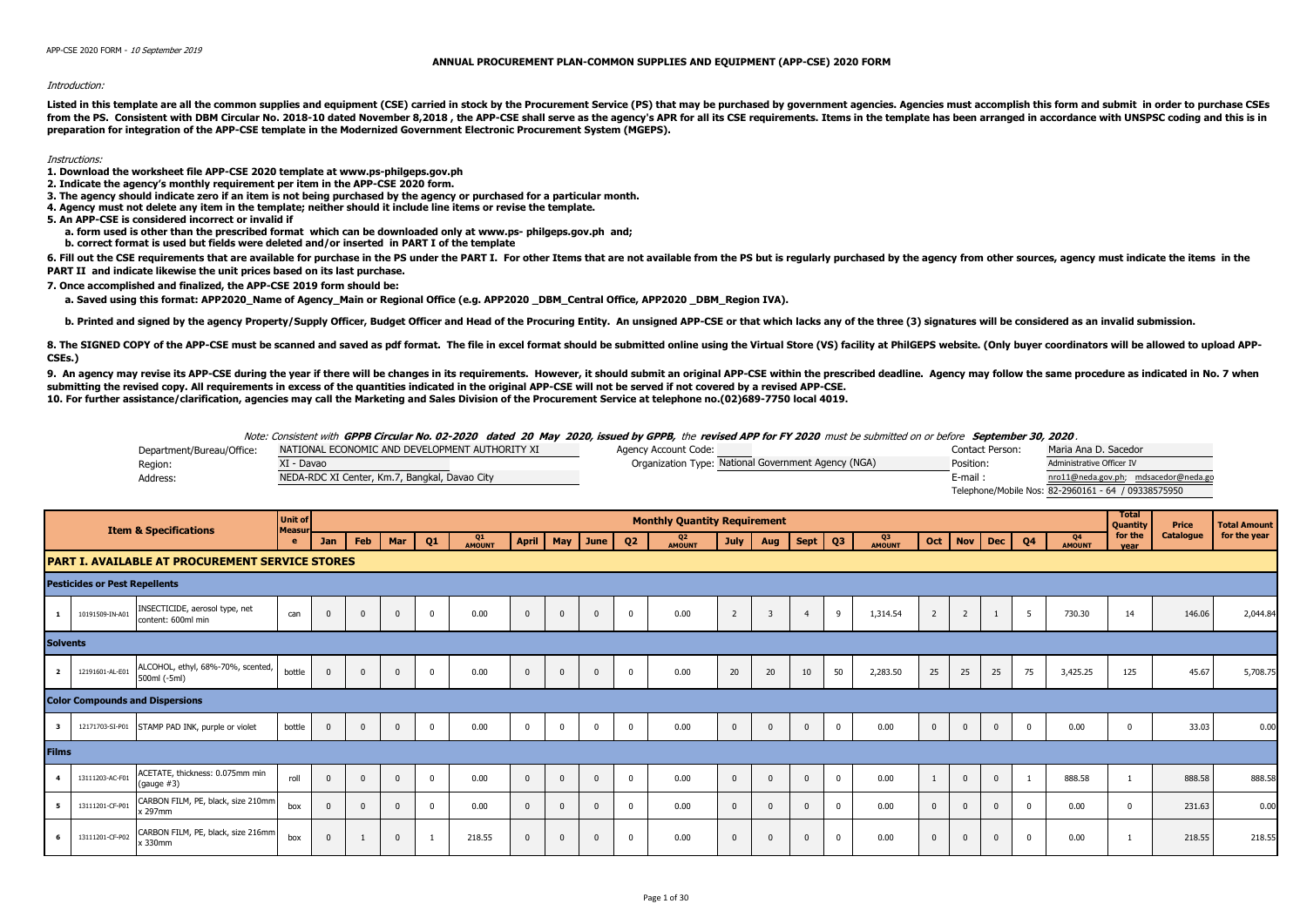APP-CSE 2020 FORM - *10 September 2019*

# ANNUAL PROCUREMENT PLAN-COMMON SUPPLIES AND EQUIPMENT (APP-CSE) 2020 FORM

*Introduction:*

**Listed in this template are all the common supplies and equipment (CSE) carried in stock by the Procurement Service (PS) that may be purchased by government agencies. Agencies must accomplish this form and submit in order to purchase CSEs from the PS. Consistent with DBM Circular No. 2018-10 dated November 8,2018 , the APP-CSE shall serve as the agency's APR for all its CSE requirements. Items in the template has been arranged in accordance with UNSPSC coding and this is in preparation for integration of the APP-CSE template in the Modernized Government Electronic Procurement System (MGEPS).**

*Instructions:*

**1. Download the worksheet file APP-CSE 2020 template at www.ps-philgeps.gov.ph**

**2. Indicate the agency's monthly requirement per item in the APP-CSE 2020 form.**

**3. The agency should indicate zero if an item is not being purchased by the agency or purchased for a particular month.**

**4. Agency must not delete any item in the template; neither should it include line items or revise the template.**

**5. An APP-CSE is considered incorrect or invalid if**

**a. form used is other than the prescribed format which can be downloaded only at www.ps- philgeps.gov.ph and;**

**b. correct format is used but fields were deleted and/or inserted in PART I of the template**

**6. Fill out the CSE requirements that are available for purchase in the PS under the PART I. For other Items that are not available from the PS but is regularly purchased by the agency from other sources, agency must indicate the items in the PART II and indicate likewise the unit prices based on its last purchase.**

**7. Once accomplished and finalized, the APP-CSE 2019 form should be:**

**a. Saved using this format: APP2020_Name of Agency_Main or Regional Office (e.g. APP2020 _DBM_Central Office, APP2020 _DBM_Region IVA).**

**b. Printed and signed by the agency Property/Supply Officer, Budget Officer and Head of the Procuring Entity. An unsigned APP-CSE or that which lacks any of the three (3) signatures will be considered as an invalid submission.**

**8. The SIGNED COPY of the APP-CSE must be scanned and saved as pdf format. The file in excel format should be submitted online using the Virtual Store (VS) facility at PhilGEPS website. (Only buyer coordinators will be allowed to upload APP-CSEs.)**

**9. An agency may revise its APP-CSE during the year if there will be changes in its requirements. However, it should submit an original APP-CSE within the prescribed deadline. Agency may follow the same procedure as indicated in No. 7 when submitting the revised copy. All requirements in excess of the quantities indicated in the original APP-CSE will not be served if not covered by a revised APP-CSE.**

**10. For further assistance/clarification, agencies may call the Marketing and Sales Division of the Procurement Service at telephone no.(02)689-7750 local 4019.**

*Note: Consistent with **GPPB Circular No. 02-2020 dated 20 May 2020, issued by GPPB,** the **revised APP for FY 2020** must be submitted on or before **September 30, 2020**.*

| | | | | | |
|---|---|---|---|---|---|
| Department/Bureau/Office: | NATIONAL ECONOMIC AND DEVELOPMENT AUTHORITY XI | Agency Account Code: | | Contact Person: | Maria Ana D. Sacedor |
| Region: | XI - Davao | Organization Type: | National Government Agency (NGA) | Position: | Administrative Officer IV |
| Address: | NEDA-RDC XI Center, Km.7, Bangkal, Davao City | | | E-mail : | nro11@neda.gov.ph; mdsacedor@neda.go |
| | | | | Telephone/Mobile Nos: | 82-2960161 - 64 / 09338575950 |

| | | Item & Specifications | Unit of Measure | Monthly Quantity Requirement | | | | | | | | | | | | | | | | | | | | Total Quantity for the year | Price Catalogue | Total Amount for the year |
|---|---|---|---|---|---|---|---|---|---|---|---|---|---|---|---|---|---|---|---|---|---|---|---|---|---|---|
| | | | | Jan | Feb | Mar | Q1 | Q1 AMOUNT | April | May | June | Q2 | Q2 AMOUNT | July | Aug | Sept | Q3 | Q3 AMOUNT | Oct | Nov | Dec | Q4 | Q4 AMOUNT | | | |
| **PART I. AVAILABLE AT PROCUREMENT SERVICE STORES** | | | | | | | | | | | | | | | | | | | | | | | | | | |
| **Pesticides or Pest Repellents** | | | | | | | | | | | | | | | | | | | | | | | | | | |
| 1 | 10191509-IN-A01 | INSECTICIDE, aerosol type, net content: 600ml min | can | 0 | 0 | 0 | 0 | 0.00 | 0 | 0 | 0 | 0 | 0.00 | 2 | 3 | 4 | 9 | 1,314.54 | 2 | 2 | 1 | 5 | 730.30 | 14 | 146.06 | 2,044.84 |
| **Solvents** | | | | | | | | | | | | | | | | | | | | | | | | | | |
| 2 | 12191601-AL-E01 | ALCOHOL, ethyl, 68%-70%, scented, 500ml (-5ml) | bottle | 0 | 0 | 0 | 0 | 0.00 | 0 | 0 | 0 | 0 | 0.00 | 20 | 20 | 10 | 50 | 2,283.50 | 25 | 25 | 25 | 75 | 3,425.25 | 125 | 45.67 | 5,708.75 |
| **Color Compounds and Dispersions** | | | | | | | | | | | | | | | | | | | | | | | | | | |
| 3 | 12171703-SI-P01 | STAMP PAD INK, purple or violet | bottle | 0 | 0 | 0 | 0 | 0.00 | 0 | 0 | 0 | 0 | 0.00 | 0 | 0 | 0 | 0 | 0.00 | 0 | 0 | 0 | 0 | 0.00 | 0 | 33.03 | 0.00 |
| **Films** | | | | | | | | | | | | | | | | | | | | | | | | | | |
| 4 | 13111203-AC-F01 | ACETATE, thickness: 0.075mm min (gauge #3) | roll | 0 | 0 | 0 | 0 | 0.00 | 0 | 0 | 0 | 0 | 0.00 | 0 | 0 | 0 | 0 | 0.00 | 1 | 0 | 0 | 1 | 888.58 | 1 | 888.58 | 888.58 |
| 5 | 13111201-CF-P01 | CARBON FILM, PE, black, size 210mm x 297mm | box | 0 | 0 | 0 | 0 | 0.00 | 0 | 0 | 0 | 0 | 0.00 | 0 | 0 | 0 | 0 | 0.00 | 0 | 0 | 0 | 0 | 0.00 | 0 | 231.63 | 0.00 |
| 6 | 13111201-CF-P02 | CARBON FILM, PE, black, size 216mm x 330mm | box | 0 | 1 | 0 | 1 | 218.55 | 0 | 0 | 0 | 0 | 0.00 | 0 | 0 | 0 | 0 | 0.00 | 0 | 0 | 0 | 0 | 0.00 | 1 | 218.55 | 218.55 |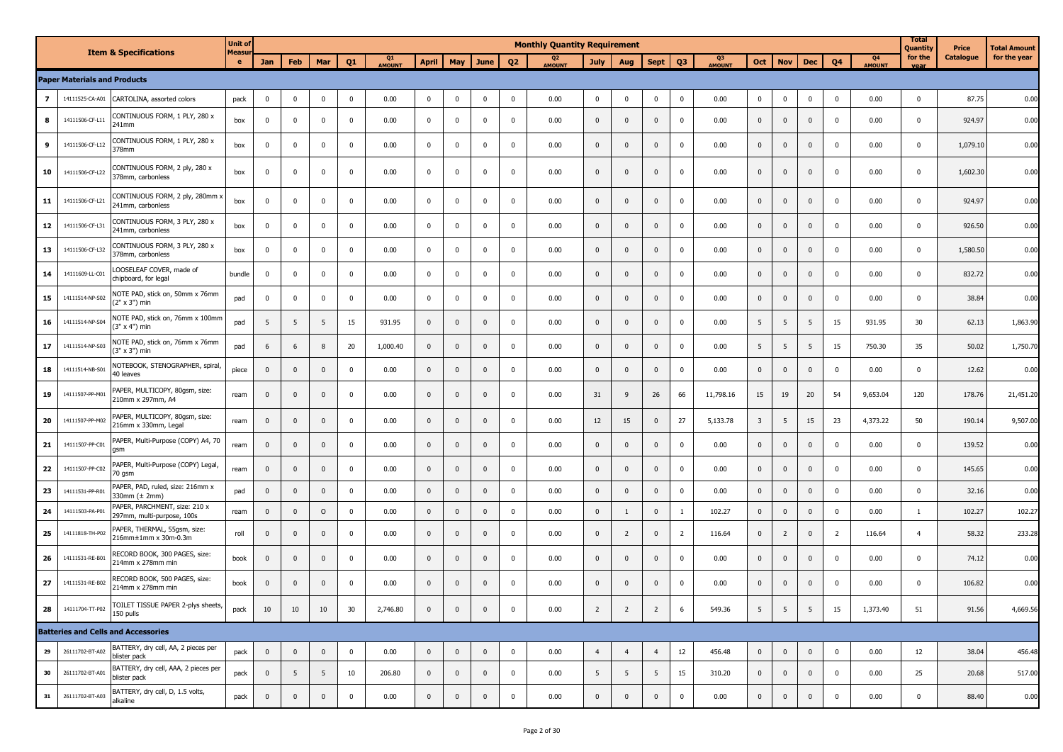| | Item & Specifications | | Unit of Measure | Monthly Quantity Requirement | | | | | | | | | | | | | | | | | | | | Total Quantity for the year | Price Catalogue | Total Amount for the year |
|---|---|---|---|---|---|---|---|---|---|---|---|---|---|---|---|---|---|---|---|---|---|---|---|---|---|---|
| | | | | Jan | Feb | Mar | Q1 | Q1 AMOUNT | April | May | June | Q2 | Q2 AMOUNT | July | Aug | Sept | Q3 | Q3 AMOUNT | Oct | Nov | Dec | Q4 | Q4 AMOUNT | | | |
| **Paper Materials and Products** | | | | | | | | | | | | | | | | | | | | | | | | | | |
| 7 | 14111525-CA-A01 | CARTOLINA, assorted colors | pack | 0 | 0 | 0 | 0 | 0.00 | 0 | 0 | 0 | 0 | 0.00 | 0 | 0 | 0 | 0 | 0.00 | 0 | 0 | 0 | 0 | 0.00 | 0 | 87.75 | 0.00 |
| 8 | 14111506-CF-L11 | CONTINUOUS FORM, 1 PLY, 280 x 241mm | box | 0 | 0 | 0 | 0 | 0.00 | 0 | 0 | 0 | 0 | 0.00 | 0 | 0 | 0 | 0 | 0.00 | 0 | 0 | 0 | 0 | 0.00 | 0 | 924.97 | 0.00 |
| 9 | 14111506-CF-L12 | CONTINUOUS FORM, 1 PLY, 280 x 378mm | box | 0 | 0 | 0 | 0 | 0.00 | 0 | 0 | 0 | 0 | 0.00 | 0 | 0 | 0 | 0 | 0.00 | 0 | 0 | 0 | 0 | 0.00 | 0 | 1,079.10 | 0.00 |
| 10 | 14111506-CF-L22 | CONTINUOUS FORM, 2 ply, 280 x 378mm, carbonless | box | 0 | 0 | 0 | 0 | 0.00 | 0 | 0 | 0 | 0 | 0.00 | 0 | 0 | 0 | 0 | 0.00 | 0 | 0 | 0 | 0 | 0.00 | 0 | 1,602.30 | 0.00 |
| 11 | 14111506-CF-L21 | CONTINUOUS FORM, 2 ply, 280mm x 241mm, carbonless | box | 0 | 0 | 0 | 0 | 0.00 | 0 | 0 | 0 | 0 | 0.00 | 0 | 0 | 0 | 0 | 0.00 | 0 | 0 | 0 | 0 | 0.00 | 0 | 924.97 | 0.00 |
| 12 | 14111506-CF-L31 | CONTINUOUS FORM, 3 PLY, 280 x 241mm, carbonless | box | 0 | 0 | 0 | 0 | 0.00 | 0 | 0 | 0 | 0 | 0.00 | 0 | 0 | 0 | 0 | 0.00 | 0 | 0 | 0 | 0 | 0.00 | 0 | 926.50 | 0.00 |
| 13 | 14111506-CF-L32 | CONTINUOUS FORM, 3 PLY, 280 x 378mm, carbonless | box | 0 | 0 | 0 | 0 | 0.00 | 0 | 0 | 0 | 0 | 0.00 | 0 | 0 | 0 | 0 | 0.00 | 0 | 0 | 0 | 0 | 0.00 | 0 | 1,580.50 | 0.00 |
| 14 | 14111609-LL-C01 | LOOSELEAF COVER, made of chipboard, for legal | bundle | 0 | 0 | 0 | 0 | 0.00 | 0 | 0 | 0 | 0 | 0.00 | 0 | 0 | 0 | 0 | 0.00 | 0 | 0 | 0 | 0 | 0.00 | 0 | 832.72 | 0.00 |
| 15 | 14111514-NP-S02 | NOTE PAD, stick on, 50mm x 76mm (2" x 3") min | pad | 0 | 0 | 0 | 0 | 0.00 | 0 | 0 | 0 | 0 | 0.00 | 0 | 0 | 0 | 0 | 0.00 | 0 | 0 | 0 | 0 | 0.00 | 0 | 38.84 | 0.00 |
| 16 | 14111514-NP-S04 | NOTE PAD, stick on, 76mm x 100mm (3" x 4") min | pad | 5 | 5 | 5 | 15 | 931.95 | 0 | 0 | 0 | 0 | 0.00 | 0 | 0 | 0 | 0 | 0.00 | 5 | 5 | 5 | 15 | 931.95 | 30 | 62.13 | 1,863.90 |
| 17 | 14111514-NP-S03 | NOTE PAD, stick on, 76mm x 76mm (3" x 3") min | pad | 6 | 6 | 8 | 20 | 1,000.40 | 0 | 0 | 0 | 0 | 0.00 | 0 | 0 | 0 | 0 | 0.00 | 5 | 5 | 5 | 15 | 750.30 | 35 | 50.02 | 1,750.70 |
| 18 | 14111514-NB-S01 | NOTEBOOK, STENOGRAPHER, spiral, 40 leaves | piece | 0 | 0 | 0 | 0 | 0.00 | 0 | 0 | 0 | 0 | 0.00 | 0 | 0 | 0 | 0 | 0.00 | 0 | 0 | 0 | 0 | 0.00 | 0 | 12.62 | 0.00 |
| 19 | 14111507-PP-M01 | PAPER, MULTICOPY, 80gsm, size: 210mm x 297mm, A4 | ream | 0 | 0 | 0 | 0 | 0.00 | 0 | 0 | 0 | 0 | 0.00 | 31 | 9 | 26 | 66 | 11,798.16 | 15 | 19 | 20 | 54 | 9,653.04 | 120 | 178.76 | 21,451.20 |
| 20 | 14111507-PP-M02 | PAPER, MULTICOPY, 80gsm, size: 216mm x 330mm, Legal | ream | 0 | 0 | 0 | 0 | 0.00 | 0 | 0 | 0 | 0 | 0.00 | 12 | 15 | 0 | 27 | 5,133.78 | 3 | 5 | 15 | 23 | 4,373.22 | 50 | 190.14 | 9,507.00 |
| 21 | 14111507-PP-C01 | PAPER, Multi-Purpose (COPY) A4, 70 gsm | ream | 0 | 0 | 0 | 0 | 0.00 | 0 | 0 | 0 | 0 | 0.00 | 0 | 0 | 0 | 0 | 0.00 | 0 | 0 | 0 | 0 | 0.00 | 0 | 139.52 | 0.00 |
| 22 | 14111507-PP-C02 | PAPER, Multi-Purpose (COPY) Legal, 70 gsm | ream | 0 | 0 | 0 | 0 | 0.00 | 0 | 0 | 0 | 0 | 0.00 | 0 | 0 | 0 | 0 | 0.00 | 0 | 0 | 0 | 0 | 0.00 | 0 | 145.65 | 0.00 |
| 23 | 14111531-PP-R01 | PAPER, PAD, ruled, size: 216mm x 330mm (± 2mm) | pad | 0 | 0 | 0 | 0 | 0.00 | 0 | 0 | 0 | 0 | 0.00 | 0 | 0 | 0 | 0 | 0.00 | 0 | 0 | 0 | 0 | 0.00 | 0 | 32.16 | 0.00 |
| 24 | 14111503-PA-P01 | PAPER, PARCHMENT, size: 210 x 297mm, multi-purpose, 100s | ream | 0 | 0 | O | 0 | 0.00 | 0 | 0 | 0 | 0 | 0.00 | 0 | 1 | 0 | 1 | 102.27 | 0 | 0 | 0 | 0 | 0.00 | 1 | 102.27 | 102.27 |
| 25 | 14111818-TH-P02 | PAPER, THERMAL, 55gsm, size: 216mm±1mm x 30m-0.3m | roll | 0 | 0 | 0 | 0 | 0.00 | 0 | 0 | 0 | 0 | 0.00 | 0 | 2 | 0 | 2 | 116.64 | 0 | 2 | 0 | 2 | 116.64 | 4 | 58.32 | 233.28 |
| 26 | 14111531-RE-B01 | RECORD BOOK, 300 PAGES, size: 214mm x 278mm min | book | 0 | 0 | 0 | 0 | 0.00 | 0 | 0 | 0 | 0 | 0.00 | 0 | 0 | 0 | 0 | 0.00 | 0 | 0 | 0 | 0 | 0.00 | 0 | 74.12 | 0.00 |
| 27 | 14111531-RE-B02 | RECORD BOOK, 500 PAGES, size: 214mm x 278mm min | book | 0 | 0 | 0 | 0 | 0.00 | 0 | 0 | 0 | 0 | 0.00 | 0 | 0 | 0 | 0 | 0.00 | 0 | 0 | 0 | 0 | 0.00 | 0 | 106.82 | 0.00 |
| 28 | 14111704-TT-P02 | TOILET TISSUE PAPER 2-plys sheets, 150 pulls | pack | 10 | 10 | 10 | 30 | 2,746.80 | 0 | 0 | 0 | 0 | 0.00 | 2 | 2 | 2 | 6 | 549.36 | 5 | 5 | 5 | 15 | 1,373.40 | 51 | 91.56 | 4,669.56 |
| **Batteries and Cells and Accessories** | | | | | | | | | | | | | | | | | | | | | | | | | | |
| 29 | 26111702-BT-A02 | BATTERY, dry cell, AA, 2 pieces per blister pack | pack | 0 | 0 | 0 | 0 | 0.00 | 0 | 0 | 0 | 0 | 0.00 | 4 | 4 | 4 | 12 | 456.48 | 0 | 0 | 0 | 0 | 0.00 | 12 | 38.04 | 456.48 |
| 30 | 26111702-BT-A01 | BATTERY, dry cell, AAA, 2 pieces per blister pack | pack | 0 | 5 | 5 | 10 | 206.80 | 0 | 0 | 0 | 0 | 0.00 | 5 | 5 | 5 | 15 | 310.20 | 0 | 0 | 0 | 0 | 0.00 | 25 | 20.68 | 517.00 |
| 31 | 26111702-BT-A03 | BATTERY, dry cell, D, 1.5 volts, alkaline | pack | 0 | 0 | 0 | 0 | 0.00 | 0 | 0 | 0 | 0 | 0.00 | 0 | 0 | 0 | 0 | 0.00 | 0 | 0 | 0 | 0 | 0.00 | 0 | 88.40 | 0.00 |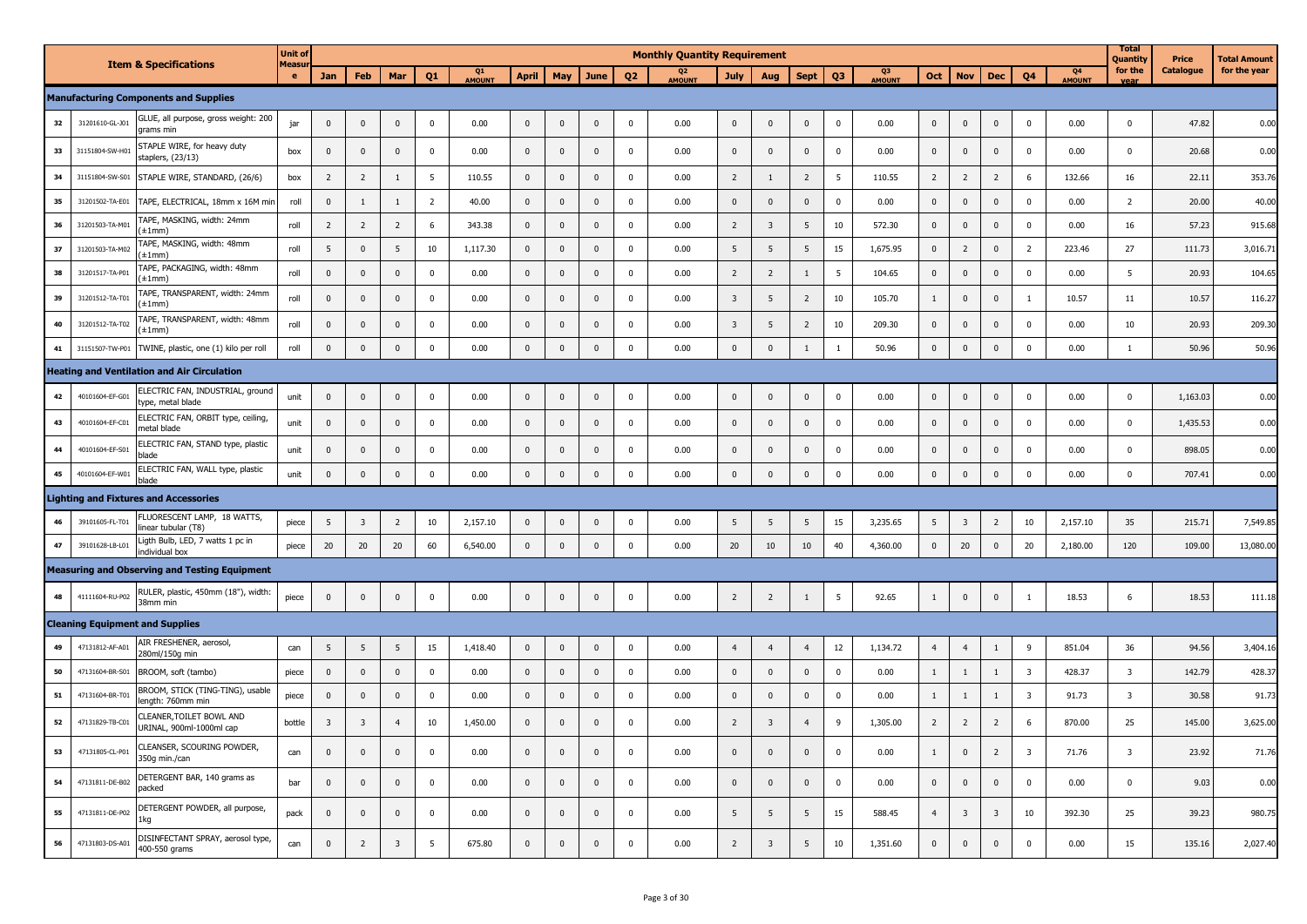| | | Item & Specifications | Unit of Measure | Monthly Quantity Requirement | | | | | | | | | | | | | | | | | | | | | Total Quantity for the year | Price Catalogue | Total Amount for the year |
|---|---|---|---|---|---|---|---|---|---|---|---|---|---|---|---|---|---|---|---|---|---|---|---|---|---|---|---|
| | | | | Jan | Feb | Mar | Q1 | Q1 AMOUNT | April | May | June | Q2 | Q2 AMOUNT | July | Aug | Sept | Q3 | Q3 AMOUNT | Oct | Nov | Dec | Q4 | Q4 AMOUNT | | | |
| **Manufacturing Components and Supplies** | | | | | | | | | | | | | | | | | | | | | | | | | | | |
| 32 | 31201610-GL-J01 | GLUE, all purpose, gross weight: 200 grams min | jar | 0 | 0 | 0 | 0 | 0.00 | 0 | 0 | 0 | 0 | 0.00 | 0 | 0 | 0 | 0 | 0.00 | 0 | 0 | 0 | 0 | 0.00 | 0 | 47.82 | 0.00 |
| 33 | 31151804-SW-H01 | STAPLE WIRE, for heavy duty staplers, (23/13) | box | 0 | 0 | 0 | 0 | 0.00 | 0 | 0 | 0 | 0 | 0.00 | 0 | 0 | 0 | 0 | 0.00 | 0 | 0 | 0 | 0 | 0.00 | 0 | 20.68 | 0.00 |
| 34 | 31151804-SW-S01 | STAPLE WIRE, STANDARD, (26/6) | box | 2 | 2 | 1 | 5 | 110.55 | 0 | 0 | 0 | 0 | 0.00 | 2 | 1 | 2 | 5 | 110.55 | 2 | 2 | 2 | 6 | 132.66 | 16 | 22.11 | 353.76 |
| 35 | 31201502-TA-E01 | TAPE, ELECTRICAL, 18mm x 16M min | roll | 0 | 1 | 1 | 2 | 40.00 | 0 | 0 | 0 | 0 | 0.00 | 0 | 0 | 0 | 0 | 0.00 | 0 | 0 | 0 | 0 | 0.00 | 2 | 20.00 | 40.00 |
| 36 | 31201503-TA-M01 | TAPE, MASKING, width: 24mm (±1mm) | roll | 2 | 2 | 2 | 6 | 343.38 | 0 | 0 | 0 | 0 | 0.00 | 2 | 3 | 5 | 10 | 572.30 | 0 | 0 | 0 | 0 | 0.00 | 16 | 57.23 | 915.68 |
| 37 | 31201503-TA-M02 | TAPE, MASKING, width: 48mm (±1mm) | roll | 5 | 0 | 5 | 10 | 1,117.30 | 0 | 0 | 0 | 0 | 0.00 | 5 | 5 | 5 | 15 | 1,675.95 | 0 | 2 | 0 | 2 | 223.46 | 27 | 111.73 | 3,016.71 |
| 38 | 31201517-TA-P01 | TAPE, PACKAGING, width: 48mm (±1mm) | roll | 0 | 0 | 0 | 0 | 0.00 | 0 | 0 | 0 | 0 | 0.00 | 2 | 2 | 1 | 5 | 104.65 | 0 | 0 | 0 | 0 | 0.00 | 5 | 20.93 | 104.65 |
| 39 | 31201512-TA-T01 | TAPE, TRANSPARENT, width: 24mm (±1mm) | roll | 0 | 0 | 0 | 0 | 0.00 | 0 | 0 | 0 | 0 | 0.00 | 3 | 5 | 2 | 10 | 105.70 | 1 | 0 | 0 | 1 | 10.57 | 11 | 10.57 | 116.27 |
| 40 | 31201512-TA-T02 | TAPE, TRANSPARENT, width: 48mm (±1mm) | roll | 0 | 0 | 0 | 0 | 0.00 | 0 | 0 | 0 | 0 | 0.00 | 3 | 5 | 2 | 10 | 209.30 | 0 | 0 | 0 | 0 | 0.00 | 10 | 20.93 | 209.30 |
| 41 | 31151507-TW-P01 | TWINE, plastic, one (1) kilo per roll | roll | 0 | 0 | 0 | 0 | 0.00 | 0 | 0 | 0 | 0 | 0.00 | 0 | 0 | 1 | 1 | 50.96 | 0 | 0 | 0 | 0 | 0.00 | 1 | 50.96 | 50.96 |
| **Heating and Ventilation and Air Circulation** | | | | | | | | | | | | | | | | | | | | | | | | | | | |
| 42 | 40101604-EF-G01 | ELECTRIC FAN, INDUSTRIAL, ground type, metal blade | unit | 0 | 0 | 0 | 0 | 0.00 | 0 | 0 | 0 | 0 | 0.00 | 0 | 0 | 0 | 0 | 0.00 | 0 | 0 | 0 | 0 | 0.00 | 0 | 1,163.03 | 0.00 |
| 43 | 40101604-EF-C01 | ELECTRIC FAN, ORBIT type, ceiling, metal blade | unit | 0 | 0 | 0 | 0 | 0.00 | 0 | 0 | 0 | 0 | 0.00 | 0 | 0 | 0 | 0 | 0.00 | 0 | 0 | 0 | 0 | 0.00 | 0 | 1,435.53 | 0.00 |
| 44 | 40101604-EF-S01 | ELECTRIC FAN, STAND type, plastic blade | unit | 0 | 0 | 0 | 0 | 0.00 | 0 | 0 | 0 | 0 | 0.00 | 0 | 0 | 0 | 0 | 0.00 | 0 | 0 | 0 | 0 | 0.00 | 0 | 898.05 | 0.00 |
| 45 | 40101604-EF-W01 | ELECTRIC FAN, WALL type, plastic blade | unit | 0 | 0 | 0 | 0 | 0.00 | 0 | 0 | 0 | 0 | 0.00 | 0 | 0 | 0 | 0 | 0.00 | 0 | 0 | 0 | 0 | 0.00 | 0 | 707.41 | 0.00 |
| **Lighting and Fixtures and Accessories** | | | | | | | | | | | | | | | | | | | | | | | | | | | |
| 46 | 39101605-FL-T01 | FLUORESCENT LAMP, 18 WATTS, linear tubular (T8) | piece | 5 | 3 | 2 | 10 | 2,157.10 | 0 | 0 | 0 | 0 | 0.00 | 5 | 5 | 5 | 15 | 3,235.65 | 5 | 3 | 2 | 10 | 2,157.10 | 35 | 215.71 | 7,549.85 |
| 47 | 39101628-LB-L01 | Ligth Bulb, LED, 7 watts 1 pc in individual box | piece | 20 | 20 | 20 | 60 | 6,540.00 | 0 | 0 | 0 | 0 | 0.00 | 20 | 10 | 10 | 40 | 4,360.00 | 0 | 20 | 0 | 20 | 2,180.00 | 120 | 109.00 | 13,080.00 |
| **Measuring and Observing and Testing Equipment** | | | | | | | | | | | | | | | | | | | | | | | | | | | |
| 48 | 41111604-RU-P02 | RULER, plastic, 450mm (18"), width: 38mm min | piece | 0 | 0 | 0 | 0 | 0.00 | 0 | 0 | 0 | 0 | 0.00 | 2 | 2 | 1 | 5 | 92.65 | 1 | 0 | 0 | 1 | 18.53 | 6 | 18.53 | 111.18 |
| **Cleaning Equipment and Supplies** | | | | | | | | | | | | | | | | | | | | | | | | | | | |
| 49 | 47131812-AF-A01 | AIR FRESHENER, aerosol, 280ml/150g min | can | 5 | 5 | 5 | 15 | 1,418.40 | 0 | 0 | 0 | 0 | 0.00 | 4 | 4 | 4 | 12 | 1,134.72 | 4 | 4 | 1 | 9 | 851.04 | 36 | 94.56 | 3,404.16 |
| 50 | 47131604-BR-S01 | BROOM, soft (tambo) | piece | 0 | 0 | 0 | 0 | 0.00 | 0 | 0 | 0 | 0 | 0.00 | 0 | 0 | 0 | 0 | 0.00 | 1 | 1 | 1 | 3 | 428.37 | 3 | 142.79 | 428.37 |
| 51 | 47131604-BR-T01 | BROOM, STICK (TING-TING), usable length: 760mm min | piece | 0 | 0 | 0 | 0 | 0.00 | 0 | 0 | 0 | 0 | 0.00 | 0 | 0 | 0 | 0 | 0.00 | 1 | 1 | 1 | 3 | 91.73 | 3 | 30.58 | 91.73 |
| 52 | 47131829-TB-C01 | CLEANER,TOILET BOWL AND URINAL, 900ml-1000ml cap | bottle | 3 | 3 | 4 | 10 | 1,450.00 | 0 | 0 | 0 | 0 | 0.00 | 2 | 3 | 4 | 9 | 1,305.00 | 2 | 2 | 2 | 6 | 870.00 | 25 | 145.00 | 3,625.00 |
| 53 | 47131805-CL-P01 | CLEANSER, SCOURING POWDER, 350g min./can | can | 0 | 0 | 0 | 0 | 0.00 | 0 | 0 | 0 | 0 | 0.00 | 0 | 0 | 0 | 0 | 0.00 | 1 | 0 | 2 | 3 | 71.76 | 3 | 23.92 | 71.76 |
| 54 | 47131811-DE-B02 | DETERGENT BAR, 140 grams as packed | bar | 0 | 0 | 0 | 0 | 0.00 | 0 | 0 | 0 | 0 | 0.00 | 0 | 0 | 0 | 0 | 0.00 | 0 | 0 | 0 | 0 | 0.00 | 0 | 9.03 | 0.00 |
| 55 | 47131811-DE-P02 | DETERGENT POWDER, all purpose, 1kg | pack | 0 | 0 | 0 | 0 | 0.00 | 0 | 0 | 0 | 0 | 0.00 | 5 | 5 | 5 | 15 | 588.45 | 4 | 3 | 3 | 10 | 392.30 | 25 | 39.23 | 980.75 |
| 56 | 47131803-DS-A01 | DISINFECTANT SPRAY, aerosol type, 400-550 grams | can | 0 | 2 | 3 | 5 | 675.80 | 0 | 0 | 0 | 0 | 0.00 | 2 | 3 | 5 | 10 | 1,351.60 | 0 | 0 | 0 | 0 | 0.00 | 15 | 135.16 | 2,027.40 |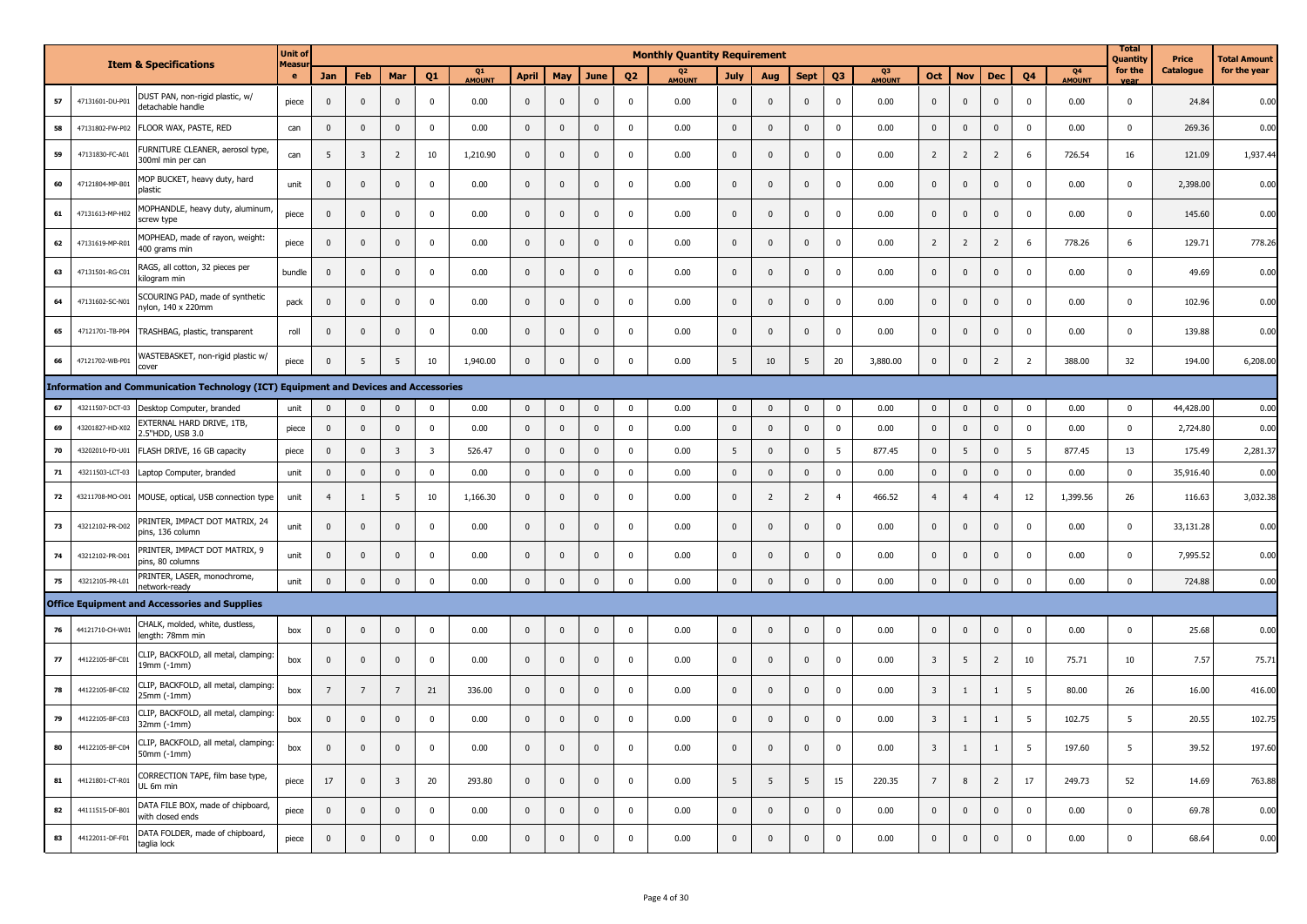| | | Item & Specifications | Unit of Measure | Monthly Quantity Requirement | | | | | | | | | | | | | | | | | | | | | Total Quantity for the year | Price Catalogue | Total Amount for the year |
|---|---|---|---|---|---|---|---|---|---|---|---|---|---|---|---|---|---|---|---|---|---|---|---|---|---|---|---|
| | | | | Jan | Feb | Mar | Q1 | Q1 AMOUNT | April | May | June | Q2 | Q2 AMOUNT | July | Aug | Sept | Q3 | Q3 AMOUNT | Oct | Nov | Dec | Q4 | Q4 AMOUNT | | | |
| 57 | 47131601-DU-P01 | DUST PAN, non-rigid plastic, w/ detachable handle | piece | 0 | 0 | 0 | 0 | 0.00 | 0 | 0 | 0 | 0 | 0.00 | 0 | 0 | 0 | 0 | 0.00 | 0 | 0 | 0 | 0 | 0.00 | 0 | 24.84 | 0.00 |
| 58 | 47131802-FW-P02 | FLOOR WAX, PASTE, RED | can | 0 | 0 | 0 | 0 | 0.00 | 0 | 0 | 0 | 0 | 0.00 | 0 | 0 | 0 | 0 | 0.00 | 0 | 0 | 0 | 0 | 0.00 | 0 | 269.36 | 0.00 |
| 59 | 47131830-FC-A01 | FURNITURE CLEANER, aerosol type, 300ml min per can | can | 5 | 3 | 2 | 10 | 1,210.90 | 0 | 0 | 0 | 0 | 0.00 | 0 | 0 | 0 | 0 | 0.00 | 2 | 2 | 2 | 6 | 726.54 | 16 | 121.09 | 1,937.44 |
| 60 | 47121804-MP-B01 | MOP BUCKET, heavy duty, hard plastic | unit | 0 | 0 | 0 | 0 | 0.00 | 0 | 0 | 0 | 0 | 0.00 | 0 | 0 | 0 | 0 | 0.00 | 0 | 0 | 0 | 0 | 0.00 | 0 | 2,398.00 | 0.00 |
| 61 | 47131613-MP-H02 | MOPHANDLE, heavy duty, aluminum, screw type | piece | 0 | 0 | 0 | 0 | 0.00 | 0 | 0 | 0 | 0 | 0.00 | 0 | 0 | 0 | 0 | 0.00 | 0 | 0 | 0 | 0 | 0.00 | 0 | 145.60 | 0.00 |
| 62 | 47131619-MP-R01 | MOPHEAD, made of rayon, weight: 400 grams min | piece | 0 | 0 | 0 | 0 | 0.00 | 0 | 0 | 0 | 0 | 0.00 | 0 | 0 | 0 | 0 | 0.00 | 2 | 2 | 2 | 6 | 778.26 | 6 | 129.71 | 778.26 |
| 63 | 47131501-RG-C01 | RAGS, all cotton, 32 pieces per kilogram min | bundle | 0 | 0 | 0 | 0 | 0.00 | 0 | 0 | 0 | 0 | 0.00 | 0 | 0 | 0 | 0 | 0.00 | 0 | 0 | 0 | 0 | 0.00 | 0 | 49.69 | 0.00 |
| 64 | 47131602-SC-N01 | SCOURING PAD, made of synthetic nylon, 140 x 220mm | pack | 0 | 0 | 0 | 0 | 0.00 | 0 | 0 | 0 | 0 | 0.00 | 0 | 0 | 0 | 0 | 0.00 | 0 | 0 | 0 | 0 | 0.00 | 0 | 102.96 | 0.00 |
| 65 | 47121701-TB-P04 | TRASHBAG, plastic, transparent | roll | 0 | 0 | 0 | 0 | 0.00 | 0 | 0 | 0 | 0 | 0.00 | 0 | 0 | 0 | 0 | 0.00 | 0 | 0 | 0 | 0 | 0.00 | 0 | 139.88 | 0.00 |
| 66 | 47121702-WB-P01 | WASTEBASKET, non-rigid plastic w/ cover | piece | 0 | 5 | 5 | 10 | 1,940.00 | 0 | 0 | 0 | 0 | 0.00 | 5 | 10 | 5 | 20 | 3,880.00 | 0 | 0 | 2 | 2 | 388.00 | 32 | 194.00 | 6,208.00 |
| **Information and Communication Technology (ICT) Equipment and Devices and Accessories** | | | | | | | | | | | | | | | | | | | | | | | | | | |
| 67 | 43211507-DCT-03 | Desktop Computer, branded | unit | 0 | 0 | 0 | 0 | 0.00 | 0 | 0 | 0 | 0 | 0.00 | 0 | 0 | 0 | 0 | 0.00 | 0 | 0 | 0 | 0 | 0.00 | 0 | 44,428.00 | 0.00 |
| 69 | 43201827-HD-X02 | EXTERNAL HARD DRIVE, 1TB, 2.5"HDD, USB 3.0 | piece | 0 | 0 | 0 | 0 | 0.00 | 0 | 0 | 0 | 0 | 0.00 | 0 | 0 | 0 | 0 | 0.00 | 0 | 0 | 0 | 0 | 0.00 | 0 | 2,724.80 | 0.00 |
| 70 | 43202010-FD-U01 | FLASH DRIVE, 16 GB capacity | piece | 0 | 0 | 3 | 3 | 526.47 | 0 | 0 | 0 | 0 | 0.00 | 5 | 0 | 0 | 5 | 877.45 | 0 | 5 | 0 | 5 | 877.45 | 13 | 175.49 | 2,281.37 |
| 71 | 43211503-LCT-03 | Laptop Computer, branded | unit | 0 | 0 | 0 | 0 | 0.00 | 0 | 0 | 0 | 0 | 0.00 | 0 | 0 | 0 | 0 | 0.00 | 0 | 0 | 0 | 0 | 0.00 | 0 | 35,916.40 | 0.00 |
| 72 | 43211708-MO-O01 | MOUSE, optical, USB connection type | unit | 4 | 1 | 5 | 10 | 1,166.30 | 0 | 0 | 0 | 0 | 0.00 | 0 | 2 | 2 | 4 | 466.52 | 4 | 4 | 4 | 12 | 1,399.56 | 26 | 116.63 | 3,032.38 |
| 73 | 43212102-PR-D02 | PRINTER, IMPACT DOT MATRIX, 24 pins, 136 column | unit | 0 | 0 | 0 | 0 | 0.00 | 0 | 0 | 0 | 0 | 0.00 | 0 | 0 | 0 | 0 | 0.00 | 0 | 0 | 0 | 0 | 0.00 | 0 | 33,131.28 | 0.00 |
| 74 | 43212102-PR-D01 | PRINTER, IMPACT DOT MATRIX, 9 pins, 80 columns | unit | 0 | 0 | 0 | 0 | 0.00 | 0 | 0 | 0 | 0 | 0.00 | 0 | 0 | 0 | 0 | 0.00 | 0 | 0 | 0 | 0 | 0.00 | 0 | 7,995.52 | 0.00 |
| 75 | 43212105-PR-L01 | PRINTER, LASER, monochrome, network-ready | unit | 0 | 0 | 0 | 0 | 0.00 | 0 | 0 | 0 | 0 | 0.00 | 0 | 0 | 0 | 0 | 0.00 | 0 | 0 | 0 | 0 | 0.00 | 0 | 724.88 | 0.00 |
| **Office Equipment and Accessories and Supplies** | | | | | | | | | | | | | | | | | | | | | | | | | | |
| 76 | 44121710-CH-W01 | CHALK, molded, white, dustless, length: 78mm min | box | 0 | 0 | 0 | 0 | 0.00 | 0 | 0 | 0 | 0 | 0.00 | 0 | 0 | 0 | 0 | 0.00 | 0 | 0 | 0 | 0 | 0.00 | 0 | 25.68 | 0.00 |
| 77 | 44122105-BF-C01 | CLIP, BACKFOLD, all metal, clamping: 19mm (-1mm) | box | 0 | 0 | 0 | 0 | 0.00 | 0 | 0 | 0 | 0 | 0.00 | 0 | 0 | 0 | 0 | 0.00 | 3 | 5 | 2 | 10 | 75.71 | 10 | 7.57 | 75.71 |
| 78 | 44122105-BF-C02 | CLIP, BACKFOLD, all metal, clamping: 25mm (-1mm) | box | 7 | 7 | 7 | 21 | 336.00 | 0 | 0 | 0 | 0 | 0.00 | 0 | 0 | 0 | 0 | 0.00 | 3 | 1 | 1 | 5 | 80.00 | 26 | 16.00 | 416.00 |
| 79 | 44122105-BF-C03 | CLIP, BACKFOLD, all metal, clamping: 32mm (-1mm) | box | 0 | 0 | 0 | 0 | 0.00 | 0 | 0 | 0 | 0 | 0.00 | 0 | 0 | 0 | 0 | 0.00 | 3 | 1 | 1 | 5 | 102.75 | 5 | 20.55 | 102.75 |
| 80 | 44122105-BF-C04 | CLIP, BACKFOLD, all metal, clamping: 50mm (-1mm) | box | 0 | 0 | 0 | 0 | 0.00 | 0 | 0 | 0 | 0 | 0.00 | 0 | 0 | 0 | 0 | 0.00 | 3 | 1 | 1 | 5 | 197.60 | 5 | 39.52 | 197.60 |
| 81 | 44121801-CT-R01 | CORRECTION TAPE, film base type, UL 6m min | piece | 17 | 0 | 3 | 20 | 293.80 | 0 | 0 | 0 | 0 | 0.00 | 5 | 5 | 5 | 15 | 220.35 | 7 | 8 | 2 | 17 | 249.73 | 52 | 14.69 | 763.88 |
| 82 | 44111515-DF-B01 | DATA FILE BOX, made of chipboard, with closed ends | piece | 0 | 0 | 0 | 0 | 0.00 | 0 | 0 | 0 | 0 | 0.00 | 0 | 0 | 0 | 0 | 0.00 | 0 | 0 | 0 | 0 | 0.00 | 0 | 69.78 | 0.00 |
| 83 | 44122011-DF-F01 | DATA FOLDER, made of chipboard, taglia lock | piece | 0 | 0 | 0 | 0 | 0.00 | 0 | 0 | 0 | 0 | 0.00 | 0 | 0 | 0 | 0 | 0.00 | 0 | 0 | 0 | 0 | 0.00 | 0 | 68.64 | 0.00 |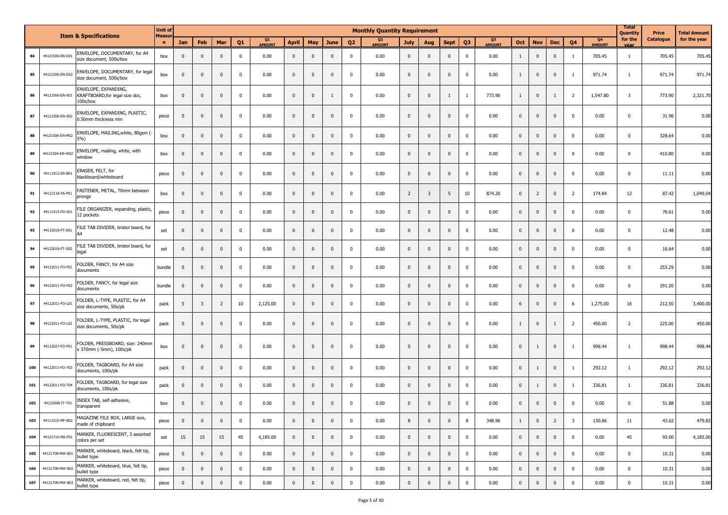| | | Item & Specifications | Unit of Measure | Monthly Quantity Requirement | | | | | | | | | | | | | | | | | | | | Total Quantity for the year | Price Catalogue | Total Amount for the year |
|---|---|---|---|---|---|---|---|---|---|---|---|---|---|---|---|---|---|---|---|---|---|---|---|---|---|---|
| | | | | Jan | Feb | Mar | Q1 | Q1 AMOUNT | April | May | June | Q2 | Q2 AMOUNT | July | Aug | Sept | Q3 | Q3 AMOUNT | Oct | Nov | Dec | Q4 | Q4 AMOUNT | | | |
| 84 | 44121506-EN-D01 | ENVELOPE, DOCUMENTARY, for A4 size document, 500s/box | box | 0 | 0 | 0 | 0 | 0.00 | 0 | 0 | 0 | 0 | 0.00 | 0 | 0 | 0 | 0 | 0.00 | 1 | 0 | 0 | 1 | 705.45 | 1 | 705.45 | 705.45 |
| 85 | 44121506-EN-D02 | ENVELOPE, DOCUMENTARY, for legal size document, 500s/box | box | 0 | 0 | 0 | 0 | 0.00 | 0 | 0 | 0 | 0 | 0.00 | 0 | 0 | 0 | 0 | 0.00 | 1 | 0 | 0 | 1 | 971.74 | 1 | 971.74 | 971.74 |
| 86 | 44121506-EN-X01 | ENVELOPE, EXPANDING, KRAFTBOARD,for legal size doc, 100s/box | box | 0 | 0 | 0 | 0 | 0.00 | 0 | 0 | 1 | 0 | 0.00 | 0 | 0 | 1 | 1 | 773.90 | 1 | 0 | 1 | 2 | 1,547.80 | 3 | 773.90 | 2,321.70 |
| 87 | 44121506-EN-X02 | ENVELOPE, EXPANDING, PLASTIC, 0.50mm thickness min | piece | 0 | 0 | 0 | 0 | 0.00 | 0 | 0 | 0 | 0 | 0.00 | 0 | 0 | 0 | 0 | 0.00 | 0 | 0 | 0 | 0 | 0.00 | 0 | 31.96 | 0.00 |
| 88 | 44121506-EN-M02 | ENVELOPE, MAILING,white, 80gsm (-5%) | box | 0 | 0 | 0 | 0 | 0.00 | 0 | 0 | 0 | 0 | 0.00 | 0 | 0 | 0 | 0 | 0.00 | 0 | 0 | 0 | 0 | 0.00 | 0 | 328.64 | 0.00 |
| 89 | 44121504-EN-W02 | ENVELOPE, mailing, white, with window | box | 0 | 0 | 0 | 0 | 0.00 | 0 | 0 | 0 | 0 | 0.00 | 0 | 0 | 0 | 0 | 0.00 | 0 | 0 | 0 | 0 | 0.00 | 0 | 410.80 | 0.00 |
| 90 | 44111912-ER-B01 | ERASER, FELT, for blackboard/whiteboard | piece | 0 | 0 | 0 | 0 | 0.00 | 0 | 0 | 0 | 0 | 0.00 | 0 | 0 | 0 | 0 | 0.00 | 0 | 0 | 0 | 0 | 0.00 | 0 | 11.11 | 0.00 |
| 91 | 44122118-FA-P01 | FASTENER, METAL, 70mm between prongs | box | 0 | 0 | 0 | 0 | 0.00 | 0 | 0 | 0 | 0 | 0.00 | 2 | 3 | 5 | 10 | 874.20 | 0 | 2 | 0 | 2 | 174.84 | 12 | 87.42 | 1,049.04 |
| 92 | 44111515-FO-X01 | FILE ORGANIZER, expanding, plastic, 12 pockets | piece | 0 | 0 | 0 | 0 | 0.00 | 0 | 0 | 0 | 0 | 0.00 | 0 | 0 | 0 | 0 | 0.00 | 0 | 0 | 0 | 0 | 0.00 | 0 | 70.61 | 0.00 |
| 93 | 44122018-FT-D01 | FILE TAB DIVIDER, bristol board, for A4 | set | 0 | 0 | 0 | 0 | 0.00 | 0 | 0 | 0 | 0 | 0.00 | 0 | 0 | 0 | 0 | 0.00 | 0 | 0 | 0 | 0 | 0.00 | 0 | 12.48 | 0.00 |
| 94 | 44122018-FT-D02 | FILE TAB DIVIDER, bristol board, for legal | set | 0 | 0 | 0 | 0 | 0.00 | 0 | 0 | 0 | 0 | 0.00 | 0 | 0 | 0 | 0 | 0.00 | 0 | 0 | 0 | 0 | 0.00 | 0 | 16.64 | 0.00 |
| 95 | 44122011-FO-F01 | FOLDER, FANCY, for A4 size documents | bundle | 0 | 0 | 0 | 0 | 0.00 | 0 | 0 | 0 | 0 | 0.00 | 0 | 0 | 0 | 0 | 0.00 | 0 | 0 | 0 | 0 | 0.00 | 0 | 253.29 | 0.00 |
| 96 | 44122011-FO-F02 | FOLDER, FANCY, for legal size documents | bundle | 0 | 0 | 0 | 0 | 0.00 | 0 | 0 | 0 | 0 | 0.00 | 0 | 0 | 0 | 0 | 0.00 | 0 | 0 | 0 | 0 | 0.00 | 0 | 291.20 | 0.00 |
| 97 | 44122011-FO-L01 | FOLDER, L-TYPE, PLASTIC, for A4 size documents, 50s/pk | pack | 5 | 3 | 2 | 10 | 2,125.00 | 0 | 0 | 0 | 0 | 0.00 | 0 | 0 | 0 | 0 | 0.00 | 6 | 0 | 0 | 6 | 1,275.00 | 16 | 212.50 | 3,400.00 |
| 98 | 44122011-FO-L02 | FOLDER, L-TYPE, PLASTIC, for legal size documents, 50s/pk | pack | 0 | 0 | 0 | 0 | 0.00 | 0 | 0 | 0 | 0 | 0.00 | 0 | 0 | 0 | 0 | 0.00 | 1 | 0 | 1 | 2 | 450.00 | 2 | 225.00 | 450.00 |
| 99 | 44122027-FO-P01 | FOLDER, PRESSBOARD, size: 240mm x 370mm (-5mm), 100s/pk | box | 0 | 0 | 0 | 0 | 0.00 | 0 | 0 | 0 | 0 | 0.00 | 0 | 0 | 0 | 0 | 0.00 | 0 | 1 | 0 | 1 | 998.44 | 1 | 998.44 | 998.44 |
| 100 | 44122011-FO-T03 | FOLDER, TAGBOARD, for A4 size documents, 100s/pk | pack | 0 | 0 | 0 | 0 | 0.00 | 0 | 0 | 0 | 0 | 0.00 | 0 | 0 | 0 | 0 | 0.00 | 0 | 1 | 0 | 1 | 292.12 | 1 | 292.12 | 292.12 |
| 101 | 44122011-FO-T04 | FOLDER, TAGBOARD, for legal size documents, 100s/pk | pack | 0 | 0 | 0 | 0 | 0.00 | 0 | 0 | 0 | 0 | 0.00 | 0 | 0 | 0 | 0 | 0.00 | 0 | 1 | 0 | 1 | 336.81 | 1 | 336.81 | 336.81 |
| 102 | 44122008-IT-T01 | INDEX TAB, self-adhesive, transparent | box | 0 | 0 | 0 | 0 | 0.00 | 0 | 0 | 0 | 0 | 0.00 | 0 | 0 | 0 | 0 | 0.00 | 0 | 0 | 0 | 0 | 0.00 | 0 | 51.88 | 0.00 |
| 103 | 44111515-MF-B02 | MAGAZINE FILE BOX, LARGE size, made of chipboard | piece | 0 | 0 | 0 | 0 | 0.00 | 0 | 0 | 0 | 0 | 0.00 | 8 | 0 | 0 | 8 | 348.96 | 1 | 0 | 2 | 3 | 130.86 | 11 | 43.62 | 479.82 |
| 104 | 44121716-MA-F01 | MARKER, FLUORESCENT, 3 assorted colors per set | set | 15 | 15 | 15 | 45 | 4,185.00 | 0 | 0 | 0 | 0 | 0.00 | 0 | 0 | 0 | 0 | 0.00 | 0 | 0 | 0 | 0 | 0.00 | 45 | 93.00 | 4,185.00 |
| 105 | 44121708-MW-B01 | MARKER, whiteboard, black, felt tip, bullet type | piece | 0 | 0 | 0 | 0 | 0.00 | 0 | 0 | 0 | 0 | 0.00 | 0 | 0 | 0 | 0 | 0.00 | 0 | 0 | 0 | 0 | 0.00 | 0 | 10.31 | 0.00 |
| 106 | 44121708-MW-B02 | MARKER, whiteboard, blue, felt tip, bullet type | piece | 0 | 0 | 0 | 0 | 0.00 | 0 | 0 | 0 | 0 | 0.00 | 0 | 0 | 0 | 0 | 0.00 | 0 | 0 | 0 | 0 | 0.00 | 0 | 10.31 | 0.00 |
| 107 | 44121708-MW-B03 | MARKER, whiteboard, red, felt tip, bullet type | piece | 0 | 0 | 0 | 0 | 0.00 | 0 | 0 | 0 | 0 | 0.00 | 0 | 0 | 0 | 0 | 0.00 | 0 | 0 | 0 | 0 | 0.00 | 0 | 10.31 | 0.00 |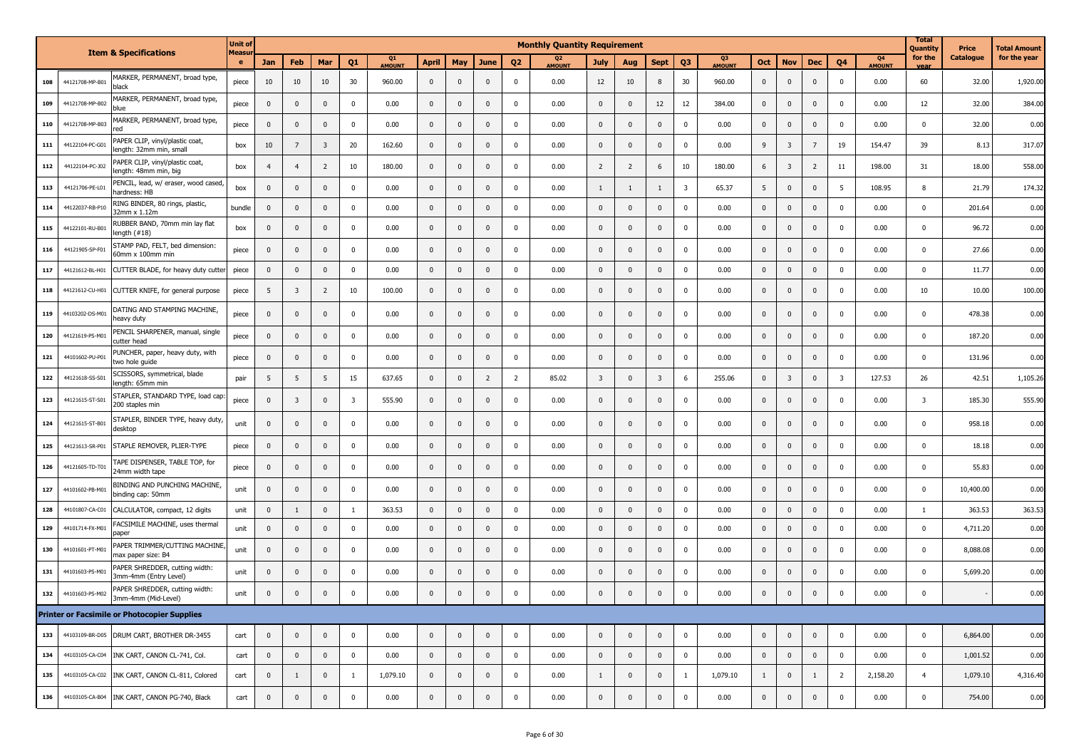| | | Item & Specifications | Unit of Measure | Monthly Quantity Requirement | | | | | | | | | | | | | | | | | | | | | | | | Total Quantity for the year | Price Catalogue | Total Amount for the year |
|---|---|---|---|---|---|---|---|---|---|---|---|---|---|---|---|---|---|---|---|---|---|---|---|---|---|---|---|---|---|---|
| | | | | Jan | Feb | Mar | Q1 | Q1 AMOUNT | April | May | June | Q2 | Q2 AMOUNT | July | Aug | Sept | Q3 | Q3 AMOUNT | Oct | Nov | Dec | Q4 | Q4 AMOUNT | | | |
| 108 | 44121708-MP-B01 | MARKER, PERMANENT, broad type, black | piece | 10 | 10 | 10 | 30 | 960.00 | 0 | 0 | 0 | 0 | 0.00 | 12 | 10 | 8 | 30 | 960.00 | 0 | 0 | 0 | 0 | 0.00 | 60 | 32.00 | 1,920.00 |
| 109 | 44121708-MP-B02 | MARKER, PERMANENT, broad type, blue | piece | 0 | 0 | 0 | 0 | 0.00 | 0 | 0 | 0 | 0 | 0.00 | 0 | 0 | 12 | 12 | 384.00 | 0 | 0 | 0 | 0 | 0.00 | 12 | 32.00 | 384.00 |
| 110 | 44121708-MP-B03 | MARKER, PERMANENT, broad type, red | piece | 0 | 0 | 0 | 0 | 0.00 | 0 | 0 | 0 | 0 | 0.00 | 0 | 0 | 0 | 0 | 0.00 | 0 | 0 | 0 | 0 | 0.00 | 0 | 32.00 | 0.00 |
| 111 | 44122104-PC-G01 | PAPER CLIP, vinyl/plastic coat, length: 32mm min, small | box | 10 | 7 | 3 | 20 | 162.60 | 0 | 0 | 0 | 0 | 0.00 | 0 | 0 | 0 | 0 | 0.00 | 9 | 3 | 7 | 19 | 154.47 | 39 | 8.13 | 317.07 |
| 112 | 44122104-PC-J02 | PAPER CLIP, vinyl/plastic coat, length: 48mm min, big | box | 4 | 4 | 2 | 10 | 180.00 | 0 | 0 | 0 | 0 | 0.00 | 2 | 2 | 6 | 10 | 180.00 | 6 | 3 | 2 | 11 | 198.00 | 31 | 18.00 | 558.00 |
| 113 | 44121706-PE-L01 | PENCIL, lead, w/ eraser, wood cased, hardness: HB | box | 0 | 0 | 0 | 0 | 0.00 | 0 | 0 | 0 | 0 | 0.00 | 1 | 1 | 1 | 3 | 65.37 | 5 | 0 | 0 | 5 | 108.95 | 8 | 21.79 | 174.32 |
| 114 | 44122037-RB-P10 | RING BINDER, 80 rings, plastic, 32mm x 1.12m | bundle | 0 | 0 | 0 | 0 | 0.00 | 0 | 0 | 0 | 0 | 0.00 | 0 | 0 | 0 | 0 | 0.00 | 0 | 0 | 0 | 0 | 0.00 | 0 | 201.64 | 0.00 |
| 115 | 44122101-RU-B01 | RUBBER BAND, 70mm min lay flat length (#18) | box | 0 | 0 | 0 | 0 | 0.00 | 0 | 0 | 0 | 0 | 0.00 | 0 | 0 | 0 | 0 | 0.00 | 0 | 0 | 0 | 0 | 0.00 | 0 | 96.72 | 0.00 |
| 116 | 44121905-SP-F01 | STAMP PAD, FELT, bed dimension: 60mm x 100mm min | piece | 0 | 0 | 0 | 0 | 0.00 | 0 | 0 | 0 | 0 | 0.00 | 0 | 0 | 0 | 0 | 0.00 | 0 | 0 | 0 | 0 | 0.00 | 0 | 27.66 | 0.00 |
| 117 | 44121612-BL-H01 | CUTTER BLADE, for heavy duty cutter | piece | 0 | 0 | 0 | 0 | 0.00 | 0 | 0 | 0 | 0 | 0.00 | 0 | 0 | 0 | 0 | 0.00 | 0 | 0 | 0 | 0 | 0.00 | 0 | 11.77 | 0.00 |
| 118 | 44121612-CU-H01 | CUTTER KNIFE, for general purpose | piece | 5 | 3 | 2 | 10 | 100.00 | 0 | 0 | 0 | 0 | 0.00 | 0 | 0 | 0 | 0 | 0.00 | 0 | 0 | 0 | 0 | 0.00 | 10 | 10.00 | 100.00 |
| 119 | 44103202-DS-M01 | DATING AND STAMPING MACHINE, heavy duty | piece | 0 | 0 | 0 | 0 | 0.00 | 0 | 0 | 0 | 0 | 0.00 | 0 | 0 | 0 | 0 | 0.00 | 0 | 0 | 0 | 0 | 0.00 | 0 | 478.38 | 0.00 |
| 120 | 44121619-PS-M01 | PENCIL SHARPENER, manual, single cutter head | piece | 0 | 0 | 0 | 0 | 0.00 | 0 | 0 | 0 | 0 | 0.00 | 0 | 0 | 0 | 0 | 0.00 | 0 | 0 | 0 | 0 | 0.00 | 0 | 187.20 | 0.00 |
| 121 | 44101602-PU-P01 | PUNCHER, paper, heavy duty, with two hole guide | piece | 0 | 0 | 0 | 0 | 0.00 | 0 | 0 | 0 | 0 | 0.00 | 0 | 0 | 0 | 0 | 0.00 | 0 | 0 | 0 | 0 | 0.00 | 0 | 131.96 | 0.00 |
| 122 | 44121618-SS-S01 | SCISSORS, symmetrical, blade length: 65mm min | pair | 5 | 5 | 5 | 15 | 637.65 | 0 | 0 | 2 | 2 | 85.02 | 3 | 0 | 3 | 6 | 255.06 | 0 | 3 | 0 | 3 | 127.53 | 26 | 42.51 | 1,105.26 |
| 123 | 44121615-ST-S01 | STAPLER, STANDARD TYPE, load cap: 200 staples min | piece | 0 | 3 | 0 | 3 | 555.90 | 0 | 0 | 0 | 0 | 0.00 | 0 | 0 | 0 | 0 | 0.00 | 0 | 0 | 0 | 0 | 0.00 | 3 | 185.30 | 555.90 |
| 124 | 44121615-ST-B01 | STAPLER, BINDER TYPE, heavy duty, desktop | unit | 0 | 0 | 0 | 0 | 0.00 | 0 | 0 | 0 | 0 | 0.00 | 0 | 0 | 0 | 0 | 0.00 | 0 | 0 | 0 | 0 | 0.00 | 0 | 958.18 | 0.00 |
| 125 | 44121613-SR-P01 | STAPLE REMOVER, PLIER-TYPE | piece | 0 | 0 | 0 | 0 | 0.00 | 0 | 0 | 0 | 0 | 0.00 | 0 | 0 | 0 | 0 | 0.00 | 0 | 0 | 0 | 0 | 0.00 | 0 | 18.18 | 0.00 |
| 126 | 44121605-TD-T01 | TAPE DISPENSER, TABLE TOP, for 24mm width tape | piece | 0 | 0 | 0 | 0 | 0.00 | 0 | 0 | 0 | 0 | 0.00 | 0 | 0 | 0 | 0 | 0.00 | 0 | 0 | 0 | 0 | 0.00 | 0 | 55.83 | 0.00 |
| 127 | 44101602-PB-M01 | BINDING AND PUNCHING MACHINE, binding cap: 50mm | unit | 0 | 0 | 0 | 0 | 0.00 | 0 | 0 | 0 | 0 | 0.00 | 0 | 0 | 0 | 0 | 0.00 | 0 | 0 | 0 | 0 | 0.00 | 0 | 10,400.00 | 0.00 |
| 128 | 44101807-CA-C01 | CALCULATOR, compact, 12 digits | unit | 0 | 1 | 0 | 1 | 363.53 | 0 | 0 | 0 | 0 | 0.00 | 0 | 0 | 0 | 0 | 0.00 | 0 | 0 | 0 | 0 | 0.00 | 1 | 363.53 | 363.53 |
| 129 | 44101714-FX-M01 | FACSIMILE MACHINE, uses thermal paper | unit | 0 | 0 | 0 | 0 | 0.00 | 0 | 0 | 0 | 0 | 0.00 | 0 | 0 | 0 | 0 | 0.00 | 0 | 0 | 0 | 0 | 0.00 | 0 | 4,711.20 | 0.00 |
| 130 | 44101601-PT-M01 | PAPER TRIMMER/CUTTING MACHINE, max paper size: B4 | unit | 0 | 0 | 0 | 0 | 0.00 | 0 | 0 | 0 | 0 | 0.00 | 0 | 0 | 0 | 0 | 0.00 | 0 | 0 | 0 | 0 | 0.00 | 0 | 8,088.08 | 0.00 |
| 131 | 44101603-PS-M01 | PAPER SHREDDER, cutting width: 3mm-4mm (Entry Level) | unit | 0 | 0 | 0 | 0 | 0.00 | 0 | 0 | 0 | 0 | 0.00 | 0 | 0 | 0 | 0 | 0.00 | 0 | 0 | 0 | 0 | 0.00 | 0 | 5,699.20 | 0.00 |
| 132 | 44101603-PS-M02 | PAPER SHREDDER, cutting width: 3mm-4mm (Mid-Level) | unit | 0 | 0 | 0 | 0 | 0.00 | 0 | 0 | 0 | 0 | 0.00 | 0 | 0 | 0 | 0 | 0.00 | 0 | 0 | 0 | 0 | 0.00 | 0 | - | 0.00 |
| **Printer or Facsimile or Photocopier Supplies** | | | | | | | | | | | | | | | | | | | | | | | | | | |
| 133 | 44103109-BR-D05 | DRUM CART, BROTHER DR-3455 | cart | 0 | 0 | 0 | 0 | 0.00 | 0 | 0 | 0 | 0 | 0.00 | 0 | 0 | 0 | 0 | 0.00 | 0 | 0 | 0 | 0 | 0.00 | 0 | 6,864.00 | 0.00 |
| 134 | 44103105-CA-C04 | INK CART, CANON CL-741, Col. | cart | 0 | 0 | 0 | 0 | 0.00 | 0 | 0 | 0 | 0 | 0.00 | 0 | 0 | 0 | 0 | 0.00 | 0 | 0 | 0 | 0 | 0.00 | 0 | 1,001.52 | 0.00 |
| 135 | 44103105-CA-C02 | INK CART, CANON CL-811, Colored | cart | 0 | 1 | 0 | 1 | 1,079.10 | 0 | 0 | 0 | 0 | 0.00 | 1 | 0 | 0 | 1 | 1,079.10 | 1 | 0 | 1 | 2 | 2,158.20 | 4 | 1,079.10 | 4,316.40 |
| 136 | 44103105-CA-B04 | INK CART, CANON PG-740, Black | cart | 0 | 0 | 0 | 0 | 0.00 | 0 | 0 | 0 | 0 | 0.00 | 0 | 0 | 0 | 0 | 0.00 | 0 | 0 | 0 | 0 | 0.00 | 0 | 754.00 | 0.00 |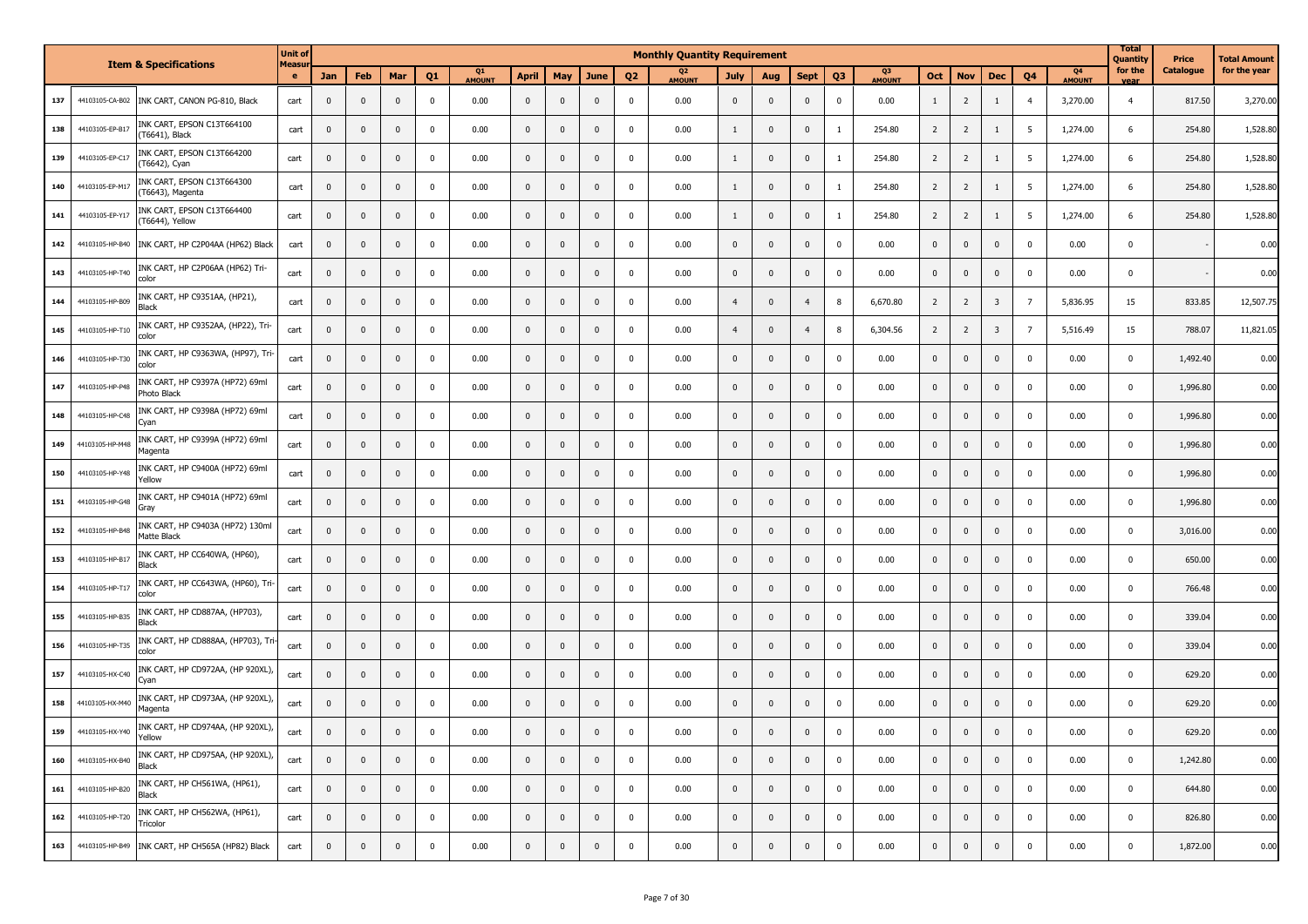| | | Item & Specifications | Unit of Measure | Monthly Quantity Requirement | | | | | | | | | | | | | | | | | | | | | | Total Quantity for the year | Price Catalogue | Total Amount for the year |
|---|---|---|---|---|---|---|---|---|---|---|---|---|---|---|---|---|---|---|---|---|---|---|---|---|---|---|---|---|
| | | | | Jan | Feb | Mar | Q1 | Q1 AMOUNT | April | May | June | Q2 | Q2 AMOUNT | July | Aug | Sept | Q3 | Q3 AMOUNT | Oct | Nov | Dec | Q4 | Q4 AMOUNT | | | |
| 137 | 44103105-CA-B02 | INK CART, CANON PG-810, Black | cart | 0 | 0 | 0 | 0 | 0.00 | 0 | 0 | 0 | 0 | 0.00 | 0 | 0 | 0 | 0 | 0.00 | 1 | 2 | 1 | 4 | 3,270.00 | 4 | 817.50 | 3,270.00 |
| 138 | 44103105-EP-B17 | INK CART, EPSON C13T664100 (T6641), Black | cart | 0 | 0 | 0 | 0 | 0.00 | 0 | 0 | 0 | 0 | 0.00 | 1 | 0 | 0 | 1 | 254.80 | 2 | 2 | 1 | 5 | 1,274.00 | 6 | 254.80 | 1,528.80 |
| 139 | 44103105-EP-C17 | INK CART, EPSON C13T664200 (T6642), Cyan | cart | 0 | 0 | 0 | 0 | 0.00 | 0 | 0 | 0 | 0 | 0.00 | 1 | 0 | 0 | 1 | 254.80 | 2 | 2 | 1 | 5 | 1,274.00 | 6 | 254.80 | 1,528.80 |
| 140 | 44103105-EP-M17 | INK CART, EPSON C13T664300 (T6643), Magenta | cart | 0 | 0 | 0 | 0 | 0.00 | 0 | 0 | 0 | 0 | 0.00 | 1 | 0 | 0 | 1 | 254.80 | 2 | 2 | 1 | 5 | 1,274.00 | 6 | 254.80 | 1,528.80 |
| 141 | 44103105-EP-Y17 | INK CART, EPSON C13T664400 (T6644), Yellow | cart | 0 | 0 | 0 | 0 | 0.00 | 0 | 0 | 0 | 0 | 0.00 | 1 | 0 | 0 | 1 | 254.80 | 2 | 2 | 1 | 5 | 1,274.00 | 6 | 254.80 | 1,528.80 |
| 142 | 44103105-HP-B40 | INK CART, HP C2P04AA (HP62) Black | cart | 0 | 0 | 0 | 0 | 0.00 | 0 | 0 | 0 | 0 | 0.00 | 0 | 0 | 0 | 0 | 0.00 | 0 | 0 | 0 | 0 | 0.00 | 0 | - | 0.00 |
| 143 | 44103105-HP-T40 | INK CART, HP C2P06AA (HP62) Tri-color | cart | 0 | 0 | 0 | 0 | 0.00 | 0 | 0 | 0 | 0 | 0.00 | 0 | 0 | 0 | 0 | 0.00 | 0 | 0 | 0 | 0 | 0.00 | 0 | - | 0.00 |
| 144 | 44103105-HP-B09 | INK CART, HP C9351AA, (HP21), Black | cart | 0 | 0 | 0 | 0 | 0.00 | 0 | 0 | 0 | 0 | 0.00 | 4 | 0 | 4 | 8 | 6,670.80 | 2 | 2 | 3 | 7 | 5,836.95 | 15 | 833.85 | 12,507.75 |
| 145 | 44103105-HP-T10 | INK CART, HP C9352AA, (HP22), Tri-color | cart | 0 | 0 | 0 | 0 | 0.00 | 0 | 0 | 0 | 0 | 0.00 | 4 | 0 | 4 | 8 | 6,304.56 | 2 | 2 | 3 | 7 | 5,516.49 | 15 | 788.07 | 11,821.05 |
| 146 | 44103105-HP-T30 | INK CART, HP C9363WA, (HP97), Tri-color | cart | 0 | 0 | 0 | 0 | 0.00 | 0 | 0 | 0 | 0 | 0.00 | 0 | 0 | 0 | 0 | 0.00 | 0 | 0 | 0 | 0 | 0.00 | 0 | 1,492.40 | 0.00 |
| 147 | 44103105-HP-P48 | INK CART, HP C9397A (HP72) 69ml Photo Black | cart | 0 | 0 | 0 | 0 | 0.00 | 0 | 0 | 0 | 0 | 0.00 | 0 | 0 | 0 | 0 | 0.00 | 0 | 0 | 0 | 0 | 0.00 | 0 | 1,996.80 | 0.00 |
| 148 | 44103105-HP-C48 | INK CART, HP C9398A (HP72) 69ml Cyan | cart | 0 | 0 | 0 | 0 | 0.00 | 0 | 0 | 0 | 0 | 0.00 | 0 | 0 | 0 | 0 | 0.00 | 0 | 0 | 0 | 0 | 0.00 | 0 | 1,996.80 | 0.00 |
| 149 | 44103105-HP-M48 | INK CART, HP C9399A (HP72) 69ml Magenta | cart | 0 | 0 | 0 | 0 | 0.00 | 0 | 0 | 0 | 0 | 0.00 | 0 | 0 | 0 | 0 | 0.00 | 0 | 0 | 0 | 0 | 0.00 | 0 | 1,996.80 | 0.00 |
| 150 | 44103105-HP-Y48 | INK CART, HP C9400A (HP72) 69ml Yellow | cart | 0 | 0 | 0 | 0 | 0.00 | 0 | 0 | 0 | 0 | 0.00 | 0 | 0 | 0 | 0 | 0.00 | 0 | 0 | 0 | 0 | 0.00 | 0 | 1,996.80 | 0.00 |
| 151 | 44103105-HP-G48 | INK CART, HP C9401A (HP72) 69ml Gray | cart | 0 | 0 | 0 | 0 | 0.00 | 0 | 0 | 0 | 0 | 0.00 | 0 | 0 | 0 | 0 | 0.00 | 0 | 0 | 0 | 0 | 0.00 | 0 | 1,996.80 | 0.00 |
| 152 | 44103105-HP-B48 | INK CART, HP C9403A (HP72) 130ml Matte Black | cart | 0 | 0 | 0 | 0 | 0.00 | 0 | 0 | 0 | 0 | 0.00 | 0 | 0 | 0 | 0 | 0.00 | 0 | 0 | 0 | 0 | 0.00 | 0 | 3,016.00 | 0.00 |
| 153 | 44103105-HP-B17 | INK CART, HP CC640WA, (HP60), Black | cart | 0 | 0 | 0 | 0 | 0.00 | 0 | 0 | 0 | 0 | 0.00 | 0 | 0 | 0 | 0 | 0.00 | 0 | 0 | 0 | 0 | 0.00 | 0 | 650.00 | 0.00 |
| 154 | 44103105-HP-T17 | INK CART, HP CC643WA, (HP60), Tri-color | cart | 0 | 0 | 0 | 0 | 0.00 | 0 | 0 | 0 | 0 | 0.00 | 0 | 0 | 0 | 0 | 0.00 | 0 | 0 | 0 | 0 | 0.00 | 0 | 766.48 | 0.00 |
| 155 | 44103105-HP-B35 | INK CART, HP CD887AA, (HP703), Black | cart | 0 | 0 | 0 | 0 | 0.00 | 0 | 0 | 0 | 0 | 0.00 | 0 | 0 | 0 | 0 | 0.00 | 0 | 0 | 0 | 0 | 0.00 | 0 | 339.04 | 0.00 |
| 156 | 44103105-HP-T35 | INK CART, HP CD888AA, (HP703), Tri-color | cart | 0 | 0 | 0 | 0 | 0.00 | 0 | 0 | 0 | 0 | 0.00 | 0 | 0 | 0 | 0 | 0.00 | 0 | 0 | 0 | 0 | 0.00 | 0 | 339.04 | 0.00 |
| 157 | 44103105-HX-C40 | INK CART, HP CD972AA, (HP 920XL), Cyan | cart | 0 | 0 | 0 | 0 | 0.00 | 0 | 0 | 0 | 0 | 0.00 | 0 | 0 | 0 | 0 | 0.00 | 0 | 0 | 0 | 0 | 0.00 | 0 | 629.20 | 0.00 |
| 158 | 44103105-HX-M40 | INK CART, HP CD973AA, (HP 920XL), Magenta | cart | 0 | 0 | 0 | 0 | 0.00 | 0 | 0 | 0 | 0 | 0.00 | 0 | 0 | 0 | 0 | 0.00 | 0 | 0 | 0 | 0 | 0.00 | 0 | 629.20 | 0.00 |
| 159 | 44103105-HX-Y40 | INK CART, HP CD974AA, (HP 920XL), Yellow | cart | 0 | 0 | 0 | 0 | 0.00 | 0 | 0 | 0 | 0 | 0.00 | 0 | 0 | 0 | 0 | 0.00 | 0 | 0 | 0 | 0 | 0.00 | 0 | 629.20 | 0.00 |
| 160 | 44103105-HX-B40 | INK CART, HP CD975AA, (HP 920XL), Black | cart | 0 | 0 | 0 | 0 | 0.00 | 0 | 0 | 0 | 0 | 0.00 | 0 | 0 | 0 | 0 | 0.00 | 0 | 0 | 0 | 0 | 0.00 | 0 | 1,242.80 | 0.00 |
| 161 | 44103105-HP-B20 | INK CART, HP CH561WA, (HP61), Black | cart | 0 | 0 | 0 | 0 | 0.00 | 0 | 0 | 0 | 0 | 0.00 | 0 | 0 | 0 | 0 | 0.00 | 0 | 0 | 0 | 0 | 0.00 | 0 | 644.80 | 0.00 |
| 162 | 44103105-HP-T20 | INK CART, HP CH562WA, (HP61), Tricolor | cart | 0 | 0 | 0 | 0 | 0.00 | 0 | 0 | 0 | 0 | 0.00 | 0 | 0 | 0 | 0 | 0.00 | 0 | 0 | 0 | 0 | 0.00 | 0 | 826.80 | 0.00 |
| 163 | 44103105-HP-B49 | INK CART, HP CH565A (HP82) Black | cart | 0 | 0 | 0 | 0 | 0.00 | 0 | 0 | 0 | 0 | 0.00 | 0 | 0 | 0 | 0 | 0.00 | 0 | 0 | 0 | 0 | 0.00 | 0 | 1,872.00 | 0.00 |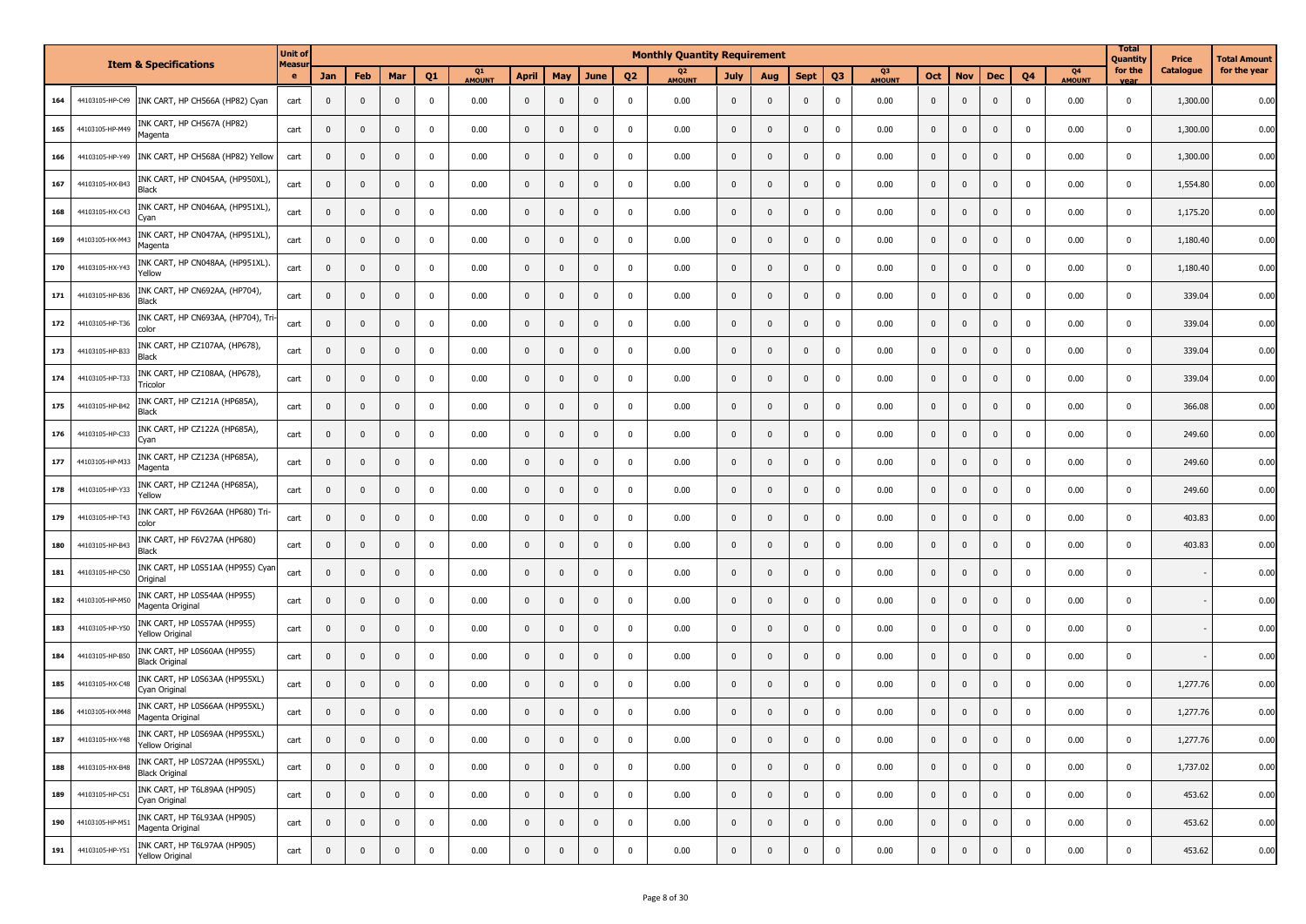| | | Item & Specifications | Unit of Measure | Monthly Quantity Requirement | | | | | | | | | | | | | | | | | | | | | Total Quantity for the year | Price Catalogue | Total Amount for the year |
|---|---|---|---|---|---|---|---|---|---|---|---|---|---|---|---|---|---|---|---|---|---|---|---|---|---|---|---|
| | | | | Jan | Feb | Mar | Q1 | Q1 AMOUNT | April | May | June | Q2 | Q2 AMOUNT | July | Aug | Sept | Q3 | Q3 AMOUNT | Oct | Nov | Dec | Q4 | Q4 AMOUNT | | | |
| 164 | 44103105-HP-C49 | INK CART, HP CH566A (HP82) Cyan | cart | 0 | 0 | 0 | 0 | 0.00 | 0 | 0 | 0 | 0 | 0.00 | 0 | 0 | 0 | 0 | 0.00 | 0 | 0 | 0 | 0 | 0.00 | 0 | 1,300.00 | 0.00 |
| 165 | 44103105-HP-M49 | INK CART, HP CH567A (HP82) Magenta | cart | 0 | 0 | 0 | 0 | 0.00 | 0 | 0 | 0 | 0 | 0.00 | 0 | 0 | 0 | 0 | 0.00 | 0 | 0 | 0 | 0 | 0.00 | 0 | 1,300.00 | 0.00 |
| 166 | 44103105-HP-Y49 | INK CART, HP CH568A (HP82) Yellow | cart | 0 | 0 | 0 | 0 | 0.00 | 0 | 0 | 0 | 0 | 0.00 | 0 | 0 | 0 | 0 | 0.00 | 0 | 0 | 0 | 0 | 0.00 | 0 | 1,300.00 | 0.00 |
| 167 | 44103105-HX-B43 | INK CART, HP CN045AA, (HP950XL), Black | cart | 0 | 0 | 0 | 0 | 0.00 | 0 | 0 | 0 | 0 | 0.00 | 0 | 0 | 0 | 0 | 0.00 | 0 | 0 | 0 | 0 | 0.00 | 0 | 1,554.80 | 0.00 |
| 168 | 44103105-HX-C43 | INK CART, HP CN046AA, (HP951XL), Cyan | cart | 0 | 0 | 0 | 0 | 0.00 | 0 | 0 | 0 | 0 | 0.00 | 0 | 0 | 0 | 0 | 0.00 | 0 | 0 | 0 | 0 | 0.00 | 0 | 1,175.20 | 0.00 |
| 169 | 44103105-HX-M43 | INK CART, HP CN047AA, (HP951XL), Magenta | cart | 0 | 0 | 0 | 0 | 0.00 | 0 | 0 | 0 | 0 | 0.00 | 0 | 0 | 0 | 0 | 0.00 | 0 | 0 | 0 | 0 | 0.00 | 0 | 1,180.40 | 0.00 |
| 170 | 44103105-HX-Y43 | INK CART, HP CN048AA, (HP951XL). Yellow | cart | 0 | 0 | 0 | 0 | 0.00 | 0 | 0 | 0 | 0 | 0.00 | 0 | 0 | 0 | 0 | 0.00 | 0 | 0 | 0 | 0 | 0.00 | 0 | 1,180.40 | 0.00 |
| 171 | 44103105-HP-B36 | INK CART, HP CN692AA, (HP704), Black | cart | 0 | 0 | 0 | 0 | 0.00 | 0 | 0 | 0 | 0 | 0.00 | 0 | 0 | 0 | 0 | 0.00 | 0 | 0 | 0 | 0 | 0.00 | 0 | 339.04 | 0.00 |
| 172 | 44103105-HP-T36 | INK CART, HP CN693AA, (HP704), Tri-color | cart | 0 | 0 | 0 | 0 | 0.00 | 0 | 0 | 0 | 0 | 0.00 | 0 | 0 | 0 | 0 | 0.00 | 0 | 0 | 0 | 0 | 0.00 | 0 | 339.04 | 0.00 |
| 173 | 44103105-HP-B33 | INK CART, HP CZ107AA, (HP678), Black | cart | 0 | 0 | 0 | 0 | 0.00 | 0 | 0 | 0 | 0 | 0.00 | 0 | 0 | 0 | 0 | 0.00 | 0 | 0 | 0 | 0 | 0.00 | 0 | 339.04 | 0.00 |
| 174 | 44103105-HP-T33 | INK CART, HP CZ108AA, (HP678), Tricolor | cart | 0 | 0 | 0 | 0 | 0.00 | 0 | 0 | 0 | 0 | 0.00 | 0 | 0 | 0 | 0 | 0.00 | 0 | 0 | 0 | 0 | 0.00 | 0 | 339.04 | 0.00 |
| 175 | 44103105-HP-B42 | INK CART, HP CZ121A (HP685A), Black | cart | 0 | 0 | 0 | 0 | 0.00 | 0 | 0 | 0 | 0 | 0.00 | 0 | 0 | 0 | 0 | 0.00 | 0 | 0 | 0 | 0 | 0.00 | 0 | 366.08 | 0.00 |
| 176 | 44103105-HP-C33 | INK CART, HP CZ122A (HP685A), Cyan | cart | 0 | 0 | 0 | 0 | 0.00 | 0 | 0 | 0 | 0 | 0.00 | 0 | 0 | 0 | 0 | 0.00 | 0 | 0 | 0 | 0 | 0.00 | 0 | 249.60 | 0.00 |
| 177 | 44103105-HP-M33 | INK CART, HP CZ123A (HP685A), Magenta | cart | 0 | 0 | 0 | 0 | 0.00 | 0 | 0 | 0 | 0 | 0.00 | 0 | 0 | 0 | 0 | 0.00 | 0 | 0 | 0 | 0 | 0.00 | 0 | 249.60 | 0.00 |
| 178 | 44103105-HP-Y33 | INK CART, HP CZ124A (HP685A), Yellow | cart | 0 | 0 | 0 | 0 | 0.00 | 0 | 0 | 0 | 0 | 0.00 | 0 | 0 | 0 | 0 | 0.00 | 0 | 0 | 0 | 0 | 0.00 | 0 | 249.60 | 0.00 |
| 179 | 44103105-HP-T43 | INK CART, HP F6V26AA (HP680) Tri-color | cart | 0 | 0 | 0 | 0 | 0.00 | 0 | 0 | 0 | 0 | 0.00 | 0 | 0 | 0 | 0 | 0.00 | 0 | 0 | 0 | 0 | 0.00 | 0 | 403.83 | 0.00 |
| 180 | 44103105-HP-B43 | INK CART, HP F6V27AA (HP680) Black | cart | 0 | 0 | 0 | 0 | 0.00 | 0 | 0 | 0 | 0 | 0.00 | 0 | 0 | 0 | 0 | 0.00 | 0 | 0 | 0 | 0 | 0.00 | 0 | 403.83 | 0.00 |
| 181 | 44103105-HP-C50 | INK CART, HP L0S51AA (HP955) Cyan Original | cart | 0 | 0 | 0 | 0 | 0.00 | 0 | 0 | 0 | 0 | 0.00 | 0 | 0 | 0 | 0 | 0.00 | 0 | 0 | 0 | 0 | 0.00 | 0 | - | 0.00 |
| 182 | 44103105-HP-M50 | INK CART, HP L0S54AA (HP955) Magenta Original | cart | 0 | 0 | 0 | 0 | 0.00 | 0 | 0 | 0 | 0 | 0.00 | 0 | 0 | 0 | 0 | 0.00 | 0 | 0 | 0 | 0 | 0.00 | 0 | - | 0.00 |
| 183 | 44103105-HP-Y50 | INK CART, HP L0S57AA (HP955) Yellow Original | cart | 0 | 0 | 0 | 0 | 0.00 | 0 | 0 | 0 | 0 | 0.00 | 0 | 0 | 0 | 0 | 0.00 | 0 | 0 | 0 | 0 | 0.00 | 0 | - | 0.00 |
| 184 | 44103105-HP-B50 | INK CART, HP L0S60AA (HP955) Black Original | cart | 0 | 0 | 0 | 0 | 0.00 | 0 | 0 | 0 | 0 | 0.00 | 0 | 0 | 0 | 0 | 0.00 | 0 | 0 | 0 | 0 | 0.00 | 0 | - | 0.00 |
| 185 | 44103105-HX-C48 | INK CART, HP L0S63AA (HP955XL) Cyan Original | cart | 0 | 0 | 0 | 0 | 0.00 | 0 | 0 | 0 | 0 | 0.00 | 0 | 0 | 0 | 0 | 0.00 | 0 | 0 | 0 | 0 | 0.00 | 0 | 1,277.76 | 0.00 |
| 186 | 44103105-HX-M48 | INK CART, HP L0S66AA (HP955XL) Magenta Original | cart | 0 | 0 | 0 | 0 | 0.00 | 0 | 0 | 0 | 0 | 0.00 | 0 | 0 | 0 | 0 | 0.00 | 0 | 0 | 0 | 0 | 0.00 | 0 | 1,277.76 | 0.00 |
| 187 | 44103105-HX-Y48 | INK CART, HP L0S69AA (HP955XL) Yellow Original | cart | 0 | 0 | 0 | 0 | 0.00 | 0 | 0 | 0 | 0 | 0.00 | 0 | 0 | 0 | 0 | 0.00 | 0 | 0 | 0 | 0 | 0.00 | 0 | 1,277.76 | 0.00 |
| 188 | 44103105-HX-B48 | INK CART, HP L0S72AA (HP955XL) Black Original | cart | 0 | 0 | 0 | 0 | 0.00 | 0 | 0 | 0 | 0 | 0.00 | 0 | 0 | 0 | 0 | 0.00 | 0 | 0 | 0 | 0 | 0.00 | 0 | 1,737.02 | 0.00 |
| 189 | 44103105-HP-C51 | INK CART, HP T6L89AA (HP905) Cyan Original | cart | 0 | 0 | 0 | 0 | 0.00 | 0 | 0 | 0 | 0 | 0.00 | 0 | 0 | 0 | 0 | 0.00 | 0 | 0 | 0 | 0 | 0.00 | 0 | 453.62 | 0.00 |
| 190 | 44103105-HP-M51 | INK CART, HP T6L93AA (HP905) Magenta Original | cart | 0 | 0 | 0 | 0 | 0.00 | 0 | 0 | 0 | 0 | 0.00 | 0 | 0 | 0 | 0 | 0.00 | 0 | 0 | 0 | 0 | 0.00 | 0 | 453.62 | 0.00 |
| 191 | 44103105-HP-Y51 | INK CART, HP T6L97AA (HP905) Yellow Original | cart | 0 | 0 | 0 | 0 | 0.00 | 0 | 0 | 0 | 0 | 0.00 | 0 | 0 | 0 | 0 | 0.00 | 0 | 0 | 0 | 0 | 0.00 | 0 | 453.62 | 0.00 |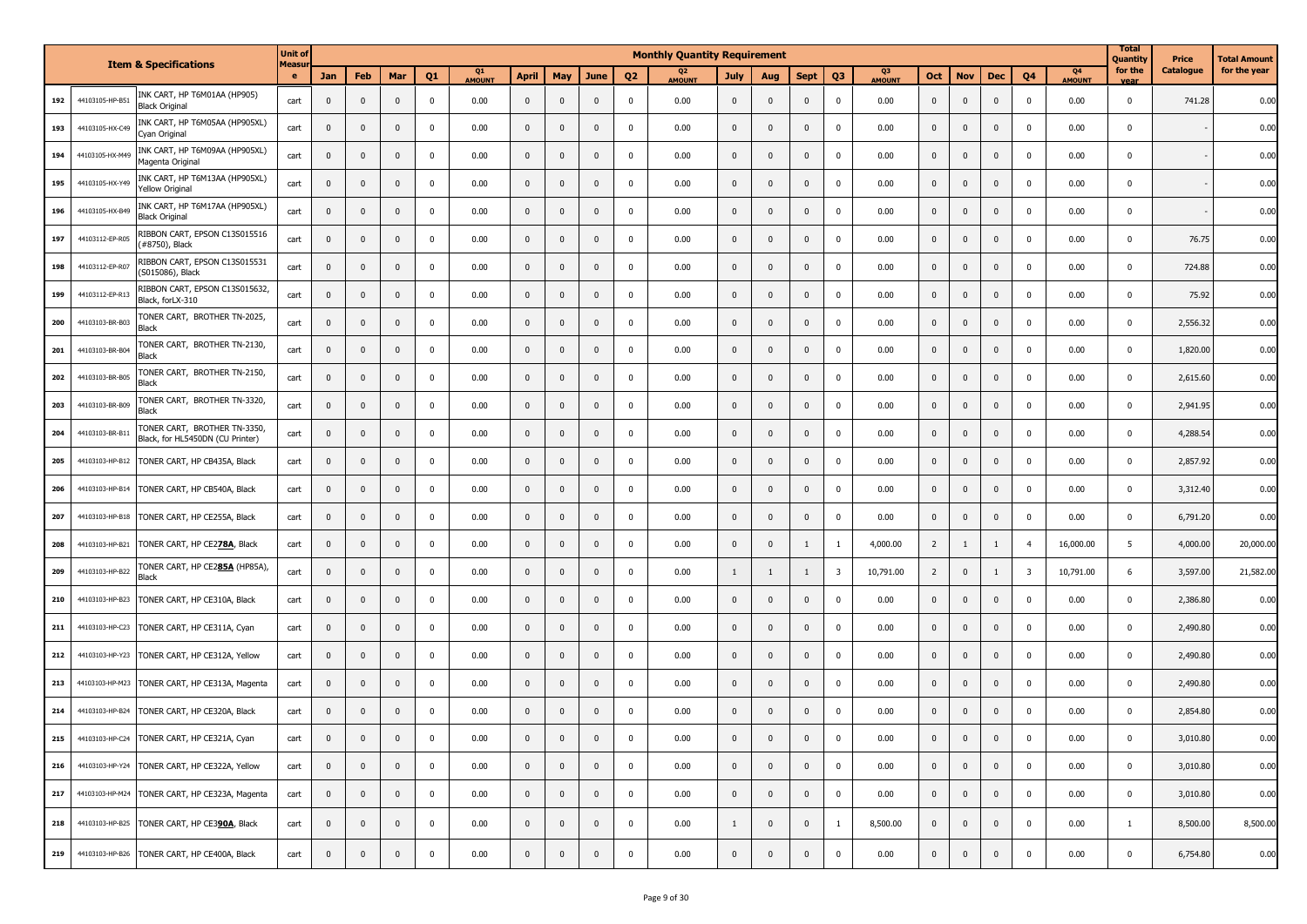| | | Item & Specifications | Unit of Measure | Monthly Quantity Requirement | | | | | | | | | | | | | | | | | | | | | | Total Quantity for the year | Price Catalogue | Total Amount for the year |
|---|---|---|---|---|---|---|---|---|---|---|---|---|---|---|---|---|---|---|---|---|---|---|---|---|---|---|---|---|
| | | | | Jan | Feb | Mar | Q1 | Q1 AMOUNT | April | May | June | Q2 | Q2 AMOUNT | July | Aug | Sept | Q3 | Q3 AMOUNT | Oct | Nov | Dec | Q4 | Q4 AMOUNT | | | |
| 192 | 44103105-HP-B51 | INK CART, HP T6M01AA (HP905) Black Original | cart | 0 | 0 | 0 | 0 | 0.00 | 0 | 0 | 0 | 0 | 0.00 | 0 | 0 | 0 | 0 | 0.00 | 0 | 0 | 0 | 0 | 0.00 | 0 | 741.28 | 0.00 |
| 193 | 44103105-HX-C49 | INK CART, HP T6M05AA (HP905XL) Cyan Original | cart | 0 | 0 | 0 | 0 | 0.00 | 0 | 0 | 0 | 0 | 0.00 | 0 | 0 | 0 | 0 | 0.00 | 0 | 0 | 0 | 0 | 0.00 | 0 | - | 0.00 |
| 194 | 44103105-HX-M49 | INK CART, HP T6M09AA (HP905XL) Magenta Original | cart | 0 | 0 | 0 | 0 | 0.00 | 0 | 0 | 0 | 0 | 0.00 | 0 | 0 | 0 | 0 | 0.00 | 0 | 0 | 0 | 0 | 0.00 | 0 | - | 0.00 |
| 195 | 44103105-HX-Y49 | INK CART, HP T6M13AA (HP905XL) Yellow Original | cart | 0 | 0 | 0 | 0 | 0.00 | 0 | 0 | 0 | 0 | 0.00 | 0 | 0 | 0 | 0 | 0.00 | 0 | 0 | 0 | 0 | 0.00 | 0 | - | 0.00 |
| 196 | 44103105-HX-B49 | INK CART, HP T6M17AA (HP905XL) Black Original | cart | 0 | 0 | 0 | 0 | 0.00 | 0 | 0 | 0 | 0 | 0.00 | 0 | 0 | 0 | 0 | 0.00 | 0 | 0 | 0 | 0 | 0.00 | 0 | - | 0.00 |
| 197 | 44103112-EP-R05 | RIBBON CART, EPSON C13S015516 (#8750), Black | cart | 0 | 0 | 0 | 0 | 0.00 | 0 | 0 | 0 | 0 | 0.00 | 0 | 0 | 0 | 0 | 0.00 | 0 | 0 | 0 | 0 | 0.00 | 0 | 76.75 | 0.00 |
| 198 | 44103112-EP-R07 | RIBBON CART, EPSON C13S015531 (S015086), Black | cart | 0 | 0 | 0 | 0 | 0.00 | 0 | 0 | 0 | 0 | 0.00 | 0 | 0 | 0 | 0 | 0.00 | 0 | 0 | 0 | 0 | 0.00 | 0 | 724.88 | 0.00 |
| 199 | 44103112-EP-R13 | RIBBON CART, EPSON C13S015632, Black, forLX-310 | cart | 0 | 0 | 0 | 0 | 0.00 | 0 | 0 | 0 | 0 | 0.00 | 0 | 0 | 0 | 0 | 0.00 | 0 | 0 | 0 | 0 | 0.00 | 0 | 75.92 | 0.00 |
| 200 | 44103103-BR-B03 | TONER CART, BROTHER TN-2025, Black | cart | 0 | 0 | 0 | 0 | 0.00 | 0 | 0 | 0 | 0 | 0.00 | 0 | 0 | 0 | 0 | 0.00 | 0 | 0 | 0 | 0 | 0.00 | 0 | 2,556.32 | 0.00 |
| 201 | 44103103-BR-B04 | TONER CART, BROTHER TN-2130, Black | cart | 0 | 0 | 0 | 0 | 0.00 | 0 | 0 | 0 | 0 | 0.00 | 0 | 0 | 0 | 0 | 0.00 | 0 | 0 | 0 | 0 | 0.00 | 0 | 1,820.00 | 0.00 |
| 202 | 44103103-BR-B05 | TONER CART, BROTHER TN-2150, Black | cart | 0 | 0 | 0 | 0 | 0.00 | 0 | 0 | 0 | 0 | 0.00 | 0 | 0 | 0 | 0 | 0.00 | 0 | 0 | 0 | 0 | 0.00 | 0 | 2,615.60 | 0.00 |
| 203 | 44103103-BR-B09 | TONER CART, BROTHER TN-3320, Black | cart | 0 | 0 | 0 | 0 | 0.00 | 0 | 0 | 0 | 0 | 0.00 | 0 | 0 | 0 | 0 | 0.00 | 0 | 0 | 0 | 0 | 0.00 | 0 | 2,941.95 | 0.00 |
| 204 | 44103103-BR-B11 | TONER CART, BROTHER TN-3350, Black, for HL5450DN (CU Printer) | cart | 0 | 0 | 0 | 0 | 0.00 | 0 | 0 | 0 | 0 | 0.00 | 0 | 0 | 0 | 0 | 0.00 | 0 | 0 | 0 | 0 | 0.00 | 0 | 4,288.54 | 0.00 |
| 205 | 44103103-HP-B12 | TONER CART, HP CB435A, Black | cart | 0 | 0 | 0 | 0 | 0.00 | 0 | 0 | 0 | 0 | 0.00 | 0 | 0 | 0 | 0 | 0.00 | 0 | 0 | 0 | 0 | 0.00 | 0 | 2,857.92 | 0.00 |
| 206 | 44103103-HP-B14 | TONER CART, HP CB540A, Black | cart | 0 | 0 | 0 | 0 | 0.00 | 0 | 0 | 0 | 0 | 0.00 | 0 | 0 | 0 | 0 | 0.00 | 0 | 0 | 0 | 0 | 0.00 | 0 | 3,312.40 | 0.00 |
| 207 | 44103103-HP-B18 | TONER CART, HP CE255A, Black | cart | 0 | 0 | 0 | 0 | 0.00 | 0 | 0 | 0 | 0 | 0.00 | 0 | 0 | 0 | 0 | 0.00 | 0 | 0 | 0 | 0 | 0.00 | 0 | 6,791.20 | 0.00 |
| 208 | 44103103-HP-B21 | TONER CART, HP CE2**78A**, Black | cart | 0 | 0 | 0 | 0 | 0.00 | 0 | 0 | 0 | 0 | 0.00 | 0 | 0 | 1 | 1 | 4,000.00 | 2 | 1 | 1 | 4 | 16,000.00 | 5 | 4,000.00 | 20,000.00 |
| 209 | 44103103-HP-B22 | TONER CART, HP CE2**85A** (HP85A), Black | cart | 0 | 0 | 0 | 0 | 0.00 | 0 | 0 | 0 | 0 | 0.00 | 1 | 1 | 1 | 3 | 10,791.00 | 2 | 0 | 1 | 3 | 10,791.00 | 6 | 3,597.00 | 21,582.00 |
| 210 | 44103103-HP-B23 | TONER CART, HP CE310A, Black | cart | 0 | 0 | 0 | 0 | 0.00 | 0 | 0 | 0 | 0 | 0.00 | 0 | 0 | 0 | 0 | 0.00 | 0 | 0 | 0 | 0 | 0.00 | 0 | 2,386.80 | 0.00 |
| 211 | 44103103-HP-C23 | TONER CART, HP CE311A, Cyan | cart | 0 | 0 | 0 | 0 | 0.00 | 0 | 0 | 0 | 0 | 0.00 | 0 | 0 | 0 | 0 | 0.00 | 0 | 0 | 0 | 0 | 0.00 | 0 | 2,490.80 | 0.00 |
| 212 | 44103103-HP-Y23 | TONER CART, HP CE312A, Yellow | cart | 0 | 0 | 0 | 0 | 0.00 | 0 | 0 | 0 | 0 | 0.00 | 0 | 0 | 0 | 0 | 0.00 | 0 | 0 | 0 | 0 | 0.00 | 0 | 2,490.80 | 0.00 |
| 213 | 44103103-HP-M23 | TONER CART, HP CE313A, Magenta | cart | 0 | 0 | 0 | 0 | 0.00 | 0 | 0 | 0 | 0 | 0.00 | 0 | 0 | 0 | 0 | 0.00 | 0 | 0 | 0 | 0 | 0.00 | 0 | 2,490.80 | 0.00 |
| 214 | 44103103-HP-B24 | TONER CART, HP CE320A, Black | cart | 0 | 0 | 0 | 0 | 0.00 | 0 | 0 | 0 | 0 | 0.00 | 0 | 0 | 0 | 0 | 0.00 | 0 | 0 | 0 | 0 | 0.00 | 0 | 2,854.80 | 0.00 |
| 215 | 44103103-HP-C24 | TONER CART, HP CE321A, Cyan | cart | 0 | 0 | 0 | 0 | 0.00 | 0 | 0 | 0 | 0 | 0.00 | 0 | 0 | 0 | 0 | 0.00 | 0 | 0 | 0 | 0 | 0.00 | 0 | 3,010.80 | 0.00 |
| 216 | 44103103-HP-Y24 | TONER CART, HP CE322A, Yellow | cart | 0 | 0 | 0 | 0 | 0.00 | 0 | 0 | 0 | 0 | 0.00 | 0 | 0 | 0 | 0 | 0.00 | 0 | 0 | 0 | 0 | 0.00 | 0 | 3,010.80 | 0.00 |
| 217 | 44103103-HP-M24 | TONER CART, HP CE323A, Magenta | cart | 0 | 0 | 0 | 0 | 0.00 | 0 | 0 | 0 | 0 | 0.00 | 0 | 0 | 0 | 0 | 0.00 | 0 | 0 | 0 | 0 | 0.00 | 0 | 3,010.80 | 0.00 |
| 218 | 44103103-HP-B25 | TONER CART, HP CE3**90A**, Black | cart | 0 | 0 | 0 | 0 | 0.00 | 0 | 0 | 0 | 0 | 0.00 | 1 | 0 | 0 | 1 | 8,500.00 | 0 | 0 | 0 | 0 | 0.00 | 1 | 8,500.00 | 8,500.00 |
| 219 | 44103103-HP-B26 | TONER CART, HP CE400A, Black | cart | 0 | 0 | 0 | 0 | 0.00 | 0 | 0 | 0 | 0 | 0.00 | 0 | 0 | 0 | 0 | 0.00 | 0 | 0 | 0 | 0 | 0.00 | 0 | 6,754.80 | 0.00 |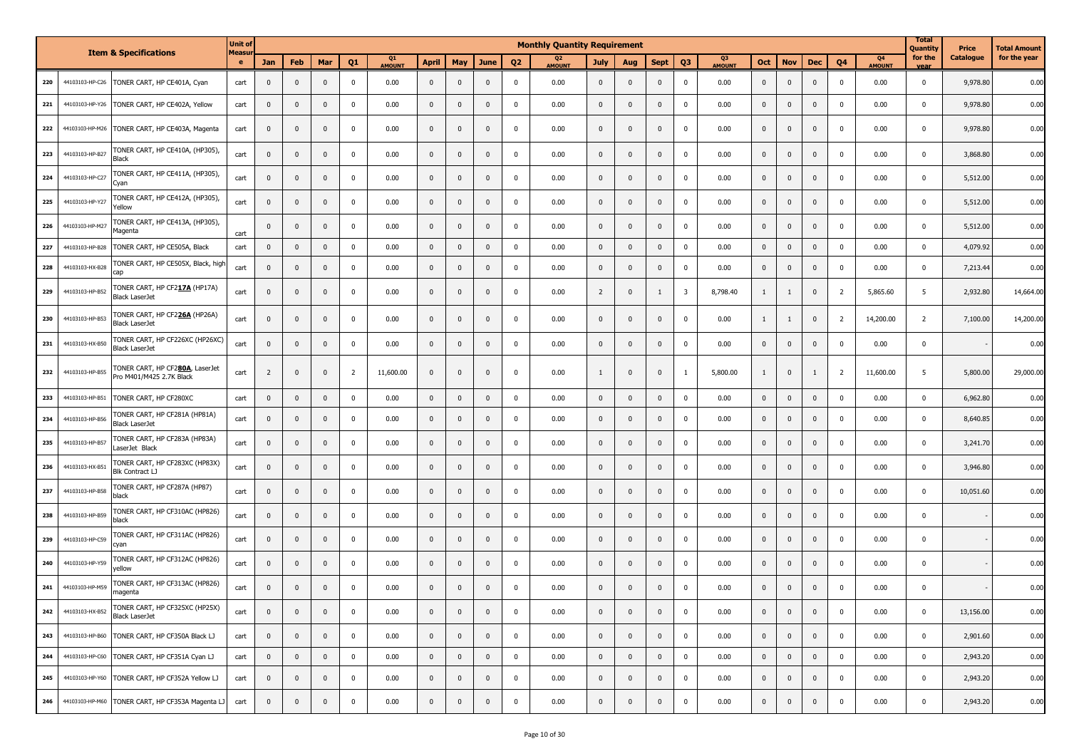| | | Item & Specifications | Unit of Measure | Monthly Quantity Requirement | | | | | | | | | | | | | | | | | | | | | Total Quantity for the year | Price Catalogue | Total Amount for the year |
|---|---|---|---|---|---|---|---|---|---|---|---|---|---|---|---|---|---|---|---|---|---|---|---|---|---|---|---|
| | | | | Jan | Feb | Mar | Q1 | Q1 AMOUNT | April | May | June | Q2 | Q2 AMOUNT | July | Aug | Sept | Q3 | Q3 AMOUNT | Oct | Nov | Dec | Q4 | Q4 AMOUNT | | | |
| 220 | 44103103-HP-C26 | TONER CART, HP CE401A, Cyan | cart | 0 | 0 | 0 | 0 | 0.00 | 0 | 0 | 0 | 0 | 0.00 | 0 | 0 | 0 | 0 | 0.00 | 0 | 0 | 0 | 0 | 0.00 | 0 | 9,978.80 | 0.00 |
| 221 | 44103103-HP-Y26 | TONER CART, HP CE402A, Yellow | cart | 0 | 0 | 0 | 0 | 0.00 | 0 | 0 | 0 | 0 | 0.00 | 0 | 0 | 0 | 0 | 0.00 | 0 | 0 | 0 | 0 | 0.00 | 0 | 9,978.80 | 0.00 |
| 222 | 44103103-HP-M26 | TONER CART, HP CE403A, Magenta | cart | 0 | 0 | 0 | 0 | 0.00 | 0 | 0 | 0 | 0 | 0.00 | 0 | 0 | 0 | 0 | 0.00 | 0 | 0 | 0 | 0 | 0.00 | 0 | 9,978.80 | 0.00 |
| 223 | 44103103-HP-B27 | TONER CART, HP CE410A, (HP305), Black | cart | 0 | 0 | 0 | 0 | 0.00 | 0 | 0 | 0 | 0 | 0.00 | 0 | 0 | 0 | 0 | 0.00 | 0 | 0 | 0 | 0 | 0.00 | 0 | 3,868.80 | 0.00 |
| 224 | 44103103-HP-C27 | TONER CART, HP CE411A, (HP305), Cyan | cart | 0 | 0 | 0 | 0 | 0.00 | 0 | 0 | 0 | 0 | 0.00 | 0 | 0 | 0 | 0 | 0.00 | 0 | 0 | 0 | 0 | 0.00 | 0 | 5,512.00 | 0.00 |
| 225 | 44103103-HP-Y27 | TONER CART, HP CE412A, (HP305), Yellow | cart | 0 | 0 | 0 | 0 | 0.00 | 0 | 0 | 0 | 0 | 0.00 | 0 | 0 | 0 | 0 | 0.00 | 0 | 0 | 0 | 0 | 0.00 | 0 | 5,512.00 | 0.00 |
| 226 | 44103103-HP-M27 | TONER CART, HP CE413A, (HP305), Magenta | cart | 0 | 0 | 0 | 0 | 0.00 | 0 | 0 | 0 | 0 | 0.00 | 0 | 0 | 0 | 0 | 0.00 | 0 | 0 | 0 | 0 | 0.00 | 0 | 5,512.00 | 0.00 |
| 227 | 44103103-HP-B28 | TONER CART, HP CE505A, Black | cart | 0 | 0 | 0 | 0 | 0.00 | 0 | 0 | 0 | 0 | 0.00 | 0 | 0 | 0 | 0 | 0.00 | 0 | 0 | 0 | 0 | 0.00 | 0 | 4,079.92 | 0.00 |
| 228 | 44103103-HX-B28 | TONER CART, HP CE505X, Black, high cap | cart | 0 | 0 | 0 | 0 | 0.00 | 0 | 0 | 0 | 0 | 0.00 | 0 | 0 | 0 | 0 | 0.00 | 0 | 0 | 0 | 0 | 0.00 | 0 | 7,213.44 | 0.00 |
| 229 | 44103103-HP-B52 | TONER CART, HP CF2**17A** (HP17A) Black LaserJet | cart | 0 | 0 | 0 | 0 | 0.00 | 0 | 0 | 0 | 0 | 0.00 | 2 | 0 | 1 | 3 | 8,798.40 | 1 | 1 | 0 | 2 | 5,865.60 | 5 | 2,932.80 | 14,664.00 |
| 230 | 44103103-HP-B53 | TONER CART, HP CF2**26A** (HP26A) Black LaserJet | cart | 0 | 0 | 0 | 0 | 0.00 | 0 | 0 | 0 | 0 | 0.00 | 0 | 0 | 0 | 0 | 0.00 | 1 | 1 | 0 | 2 | 14,200.00 | 2 | 7,100.00 | 14,200.00 |
| 231 | 44103103-HX-B50 | TONER CART, HP CF226XC (HP26XC) Black LaserJet | cart | 0 | 0 | 0 | 0 | 0.00 | 0 | 0 | 0 | 0 | 0.00 | 0 | 0 | 0 | 0 | 0.00 | 0 | 0 | 0 | 0 | 0.00 | 0 | - | 0.00 |
| 232 | 44103103-HP-B55 | TONER CART, HP CF2**80A**, LaserJet Pro M401/M425 2.7K Black | cart | 2 | 0 | 0 | 2 | 11,600.00 | 0 | 0 | 0 | 0 | 0.00 | 1 | 0 | 0 | 1 | 5,800.00 | 1 | 0 | 1 | 2 | 11,600.00 | 5 | 5,800.00 | 29,000.00 |
| 233 | 44103103-HP-B51 | TONER CART, HP CF280XC | cart | 0 | 0 | 0 | 0 | 0.00 | 0 | 0 | 0 | 0 | 0.00 | 0 | 0 | 0 | 0 | 0.00 | 0 | 0 | 0 | 0 | 0.00 | 0 | 6,962.80 | 0.00 |
| 234 | 44103103-HP-B56 | TONER CART, HP CF281A (HP81A) Black LaserJet | cart | 0 | 0 | 0 | 0 | 0.00 | 0 | 0 | 0 | 0 | 0.00 | 0 | 0 | 0 | 0 | 0.00 | 0 | 0 | 0 | 0 | 0.00 | 0 | 8,640.85 | 0.00 |
| 235 | 44103103-HP-B57 | TONER CART, HP CF283A (HP83A) LaserJet Black | cart | 0 | 0 | 0 | 0 | 0.00 | 0 | 0 | 0 | 0 | 0.00 | 0 | 0 | 0 | 0 | 0.00 | 0 | 0 | 0 | 0 | 0.00 | 0 | 3,241.70 | 0.00 |
| 236 | 44103103-HX-B51 | TONER CART, HP CF283XC (HP83X) Blk Contract LJ | cart | 0 | 0 | 0 | 0 | 0.00 | 0 | 0 | 0 | 0 | 0.00 | 0 | 0 | 0 | 0 | 0.00 | 0 | 0 | 0 | 0 | 0.00 | 0 | 3,946.80 | 0.00 |
| 237 | 44103103-HP-B58 | TONER CART, HP CF287A (HP87) black | cart | 0 | 0 | 0 | 0 | 0.00 | 0 | 0 | 0 | 0 | 0.00 | 0 | 0 | 0 | 0 | 0.00 | 0 | 0 | 0 | 0 | 0.00 | 0 | 10,051.60 | 0.00 |
| 238 | 44103103-HP-B59 | TONER CART, HP CF310AC (HP826) black | cart | 0 | 0 | 0 | 0 | 0.00 | 0 | 0 | 0 | 0 | 0.00 | 0 | 0 | 0 | 0 | 0.00 | 0 | 0 | 0 | 0 | 0.00 | 0 | - | 0.00 |
| 239 | 44103103-HP-C59 | TONER CART, HP CF311AC (HP826) cyan | cart | 0 | 0 | 0 | 0 | 0.00 | 0 | 0 | 0 | 0 | 0.00 | 0 | 0 | 0 | 0 | 0.00 | 0 | 0 | 0 | 0 | 0.00 | 0 | - | 0.00 |
| 240 | 44103103-HP-Y59 | TONER CART, HP CF312AC (HP826) yellow | cart | 0 | 0 | 0 | 0 | 0.00 | 0 | 0 | 0 | 0 | 0.00 | 0 | 0 | 0 | 0 | 0.00 | 0 | 0 | 0 | 0 | 0.00 | 0 | - | 0.00 |
| 241 | 44103103-HP-M59 | TONER CART, HP CF313AC (HP826) magenta | cart | 0 | 0 | 0 | 0 | 0.00 | 0 | 0 | 0 | 0 | 0.00 | 0 | 0 | 0 | 0 | 0.00 | 0 | 0 | 0 | 0 | 0.00 | 0 | - | 0.00 |
| 242 | 44103103-HX-B52 | TONER CART, HP CF325XC (HP25X) Black LaserJet | cart | 0 | 0 | 0 | 0 | 0.00 | 0 | 0 | 0 | 0 | 0.00 | 0 | 0 | 0 | 0 | 0.00 | 0 | 0 | 0 | 0 | 0.00 | 0 | 13,156.00 | 0.00 |
| 243 | 44103103-HP-B60 | TONER CART, HP CF350A Black LJ | cart | 0 | 0 | 0 | 0 | 0.00 | 0 | 0 | 0 | 0 | 0.00 | 0 | 0 | 0 | 0 | 0.00 | 0 | 0 | 0 | 0 | 0.00 | 0 | 2,901.60 | 0.00 |
| 244 | 44103103-HP-C60 | TONER CART, HP CF351A Cyan LJ | cart | 0 | 0 | 0 | 0 | 0.00 | 0 | 0 | 0 | 0 | 0.00 | 0 | 0 | 0 | 0 | 0.00 | 0 | 0 | 0 | 0 | 0.00 | 0 | 2,943.20 | 0.00 |
| 245 | 44103103-HP-Y60 | TONER CART, HP CF352A Yellow LJ | cart | 0 | 0 | 0 | 0 | 0.00 | 0 | 0 | 0 | 0 | 0.00 | 0 | 0 | 0 | 0 | 0.00 | 0 | 0 | 0 | 0 | 0.00 | 0 | 2,943.20 | 0.00 |
| 246 | 44103103-HP-M60 | TONER CART, HP CF353A Magenta LJ | cart | 0 | 0 | 0 | 0 | 0.00 | 0 | 0 | 0 | 0 | 0.00 | 0 | 0 | 0 | 0 | 0.00 | 0 | 0 | 0 | 0 | 0.00 | 0 | 2,943.20 | 0.00 |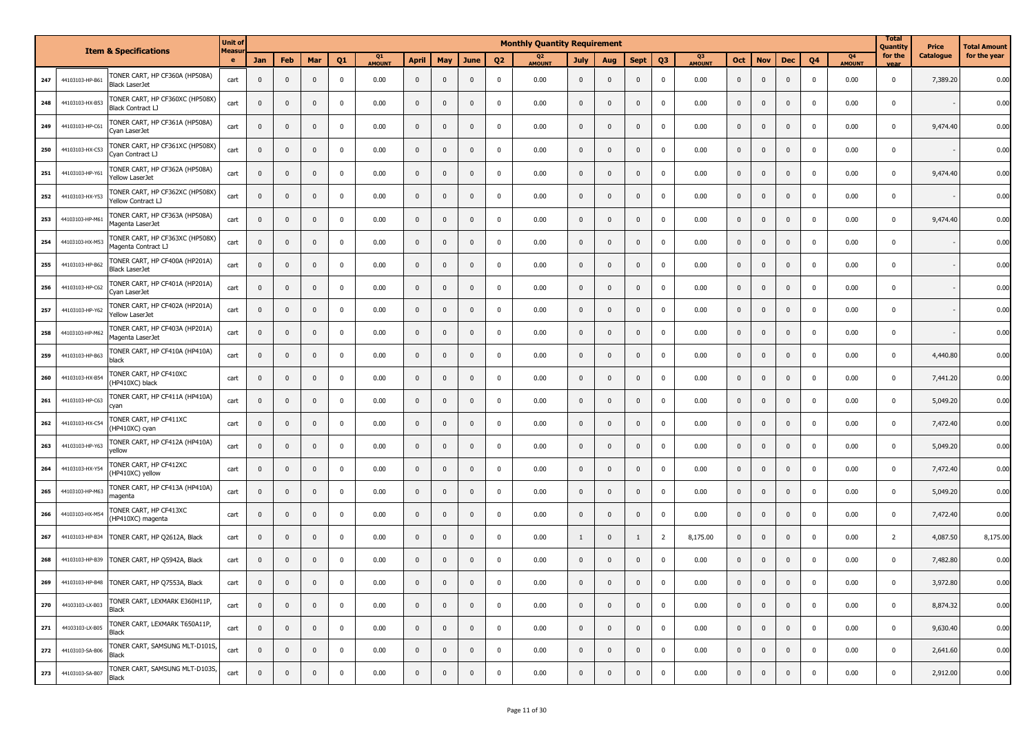| | Item & Specifications | | Unit of Measure | Monthly Quantity Requirement | | | | | | | | | | | | | | | | | | | | Total Quantity for the year | Price Catalogue | Total Amount for the year |
|---|---|---|---|---|---|---|---|---|---|---|---|---|---|---|---|---|---|---|---|---|---|---|---|---|---|---|
| | | | | Jan | Feb | Mar | Q1 | Q1 AMOUNT | April | May | June | Q2 | Q2 AMOUNT | July | Aug | Sept | Q3 | Q3 AMOUNT | Oct | Nov | Dec | Q4 | Q4 AMOUNT | | | |
| 247 | 44103103-HP-B61 | TONER CART, HP CF360A (HP508A) Black LaserJet | cart | 0 | 0 | 0 | 0 | 0.00 | 0 | 0 | 0 | 0 | 0.00 | 0 | 0 | 0 | 0 | 0.00 | 0 | 0 | 0 | 0 | 0.00 | 0 | 7,389.20 | 0.00 |
| 248 | 44103103-HX-B53 | TONER CART, HP CF360XC (HP508X) Black Contract LJ | cart | 0 | 0 | 0 | 0 | 0.00 | 0 | 0 | 0 | 0 | 0.00 | 0 | 0 | 0 | 0 | 0.00 | 0 | 0 | 0 | 0 | 0.00 | 0 | - | 0.00 |
| 249 | 44103103-HP-C61 | TONER CART, HP CF361A (HP508A) Cyan LaserJet | cart | 0 | 0 | 0 | 0 | 0.00 | 0 | 0 | 0 | 0 | 0.00 | 0 | 0 | 0 | 0 | 0.00 | 0 | 0 | 0 | 0 | 0.00 | 0 | 9,474.40 | 0.00 |
| 250 | 44103103-HX-C53 | TONER CART, HP CF361XC (HP508X) Cyan Contract LJ | cart | 0 | 0 | 0 | 0 | 0.00 | 0 | 0 | 0 | 0 | 0.00 | 0 | 0 | 0 | 0 | 0.00 | 0 | 0 | 0 | 0 | 0.00 | 0 | - | 0.00 |
| 251 | 44103103-HP-Y61 | TONER CART, HP CF362A (HP508A) Yellow LaserJet | cart | 0 | 0 | 0 | 0 | 0.00 | 0 | 0 | 0 | 0 | 0.00 | 0 | 0 | 0 | 0 | 0.00 | 0 | 0 | 0 | 0 | 0.00 | 0 | 9,474.40 | 0.00 |
| 252 | 44103103-HX-Y53 | TONER CART, HP CF362XC (HP508X) Yellow Contract LJ | cart | 0 | 0 | 0 | 0 | 0.00 | 0 | 0 | 0 | 0 | 0.00 | 0 | 0 | 0 | 0 | 0.00 | 0 | 0 | 0 | 0 | 0.00 | 0 | - | 0.00 |
| 253 | 44103103-HP-M61 | TONER CART, HP CF363A (HP508A) Magenta LaserJet | cart | 0 | 0 | 0 | 0 | 0.00 | 0 | 0 | 0 | 0 | 0.00 | 0 | 0 | 0 | 0 | 0.00 | 0 | 0 | 0 | 0 | 0.00 | 0 | 9,474.40 | 0.00 |
| 254 | 44103103-HX-M53 | TONER CART, HP CF363XC (HP508X) Magenta Contract LJ | cart | 0 | 0 | 0 | 0 | 0.00 | 0 | 0 | 0 | 0 | 0.00 | 0 | 0 | 0 | 0 | 0.00 | 0 | 0 | 0 | 0 | 0.00 | 0 | - | 0.00 |
| 255 | 44103103-HP-B62 | TONER CART, HP CF400A (HP201A) Black LaserJet | cart | 0 | 0 | 0 | 0 | 0.00 | 0 | 0 | 0 | 0 | 0.00 | 0 | 0 | 0 | 0 | 0.00 | 0 | 0 | 0 | 0 | 0.00 | 0 | - | 0.00 |
| 256 | 44103103-HP-C62 | TONER CART, HP CF401A (HP201A) Cyan LaserJet | cart | 0 | 0 | 0 | 0 | 0.00 | 0 | 0 | 0 | 0 | 0.00 | 0 | 0 | 0 | 0 | 0.00 | 0 | 0 | 0 | 0 | 0.00 | 0 | - | 0.00 |
| 257 | 44103103-HP-Y62 | TONER CART, HP CF402A (HP201A) Yellow LaserJet | cart | 0 | 0 | 0 | 0 | 0.00 | 0 | 0 | 0 | 0 | 0.00 | 0 | 0 | 0 | 0 | 0.00 | 0 | 0 | 0 | 0 | 0.00 | 0 | - | 0.00 |
| 258 | 44103103-HP-M62 | TONER CART, HP CF403A (HP201A) Magenta LaserJet | cart | 0 | 0 | 0 | 0 | 0.00 | 0 | 0 | 0 | 0 | 0.00 | 0 | 0 | 0 | 0 | 0.00 | 0 | 0 | 0 | 0 | 0.00 | 0 | - | 0.00 |
| 259 | 44103103-HP-B63 | TONER CART, HP CF410A (HP410A) black | cart | 0 | 0 | 0 | 0 | 0.00 | 0 | 0 | 0 | 0 | 0.00 | 0 | 0 | 0 | 0 | 0.00 | 0 | 0 | 0 | 0 | 0.00 | 0 | 4,440.80 | 0.00 |
| 260 | 44103103-HX-B54 | TONER CART, HP CF410XC (HP410XC) black | cart | 0 | 0 | 0 | 0 | 0.00 | 0 | 0 | 0 | 0 | 0.00 | 0 | 0 | 0 | 0 | 0.00 | 0 | 0 | 0 | 0 | 0.00 | 0 | 7,441.20 | 0.00 |
| 261 | 44103103-HP-C63 | TONER CART, HP CF411A (HP410A) cyan | cart | 0 | 0 | 0 | 0 | 0.00 | 0 | 0 | 0 | 0 | 0.00 | 0 | 0 | 0 | 0 | 0.00 | 0 | 0 | 0 | 0 | 0.00 | 0 | 5,049.20 | 0.00 |
| 262 | 44103103-HX-C54 | TONER CART, HP CF411XC (HP410XC) cyan | cart | 0 | 0 | 0 | 0 | 0.00 | 0 | 0 | 0 | 0 | 0.00 | 0 | 0 | 0 | 0 | 0.00 | 0 | 0 | 0 | 0 | 0.00 | 0 | 7,472.40 | 0.00 |
| 263 | 44103103-HP-Y63 | TONER CART, HP CF412A (HP410A) yellow | cart | 0 | 0 | 0 | 0 | 0.00 | 0 | 0 | 0 | 0 | 0.00 | 0 | 0 | 0 | 0 | 0.00 | 0 | 0 | 0 | 0 | 0.00 | 0 | 5,049.20 | 0.00 |
| 264 | 44103103-HX-Y54 | TONER CART, HP CF412XC (HP410XC) yellow | cart | 0 | 0 | 0 | 0 | 0.00 | 0 | 0 | 0 | 0 | 0.00 | 0 | 0 | 0 | 0 | 0.00 | 0 | 0 | 0 | 0 | 0.00 | 0 | 7,472.40 | 0.00 |
| 265 | 44103103-HP-M63 | TONER CART, HP CF413A (HP410A) magenta | cart | 0 | 0 | 0 | 0 | 0.00 | 0 | 0 | 0 | 0 | 0.00 | 0 | 0 | 0 | 0 | 0.00 | 0 | 0 | 0 | 0 | 0.00 | 0 | 5,049.20 | 0.00 |
| 266 | 44103103-HX-M54 | TONER CART, HP CF413XC (HP410XC) magenta | cart | 0 | 0 | 0 | 0 | 0.00 | 0 | 0 | 0 | 0 | 0.00 | 0 | 0 | 0 | 0 | 0.00 | 0 | 0 | 0 | 0 | 0.00 | 0 | 7,472.40 | 0.00 |
| 267 | 44103103-HP-B34 | TONER CART, HP Q2612A, Black | cart | 0 | 0 | 0 | 0 | 0.00 | 0 | 0 | 0 | 0 | 0.00 | 1 | 0 | 1 | 2 | 8,175.00 | 0 | 0 | 0 | 0 | 0.00 | 2 | 4,087.50 | 8,175.00 |
| 268 | 44103103-HP-B39 | TONER CART, HP Q5942A, Black | cart | 0 | 0 | 0 | 0 | 0.00 | 0 | 0 | 0 | 0 | 0.00 | 0 | 0 | 0 | 0 | 0.00 | 0 | 0 | 0 | 0 | 0.00 | 0 | 7,482.80 | 0.00 |
| 269 | 44103103-HP-B48 | TONER CART, HP Q7553A, Black | cart | 0 | 0 | 0 | 0 | 0.00 | 0 | 0 | 0 | 0 | 0.00 | 0 | 0 | 0 | 0 | 0.00 | 0 | 0 | 0 | 0 | 0.00 | 0 | 3,972.80 | 0.00 |
| 270 | 44103103-LX-B03 | TONER CART, LEXMARK E360H11P, Black | cart | 0 | 0 | 0 | 0 | 0.00 | 0 | 0 | 0 | 0 | 0.00 | 0 | 0 | 0 | 0 | 0.00 | 0 | 0 | 0 | 0 | 0.00 | 0 | 8,874.32 | 0.00 |
| 271 | 44103103-LX-B05 | TONER CART, LEXMARK T650A11P, Black | cart | 0 | 0 | 0 | 0 | 0.00 | 0 | 0 | 0 | 0 | 0.00 | 0 | 0 | 0 | 0 | 0.00 | 0 | 0 | 0 | 0 | 0.00 | 0 | 9,630.40 | 0.00 |
| 272 | 44103103-SA-B06 | TONER CART, SAMSUNG MLT-D101S, Black | cart | 0 | 0 | 0 | 0 | 0.00 | 0 | 0 | 0 | 0 | 0.00 | 0 | 0 | 0 | 0 | 0.00 | 0 | 0 | 0 | 0 | 0.00 | 0 | 2,641.60 | 0.00 |
| 273 | 44103103-SA-B07 | TONER CART, SAMSUNG MLT-D103S, Black | cart | 0 | 0 | 0 | 0 | 0.00 | 0 | 0 | 0 | 0 | 0.00 | 0 | 0 | 0 | 0 | 0.00 | 0 | 0 | 0 | 0 | 0.00 | 0 | 2,912.00 | 0.00 |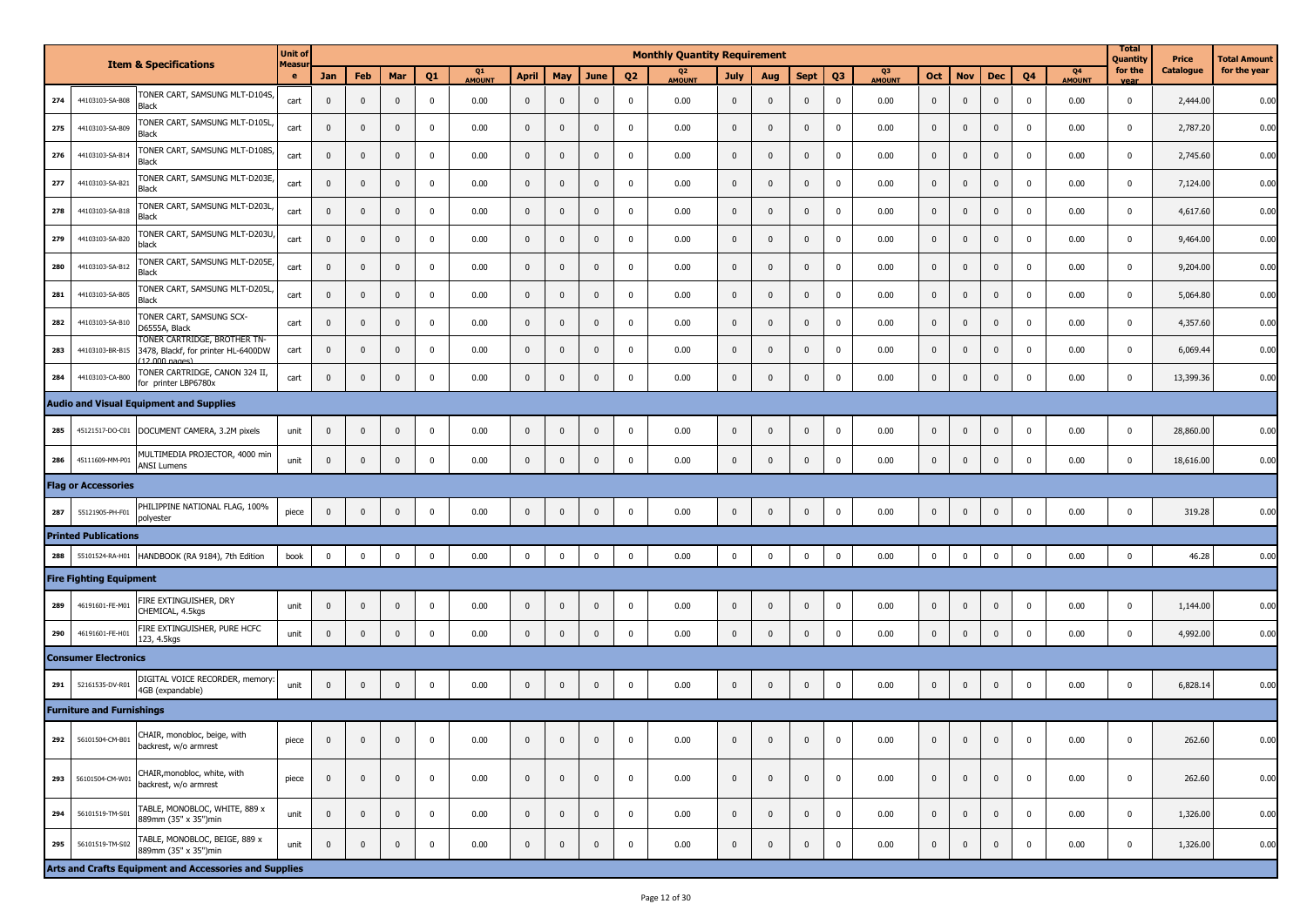| | | Item & Specifications | Unit of Measure | Monthly Quantity Requirement | | | | | | | | | | | | | | | | | | | | | | Total Quantity for the year | Price Catalogue | Total Amount for the year |
|---|---|---|---|---|---|---|---|---|---|---|---|---|---|---|---|---|---|---|---|---|---|---|---|---|---|---|---|---|
| | | | | Jan | Feb | Mar | Q1 | Q1 AMOUNT | April | May | June | Q2 | Q2 AMOUNT | July | Aug | Sept | Q3 | Q3 AMOUNT | Oct | Nov | Dec | Q4 | Q4 AMOUNT | | | |
| 274 | 44103103-SA-B08 | TONER CART, SAMSUNG MLT-D104S, Black | cart | 0 | 0 | 0 | 0 | 0.00 | 0 | 0 | 0 | 0 | 0.00 | 0 | 0 | 0 | 0 | 0.00 | 0 | 0 | 0 | 0 | 0.00 | 0 | 2,444.00 | 0.00 |
| 275 | 44103103-SA-B09 | TONER CART, SAMSUNG MLT-D105L, Black | cart | 0 | 0 | 0 | 0 | 0.00 | 0 | 0 | 0 | 0 | 0.00 | 0 | 0 | 0 | 0 | 0.00 | 0 | 0 | 0 | 0 | 0.00 | 0 | 2,787.20 | 0.00 |
| 276 | 44103103-SA-B14 | TONER CART, SAMSUNG MLT-D108S, Black | cart | 0 | 0 | 0 | 0 | 0.00 | 0 | 0 | 0 | 0 | 0.00 | 0 | 0 | 0 | 0 | 0.00 | 0 | 0 | 0 | 0 | 0.00 | 0 | 2,745.60 | 0.00 |
| 277 | 44103103-SA-B21 | TONER CART, SAMSUNG MLT-D203E, Black | cart | 0 | 0 | 0 | 0 | 0.00 | 0 | 0 | 0 | 0 | 0.00 | 0 | 0 | 0 | 0 | 0.00 | 0 | 0 | 0 | 0 | 0.00 | 0 | 7,124.00 | 0.00 |
| 278 | 44103103-SA-B18 | TONER CART, SAMSUNG MLT-D203L, Black | cart | 0 | 0 | 0 | 0 | 0.00 | 0 | 0 | 0 | 0 | 0.00 | 0 | 0 | 0 | 0 | 0.00 | 0 | 0 | 0 | 0 | 0.00 | 0 | 4,617.60 | 0.00 |
| 279 | 44103103-SA-B20 | TONER CART, SAMSUNG MLT-D203U, black | cart | 0 | 0 | 0 | 0 | 0.00 | 0 | 0 | 0 | 0 | 0.00 | 0 | 0 | 0 | 0 | 0.00 | 0 | 0 | 0 | 0 | 0.00 | 0 | 9,464.00 | 0.00 |
| 280 | 44103103-SA-B12 | TONER CART, SAMSUNG MLT-D205E, Black | cart | 0 | 0 | 0 | 0 | 0.00 | 0 | 0 | 0 | 0 | 0.00 | 0 | 0 | 0 | 0 | 0.00 | 0 | 0 | 0 | 0 | 0.00 | 0 | 9,204.00 | 0.00 |
| 281 | 44103103-SA-B05 | TONER CART, SAMSUNG MLT-D205L, Black | cart | 0 | 0 | 0 | 0 | 0.00 | 0 | 0 | 0 | 0 | 0.00 | 0 | 0 | 0 | 0 | 0.00 | 0 | 0 | 0 | 0 | 0.00 | 0 | 5,064.80 | 0.00 |
| 282 | 44103103-SA-B10 | TONER CART, SAMSUNG SCX-D6555A, Black | cart | 0 | 0 | 0 | 0 | 0.00 | 0 | 0 | 0 | 0 | 0.00 | 0 | 0 | 0 | 0 | 0.00 | 0 | 0 | 0 | 0 | 0.00 | 0 | 4,357.60 | 0.00 |
| 283 | 44103103-BR-B15 | TONER CARTRIDGE, BROTHER TN-3478, Blackf, for printer HL-6400DW (12,000 pages) | cart | 0 | 0 | 0 | 0 | 0.00 | 0 | 0 | 0 | 0 | 0.00 | 0 | 0 | 0 | 0 | 0.00 | 0 | 0 | 0 | 0 | 0.00 | 0 | 6,069.44 | 0.00 |
| 284 | 44103103-CA-B00 | TONER CARTRIDGE, CANON 324 II, for printer LBP6780x | cart | 0 | 0 | 0 | 0 | 0.00 | 0 | 0 | 0 | 0 | 0.00 | 0 | 0 | 0 | 0 | 0.00 | 0 | 0 | 0 | 0 | 0.00 | 0 | 13,399.36 | 0.00 |
| **Audio and Visual Equipment and Supplies** | | | | | | | | | | | | | | | | | | | | | | | | | | |
| 285 | 45121517-DO-C01 | DOCUMENT CAMERA, 3.2M pixels | unit | 0 | 0 | 0 | 0 | 0.00 | 0 | 0 | 0 | 0 | 0.00 | 0 | 0 | 0 | 0 | 0.00 | 0 | 0 | 0 | 0 | 0.00 | 0 | 28,860.00 | 0.00 |
| 286 | 45111609-MM-P01 | MULTIMEDIA PROJECTOR, 4000 min ANSI Lumens | unit | 0 | 0 | 0 | 0 | 0.00 | 0 | 0 | 0 | 0 | 0.00 | 0 | 0 | 0 | 0 | 0.00 | 0 | 0 | 0 | 0 | 0.00 | 0 | 18,616.00 | 0.00 |
| **Flag or Accessories** | | | | | | | | | | | | | | | | | | | | | | | | | | |
| 287 | 55121905-PH-F01 | PHILIPPINE NATIONAL FLAG, 100% polyester | piece | 0 | 0 | 0 | 0 | 0.00 | 0 | 0 | 0 | 0 | 0.00 | 0 | 0 | 0 | 0 | 0.00 | 0 | 0 | 0 | 0 | 0.00 | 0 | 319.28 | 0.00 |
| **Printed Publications** | | | | | | | | | | | | | | | | | | | | | | | | | | |
| 288 | 55101524-RA-H01 | HANDBOOK (RA 9184), 7th Edition | book | 0 | 0 | 0 | 0 | 0.00 | 0 | 0 | 0 | 0 | 0.00 | 0 | 0 | 0 | 0 | 0.00 | 0 | 0 | 0 | 0 | 0.00 | 0 | 46.28 | 0.00 |
| **Fire Fighting Equipment** | | | | | | | | | | | | | | | | | | | | | | | | | | |
| 289 | 46191601-FE-M01 | FIRE EXTINGUISHER, DRY CHEMICAL, 4.5kgs | unit | 0 | 0 | 0 | 0 | 0.00 | 0 | 0 | 0 | 0 | 0.00 | 0 | 0 | 0 | 0 | 0.00 | 0 | 0 | 0 | 0 | 0.00 | 0 | 1,144.00 | 0.00 |
| 290 | 46191601-FE-H01 | FIRE EXTINGUISHER, PURE HCFC 123, 4.5kgs | unit | 0 | 0 | 0 | 0 | 0.00 | 0 | 0 | 0 | 0 | 0.00 | 0 | 0 | 0 | 0 | 0.00 | 0 | 0 | 0 | 0 | 0.00 | 0 | 4,992.00 | 0.00 |
| **Consumer Electronics** | | | | | | | | | | | | | | | | | | | | | | | | | | |
| 291 | 52161535-DV-R01 | DIGITAL VOICE RECORDER, memory: 4GB (expandable) | unit | 0 | 0 | 0 | 0 | 0.00 | 0 | 0 | 0 | 0 | 0.00 | 0 | 0 | 0 | 0 | 0.00 | 0 | 0 | 0 | 0 | 0.00 | 0 | 6,828.14 | 0.00 |
| **Furniture and Furnishings** | | | | | | | | | | | | | | | | | | | | | | | | | | |
| 292 | 56101504-CM-B01 | CHAIR, monobloc, beige, with backrest, w/o armrest | piece | 0 | 0 | 0 | 0 | 0.00 | 0 | 0 | 0 | 0 | 0.00 | 0 | 0 | 0 | 0 | 0.00 | 0 | 0 | 0 | 0 | 0.00 | 0 | 262.60 | 0.00 |
| 293 | 56101504-CM-W01 | CHAIR,monobloc, white, with backrest, w/o armrest | piece | 0 | 0 | 0 | 0 | 0.00 | 0 | 0 | 0 | 0 | 0.00 | 0 | 0 | 0 | 0 | 0.00 | 0 | 0 | 0 | 0 | 0.00 | 0 | 262.60 | 0.00 |
| 294 | 56101519-TM-S01 | TABLE, MONOBLOC, WHITE, 889 x 889mm (35" x 35")min | unit | 0 | 0 | 0 | 0 | 0.00 | 0 | 0 | 0 | 0 | 0.00 | 0 | 0 | 0 | 0 | 0.00 | 0 | 0 | 0 | 0 | 0.00 | 0 | 1,326.00 | 0.00 |
| 295 | 56101519-TM-S02 | TABLE, MONOBLOC, BEIGE, 889 x 889mm (35" x 35")min | unit | 0 | 0 | 0 | 0 | 0.00 | 0 | 0 | 0 | 0 | 0.00 | 0 | 0 | 0 | 0 | 0.00 | 0 | 0 | 0 | 0 | 0.00 | 0 | 1,326.00 | 0.00 |
| **Arts and Crafts Equipment and Accessories and Supplies** | | | | | | | | | | | | | | | | | | | | | | | | | | |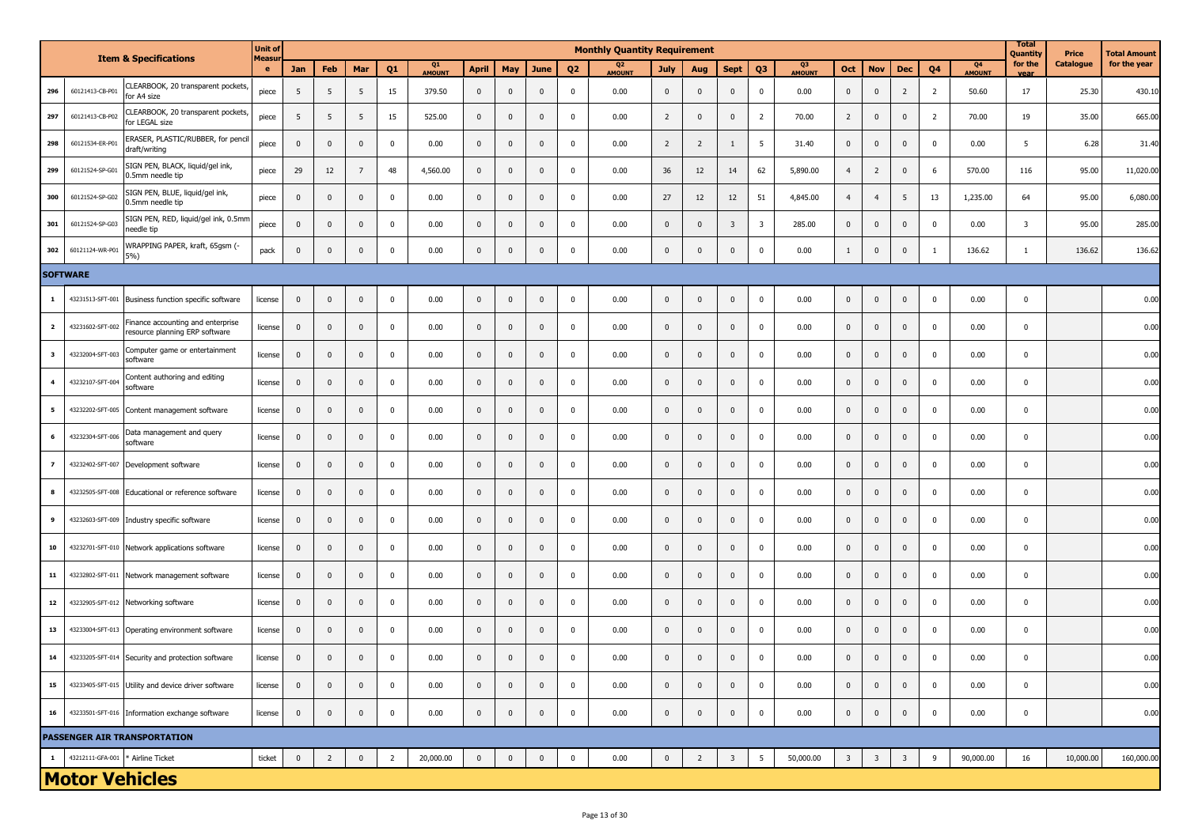| | | Item & Specifications | Unit of Measure | Monthly Quantity Requirement | | | | | | | | | | | | | | | | | | | | Total Quantity for the year | Price Catalogue | Total Amount for the year |
|---|---|---|---|---|---|---|---|---|---|---|---|---|---|---|---|---|---|---|---|---|---|---|---|---|---|---|
| | | | | Jan | Feb | Mar | Q1 | Q1 AMOUNT | April | May | June | Q2 | Q2 AMOUNT | July | Aug | Sept | Q3 | Q3 AMOUNT | Oct | Nov | Dec | Q4 | Q4 AMOUNT | | | |
| 296 | 60121413-CB-P01 | CLEARBOOK, 20 transparent pockets, for A4 size | piece | 5 | 5 | 5 | 15 | 379.50 | 0 | 0 | 0 | 0 | 0.00 | 0 | 0 | 0 | 0 | 0.00 | 0 | 0 | 2 | 2 | 50.60 | 17 | 25.30 | 430.10 |
| 297 | 60121413-CB-P02 | CLEARBOOK, 20 transparent pockets, for LEGAL size | piece | 5 | 5 | 5 | 15 | 525.00 | 0 | 0 | 0 | 0 | 0.00 | 2 | 0 | 0 | 2 | 70.00 | 2 | 0 | 0 | 2 | 70.00 | 19 | 35.00 | 665.00 |
| 298 | 60121534-ER-P01 | ERASER, PLASTIC/RUBBER, for pencil draft/writing | piece | 0 | 0 | 0 | 0 | 0.00 | 0 | 0 | 0 | 0 | 0.00 | 2 | 2 | 1 | 5 | 31.40 | 0 | 0 | 0 | 0 | 0.00 | 5 | 6.28 | 31.40 |
| 299 | 60121524-SP-G01 | SIGN PEN, BLACK, liquid/gel ink, 0.5mm needle tip | piece | 29 | 12 | 7 | 48 | 4,560.00 | 0 | 0 | 0 | 0 | 0.00 | 36 | 12 | 14 | 62 | 5,890.00 | 4 | 2 | 0 | 6 | 570.00 | 116 | 95.00 | 11,020.00 |
| 300 | 60121524-SP-G02 | SIGN PEN, BLUE, liquid/gel ink, 0.5mm needle tip | piece | 0 | 0 | 0 | 0 | 0.00 | 0 | 0 | 0 | 0 | 0.00 | 27 | 12 | 12 | 51 | 4,845.00 | 4 | 4 | 5 | 13 | 1,235.00 | 64 | 95.00 | 6,080.00 |
| 301 | 60121524-SP-G03 | SIGN PEN, RED, liquid/gel ink, 0.5mm needle tip | piece | 0 | 0 | 0 | 0 | 0.00 | 0 | 0 | 0 | 0 | 0.00 | 0 | 0 | 3 | 3 | 285.00 | 0 | 0 | 0 | 0 | 0.00 | 3 | 95.00 | 285.00 |
| 302 | 60121124-WR-P01 | WRAPPING PAPER, kraft, 65gsm (-5%) | pack | 0 | 0 | 0 | 0 | 0.00 | 0 | 0 | 0 | 0 | 0.00 | 0 | 0 | 0 | 0 | 0.00 | 1 | 0 | 0 | 1 | 136.62 | 1 | 136.62 | 136.62 |
| **SOFTWARE** | | | | | | | | | | | | | | | | | | | | | | | | | | |
| 1 | 43231513-SFT-001 | Business function specific software | license | 0 | 0 | 0 | 0 | 0.00 | 0 | 0 | 0 | 0 | 0.00 | 0 | 0 | 0 | 0 | 0.00 | 0 | 0 | 0 | 0 | 0.00 | 0 | | 0.00 |
| 2 | 43231602-SFT-002 | Finance accounting and enterprise resource planning ERP software | license | 0 | 0 | 0 | 0 | 0.00 | 0 | 0 | 0 | 0 | 0.00 | 0 | 0 | 0 | 0 | 0.00 | 0 | 0 | 0 | 0 | 0.00 | 0 | | 0.00 |
| 3 | 43232004-SFT-003 | Computer game or entertainment software | license | 0 | 0 | 0 | 0 | 0.00 | 0 | 0 | 0 | 0 | 0.00 | 0 | 0 | 0 | 0 | 0.00 | 0 | 0 | 0 | 0 | 0.00 | 0 | | 0.00 |
| 4 | 43232107-SFT-004 | Content authoring and editing software | license | 0 | 0 | 0 | 0 | 0.00 | 0 | 0 | 0 | 0 | 0.00 | 0 | 0 | 0 | 0 | 0.00 | 0 | 0 | 0 | 0 | 0.00 | 0 | | 0.00 |
| 5 | 43232202-SFT-005 | Content management software | license | 0 | 0 | 0 | 0 | 0.00 | 0 | 0 | 0 | 0 | 0.00 | 0 | 0 | 0 | 0 | 0.00 | 0 | 0 | 0 | 0 | 0.00 | 0 | | 0.00 |
| 6 | 43232304-SFT-006 | Data management and query software | license | 0 | 0 | 0 | 0 | 0.00 | 0 | 0 | 0 | 0 | 0.00 | 0 | 0 | 0 | 0 | 0.00 | 0 | 0 | 0 | 0 | 0.00 | 0 | | 0.00 |
| 7 | 43232402-SFT-007 | Development software | license | 0 | 0 | 0 | 0 | 0.00 | 0 | 0 | 0 | 0 | 0.00 | 0 | 0 | 0 | 0 | 0.00 | 0 | 0 | 0 | 0 | 0.00 | 0 | | 0.00 |
| 8 | 43232505-SFT-008 | Educational or reference software | license | 0 | 0 | 0 | 0 | 0.00 | 0 | 0 | 0 | 0 | 0.00 | 0 | 0 | 0 | 0 | 0.00 | 0 | 0 | 0 | 0 | 0.00 | 0 | | 0.00 |
| 9 | 43232603-SFT-009 | Industry specific software | license | 0 | 0 | 0 | 0 | 0.00 | 0 | 0 | 0 | 0 | 0.00 | 0 | 0 | 0 | 0 | 0.00 | 0 | 0 | 0 | 0 | 0.00 | 0 | | 0.00 |
| 10 | 43232701-SFT-010 | Network applications software | license | 0 | 0 | 0 | 0 | 0.00 | 0 | 0 | 0 | 0 | 0.00 | 0 | 0 | 0 | 0 | 0.00 | 0 | 0 | 0 | 0 | 0.00 | 0 | | 0.00 |
| 11 | 43232802-SFT-011 | Network management software | license | 0 | 0 | 0 | 0 | 0.00 | 0 | 0 | 0 | 0 | 0.00 | 0 | 0 | 0 | 0 | 0.00 | 0 | 0 | 0 | 0 | 0.00 | 0 | | 0.00 |
| 12 | 43232905-SFT-012 | Networking software | license | 0 | 0 | 0 | 0 | 0.00 | 0 | 0 | 0 | 0 | 0.00 | 0 | 0 | 0 | 0 | 0.00 | 0 | 0 | 0 | 0 | 0.00 | 0 | | 0.00 |
| 13 | 43233004-SFT-013 | Operating environment software | license | 0 | 0 | 0 | 0 | 0.00 | 0 | 0 | 0 | 0 | 0.00 | 0 | 0 | 0 | 0 | 0.00 | 0 | 0 | 0 | 0 | 0.00 | 0 | | 0.00 |
| 14 | 43233205-SFT-014 | Security and protection software | license | 0 | 0 | 0 | 0 | 0.00 | 0 | 0 | 0 | 0 | 0.00 | 0 | 0 | 0 | 0 | 0.00 | 0 | 0 | 0 | 0 | 0.00 | 0 | | 0.00 |
| 15 | 43233405-SFT-015 | Utility and device driver software | license | 0 | 0 | 0 | 0 | 0.00 | 0 | 0 | 0 | 0 | 0.00 | 0 | 0 | 0 | 0 | 0.00 | 0 | 0 | 0 | 0 | 0.00 | 0 | | 0.00 |
| 16 | 43233501-SFT-016 | Information exchange software | license | 0 | 0 | 0 | 0 | 0.00 | 0 | 0 | 0 | 0 | 0.00 | 0 | 0 | 0 | 0 | 0.00 | 0 | 0 | 0 | 0 | 0.00 | 0 | | 0.00 |
| **PASSENGER AIR TRANSPORTATION** | | | | | | | | | | | | | | | | | | | | | | | | | | |
| 1 | 43212111-GFA-001 | * Airline Ticket | ticket | 0 | 2 | 0 | 2 | 20,000.00 | 0 | 0 | 0 | 0 | 0.00 | 0 | 2 | 3 | 5 | 50,000.00 | 3 | 3 | 3 | 9 | 90,000.00 | 16 | 10,000.00 | 160,000.00 |
| **Motor Vehicles** | | | | | | | | | | | | | | | | | | | | | | | | | | |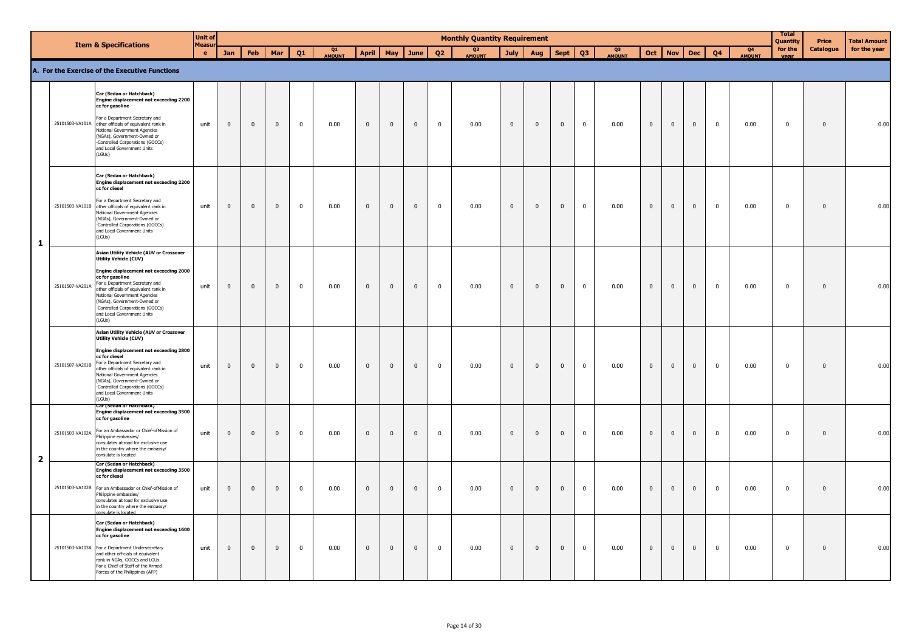| | | Item & Specifications | Unit of Measure | Monthly Quantity Requirement | | | | | | | | | | | | | | | | | | | | Total Quantity for the year | Price Catalogue | Total Amount for the year |
|---|---|---|---|---|---|---|---|---|---|---|---|---|---|---|---|---|---|---|---|---|---|---|---|---|---|---|
| | | | | Jan | Feb | Mar | Q1 | Q1 AMOUNT | April | May | June | Q2 | Q2 AMOUNT | July | Aug | Sept | Q3 | Q3 AMOUNT | Oct | Nov | Dec | Q4 | Q4 AMOUNT | | | |
| **A. For the Exercise of the Executive Functions** | | | | | | | | | | | | | | | | | | | | | | | | | | |
| 1 | 25101503-VA101A | **Car (Sedan or Hatchback) Engine displacement not exceeding 2200 cc for gasoline** For a Department Secretary and other officials of equivalent rank in National Government Agencies (NGAs), Government-Owned or -Controlled Corporations (GOCCs) and Local Government Units (LGUs) | unit | 0 | 0 | 0 | 0 | 0.00 | 0 | 0 | 0 | 0 | 0.00 | 0 | 0 | 0 | 0 | 0.00 | 0 | 0 | 0 | 0 | 0.00 | 0 | 0 | 0.00 |
| | 25101503-VA101B | **Car (Sedan or Hatchback) Engine displacement not exceeding 2200 cc for diesel** For a Department Secretary and other officials of equivalent rank in National Government Agencies (NGAs), Government-Owned or -Controlled Corporations (GOCCs) and Local Government Units (LGUs) | unit | 0 | 0 | 0 | 0 | 0.00 | 0 | 0 | 0 | 0 | 0.00 | 0 | 0 | 0 | 0 | 0.00 | 0 | 0 | 0 | 0 | 0.00 | 0 | 0 | 0.00 |
| | 25101507-VA201A | **Asian Utility Vehicle (AUV or Crossover Utility Vehicle (CUV) Engine displacement not exceeding 2000 cc for gasoline** For a Department Secretary and other officials of equivalent rank in National Government Agencies (NGAs), Government-Owned or -Controlled Corporations (GOCCs) and Local Government Units (LGUs) | unit | 0 | 0 | 0 | 0 | 0.00 | 0 | 0 | 0 | 0 | 0.00 | 0 | 0 | 0 | 0 | 0.00 | 0 | 0 | 0 | 0 | 0.00 | 0 | 0 | 0.00 |
| | 25101507-VA201B | **Asian Utility Vehicle (AUV or Crossover Utility Vehicle (CUV) Engine displacement not exceeding 2800 cc for diesel** For a Department Secretary and other officials of equivalent rank in National Government Agencies (NGAs), Government-Owned or -Controlled Corporations (GOCCs) and Local Government Units (LGUs) | unit | 0 | 0 | 0 | 0 | 0.00 | 0 | 0 | 0 | 0 | 0.00 | 0 | 0 | 0 | 0 | 0.00 | 0 | 0 | 0 | 0 | 0.00 | 0 | 0 | 0.00 |
| 2 | 25101503-VA102A | **Car (Sedan or Hatchback) Engine displacement not exceeding 3500 cc for gasoline** For an Ambassador or Chief-ofMission of Philippine embassies/ consulates abroad for exclusive use in the country where the embassy/ consulate is located | unit | 0 | 0 | 0 | 0 | 0.00 | 0 | 0 | 0 | 0 | 0.00 | 0 | 0 | 0 | 0 | 0.00 | 0 | 0 | 0 | 0 | 0.00 | 0 | 0 | 0.00 |
| | 25101503-VA102B | **Car (Sedan or Hatchback) Engine displacement not exceeding 3500 cc for diesel** For an Ambassador or Chief-ofMission of Philippine embassies/ consulates abroad for exclusive use in the country where the embassy/ consulate is located | unit | 0 | 0 | 0 | 0 | 0.00 | 0 | 0 | 0 | 0 | 0.00 | 0 | 0 | 0 | 0 | 0.00 | 0 | 0 | 0 | 0 | 0.00 | 0 | 0 | 0.00 |
| | 25101503-VA103A | **Car (Sedan or Hatchback) Engine displacement not exceeding 1600 cc for gasoline** For a Department Undersecretary and other officials of equivalent rank in NGAs, GOCCs and LGUs For a Chief of Staff of the Armed Forces of the Philippines (AFP) | unit | 0 | 0 | 0 | 0 | 0.00 | 0 | 0 | 0 | 0 | 0.00 | 0 | 0 | 0 | 0 | 0.00 | 0 | 0 | 0 | 0 | 0.00 | 0 | 0 | 0.00 |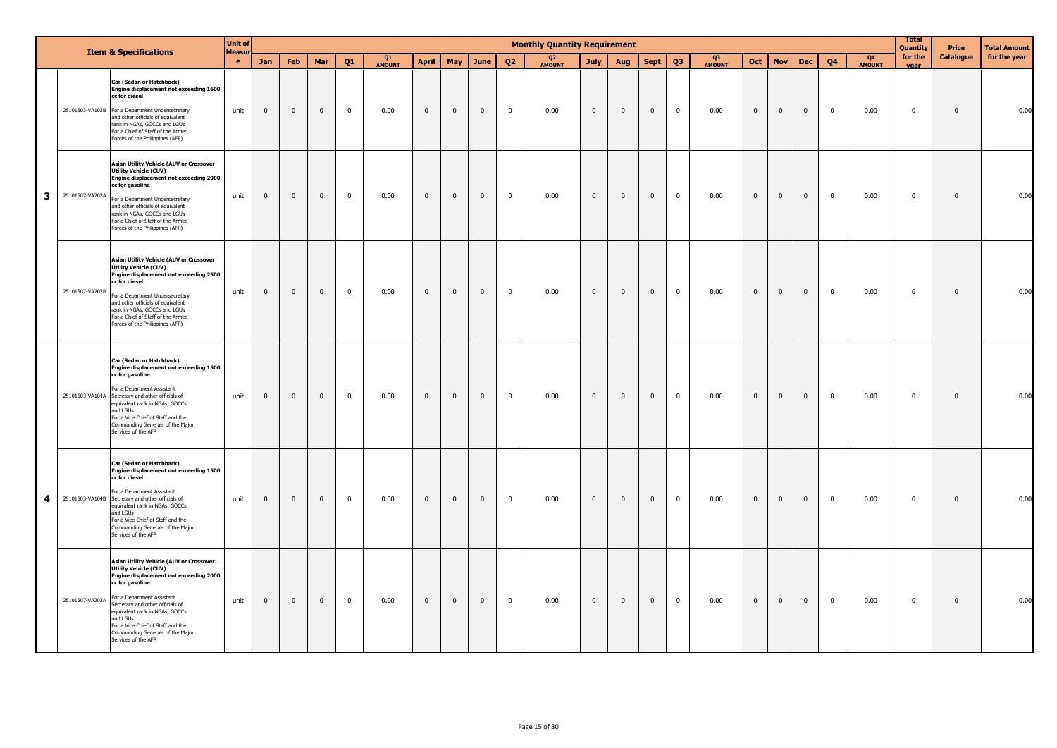| | | Item & Specifications | Unit of Measure | Monthly Quantity Requirement | | | | | | | | | | | | | | | | | | | | | Total Quantity for the year | Price Catalogue | Total Amount for the year |
|---|---|---|---|---|---|---|---|---|---|---|---|---|---|---|---|---|---|---|---|---|---|---|---|---|---|---|---|
| | | | | Jan | Feb | Mar | Q1 | Q1 AMOUNT | April | May | June | Q2 | Q2 AMOUNT | July | Aug | Sept | Q3 | Q3 AMOUNT | Oct | Nov | Dec | Q4 | Q4 AMOUNT | | | |
| 3 | 25101503-VA103B | **Car (Sedan or Hatchback) Engine displacement not exceeding 1600 cc for diesel** For a Department Undersecretary and other officials of equivalent rank in NGAs, GOCCs and LGUs For a Chief of Staff of the Armed Forces of the Philippines (AFP) | unit | 0 | 0 | 0 | 0 | 0.00 | 0 | 0 | 0 | 0 | 0.00 | 0 | 0 | 0 | 0 | 0.00 | 0 | 0 | 0 | 0 | 0.00 | 0 | 0 | 0.00 |
| 3 | 25101507-VA202A | **Asian Utility Vehicle (AUV or Crossover Utility Vehicle (CUV) Engine displacement not exceeding 2000 cc for gasoline** For a Department Undersecretary and other officials of equivalent rank in NGAs, GOCCs and LGUs For a Chief of Staff of the Armed Forces of the Philippines (AFP) | unit | 0 | 0 | 0 | 0 | 0.00 | 0 | 0 | 0 | 0 | 0.00 | 0 | 0 | 0 | 0 | 0.00 | 0 | 0 | 0 | 0 | 0.00 | 0 | 0 | 0.00 |
| 3 | 25101507-VA202B | **Asian Utility Vehicle (AUV or Crossover Utility Vehicle (CUV) Engine displacement not exceeding 2500 cc for diesel** For a Department Undersecretary and other officials of equivalent rank in NGAs, GOCCs and LGUs For a Chief of Staff of the Armed Forces of the Philippines (AFP) | unit | 0 | 0 | 0 | 0 | 0.00 | 0 | 0 | 0 | 0 | 0.00 | 0 | 0 | 0 | 0 | 0.00 | 0 | 0 | 0 | 0 | 0.00 | 0 | 0 | 0.00 |
| 4 | 25101503-VA104A | **Car (Sedan or Hatchback) Engine displacement not exceeding 1500 cc for gasoline** For a Department Assistant Secretary and other officials of equivalent rank in NGAs, GOCCs and LGUs For a Vice Chief of Staff and the Commanding Generals of the Major Services of the AFP | unit | 0 | 0 | 0 | 0 | 0.00 | 0 | 0 | 0 | 0 | 0.00 | 0 | 0 | 0 | 0 | 0.00 | 0 | 0 | 0 | 0 | 0.00 | 0 | 0 | 0.00 |
| 4 | 25101503-VA104B | **Car (Sedan or Hatchback) Engine displacement not exceeding 1500 cc for diesel** For a Department Assistant Secretary and other officials of equivalent rank in NGAs, GOCCs and LGUs For a Vice Chief of Staff and the Commanding Generals of the Major Services of the AFP | unit | 0 | 0 | 0 | 0 | 0.00 | 0 | 0 | 0 | 0 | 0.00 | 0 | 0 | 0 | 0 | 0.00 | 0 | 0 | 0 | 0 | 0.00 | 0 | 0 | 0.00 |
| 4 | 25101507-VA203A | **Asian Utility Vehicle (AUV or Crossover Utility Vehicle (CUV) Engine displacement not exceeding 2000 cc for gasoline** For a Department Assistant Secretary and other officials of equivalent rank in NGAs, GOCCs and LGUs For a Vice Chief of Staff and the Commanding Generals of the Major Services of the AFP | unit | 0 | 0 | 0 | 0 | 0.00 | 0 | 0 | 0 | 0 | 0.00 | 0 | 0 | 0 | 0 | 0.00 | 0 | 0 | 0 | 0 | 0.00 | 0 | 0 | 0.00 |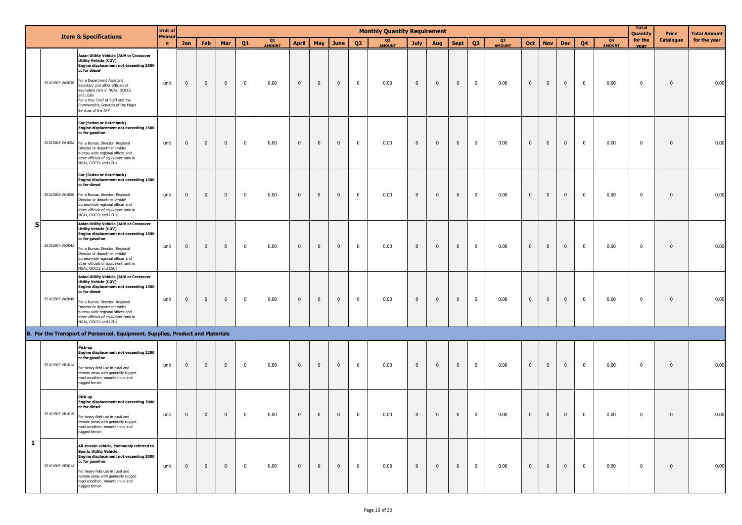| | | Item & Specifications | Unit of Measure | Monthly Quantity Requirement | | | | | | | | | | | | | | | | | | | | Total Quantity for the year | Price Catalogue | Total Amount for the year |
|---|---|---|---|---|---|---|---|---|---|---|---|---|---|---|---|---|---|---|---|---|---|---|---|---|---|---|
| | | | | Jan | Feb | Mar | Q1 | Q1 AMOUNT | April | May | June | Q2 | Q2 AMOUNT | July | Aug | Sept | Q3 | Q3 AMOUNT | Oct | Nov | Dec | Q4 | Q4 AMOUNT | | | |
| | 25101507-VA203B | **Asian Utility Vehicle (AUV or Crossover Utility Vehicle (CUV) Engine displacement not exceeding 2500 cc for diesel** For a Department Assistant Secretary and other officials of equivalent rank in NGAs, GOCCs and LGUs For a Vice Chief of Staff and the Commanding Generals of the Major Services of the AFP | unit | 0 | 0 | 0 | 0 | 0.00 | 0 | 0 | 0 | 0 | 0.00 | 0 | 0 | 0 | 0 | 0.00 | 0 | 0 | 0 | 0 | 0.00 | 0 | 0 | 0.00 |
| 5 | 25101503-VA105A | **Car (Sedan or Hatchback) Engine displacement not exceeding 1500 cc for gasoline** For a Bureau Director, Regional Director or department-wide/ bureau-wide regional offices and other officials of equivalent rank in NGAs, GOCCs and LGUs | unit | 0 | 0 | 0 | 0 | 0.00 | 0 | 0 | 0 | 0 | 0.00 | 0 | 0 | 0 | 0 | 0.00 | 0 | 0 | 0 | 0 | 0.00 | 0 | 0 | 0.00 |
| | 25101503-VA105B | **Car (Sedan or Hatchback) Engine displacement not exceeding 1500 cc for diesel** For a Bureau Director, Regional Director or department-wide/ bureau-wide regional offices and other officials of equivalent rank in NGAs, GOCCs and LGUs | unit | 0 | 0 | 0 | 0 | 0.00 | 0 | 0 | 0 | 0 | 0.00 | 0 | 0 | 0 | 0 | 0.00 | 0 | 0 | 0 | 0 | 0.00 | 0 | 0 | 0.00 |
| | 25101507-VA204A | **Asian Utility Vehicle (AUV or Crossover Utility Vehicle (CUV) Engine displacement not exceeding 1500 cc for gasoline** For a Bureau Director, Regional Director or department-wide/ bureau-wide regional offices and other officials of equivalent rank in NGAs, GOCCs and LGUs | unit | 0 | 0 | 0 | 0 | 0.00 | 0 | 0 | 0 | 0 | 0.00 | 0 | 0 | 0 | 0 | 0.00 | 0 | 0 | 0 | 0 | 0.00 | 0 | 0 | 0.00 |
| | 25101507-VA204B | **Asian Utility Vehicle (AUV or Crossover Utility Vehicle (CUV) Engine displacement not exceeding 1500 cc for diesel** For a Bureau Director, Regional Director or department-wide/ bureau-wide regional offices and other officials of equivalent rank in NGAs, GOCCs and LGUs | unit | 0 | 0 | 0 | 0 | 0.00 | 0 | 0 | 0 | 0 | 0.00 | 0 | 0 | 0 | 0 | 0.00 | 0 | 0 | 0 | 0 | 0.00 | 0 | 0 | 0.00 |
| **B. For the Transport of Personnel, Equipment, Supplies, Product and Materials** | | | | | | | | | | | | | | | | | | | | | | | | | | |
| | 25101507-VB101A | **Pick-up Engine displacement not exceeding 2200 cc for gasoline** For heavy field use in rural and remote areas with generally rugged road condition, mountainous and rugged terrain | unit | 0 | 0 | 0 | 0 | 0.00 | 0 | 0 | 0 | 0 | 0.00 | 0 | 0 | 0 | 0 | 0.00 | 0 | 0 | 0 | 0 | 0.00 | 0 | 0 | 0.00 |
| 1 | 25101507-VB101B | **Pick-up Engine displacement not exceeding 3000 cc for diesel** For heavy field use in rural and remote areas with generally rugged road condition, mountainous and rugged terrain | unit | 0 | 0 | 0 | 0 | 0.00 | 0 | 0 | 0 | 0 | 0.00 | 0 | 0 | 0 | 0 | 0.00 | 0 | 0 | 0 | 0 | 0.00 | 0 | 0 | 0.00 |
| | 25101905-VB201A | **All-terrain vehicle, commonly referred to Sports Utility Vehicle Engine displacement not exceeding 2000 cc for gasoline** For heavy field use in rural and remote areas with generally rugged road condition, mountainous and rugged terrain | unit | 0 | 0 | 0 | 0 | 0.00 | 0 | 0 | 0 | 0 | 0.00 | 0 | 0 | 0 | 0 | 0.00 | 0 | 0 | 0 | 0 | 0.00 | 0 | 0 | 0.00 |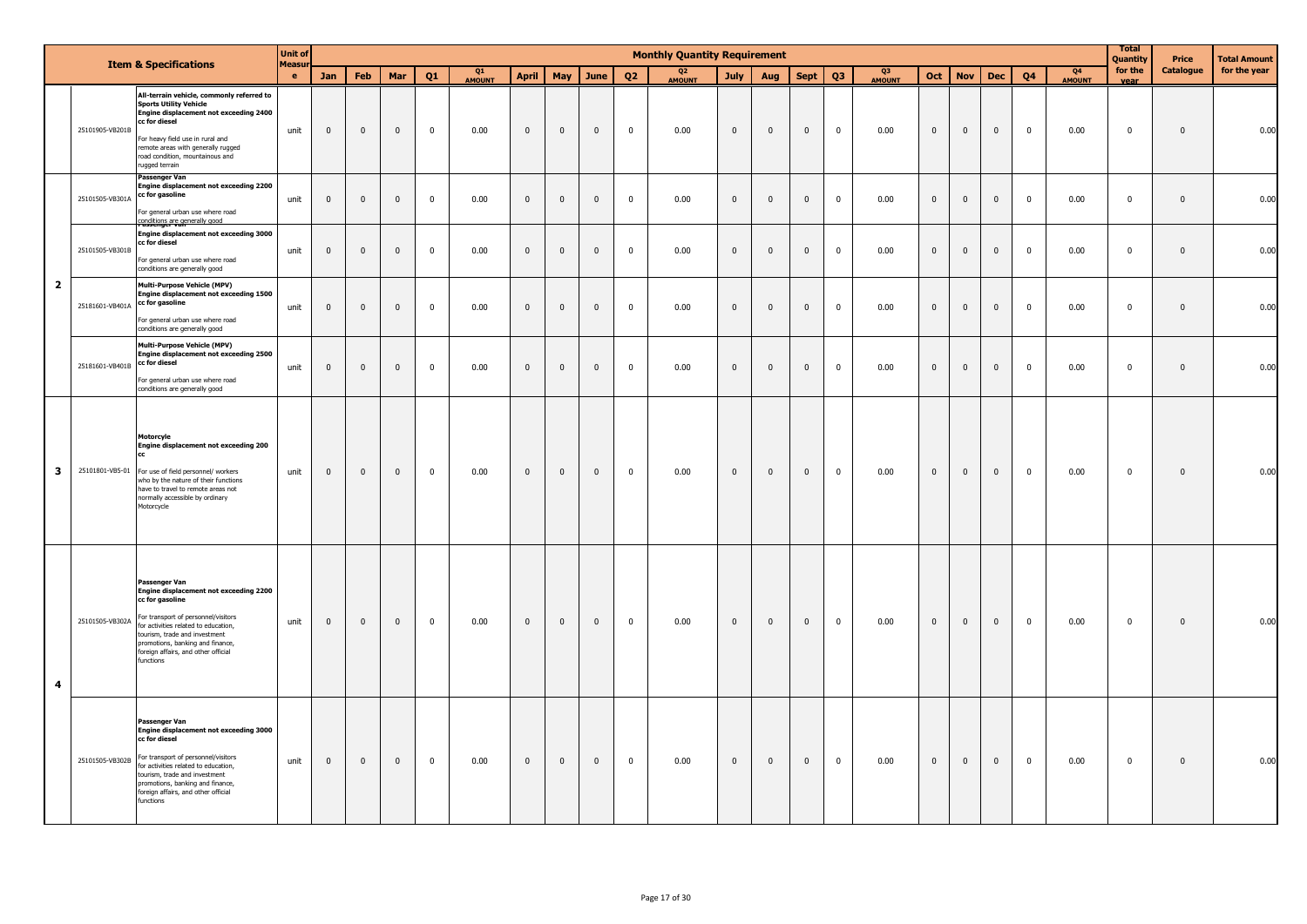| | | Item & Specifications | Unit of Measure | Monthly Quantity Requirement | | | | | | | | | | | | | | | | | | | | | Total Quantity for the year | Price Catalogue | Total Amount for the year |
|---|---|---|---|---|---|---|---|---|---|---|---|---|---|---|---|---|---|---|---|---|---|---|---|---|---|---|---|
| | | | | Jan | Feb | Mar | Q1 | Q1 AMOUNT | April | May | June | Q2 | Q2 AMOUNT | July | Aug | Sept | Q3 | Q3 AMOUNT | Oct | Nov | Dec | Q4 | Q4 AMOUNT | | | |
| | 25101905-VB201B | **All-terrain vehicle, commonly referred to Sports Utility Vehicle Engine displacement not exceeding 2400 cc for diesel** For heavy field use in rural and remote areas with generally rugged road condition, mountainous and rugged terrain | unit | 0 | 0 | 0 | 0 | 0.00 | 0 | 0 | 0 | 0 | 0.00 | 0 | 0 | 0 | 0 | 0.00 | 0 | 0 | 0 | 0 | 0.00 | 0 | 0 | 0.00 |
| 2 | 25101505-VB301A | **Passenger Van Engine displacement not exceeding 2200 cc for gasoline** For general urban use where road conditions are generally good | unit | 0 | 0 | 0 | 0 | 0.00 | 0 | 0 | 0 | 0 | 0.00 | 0 | 0 | 0 | 0 | 0.00 | 0 | 0 | 0 | 0 | 0.00 | 0 | 0 | 0.00 |
| | 25101505-VB301B | **Passenger Van Engine displacement not exceeding 3000 cc for diesel** For general urban use where road conditions are generally good | unit | 0 | 0 | 0 | 0 | 0.00 | 0 | 0 | 0 | 0 | 0.00 | 0 | 0 | 0 | 0 | 0.00 | 0 | 0 | 0 | 0 | 0.00 | 0 | 0 | 0.00 |
| | 25181601-VB401A | **Multi-Purpose Vehicle (MPV) Engine displacement not exceeding 1500 cc for gasoline** For general urban use where road conditions are generally good | unit | 0 | 0 | 0 | 0 | 0.00 | 0 | 0 | 0 | 0 | 0.00 | 0 | 0 | 0 | 0 | 0.00 | 0 | 0 | 0 | 0 | 0.00 | 0 | 0 | 0.00 |
| | 25181601-VB401B | **Multi-Purpose Vehicle (MPV) Engine displacement not exceeding 2500 cc for diesel** For general urban use where road conditions are generally good | unit | 0 | 0 | 0 | 0 | 0.00 | 0 | 0 | 0 | 0 | 0.00 | 0 | 0 | 0 | 0 | 0.00 | 0 | 0 | 0 | 0 | 0.00 | 0 | 0 | 0.00 |
| 3 | 25101801-VB5-01 | **Motorcyle Engine displacement not exceeding 200 cc** For use of field personnel/ workers who by the nature of their functions have to travel to remote areas not normally accessible by ordinary Motorcycle | unit | 0 | 0 | 0 | 0 | 0.00 | 0 | 0 | 0 | 0 | 0.00 | 0 | 0 | 0 | 0 | 0.00 | 0 | 0 | 0 | 0 | 0.00 | 0 | 0 | 0.00 |
| 4 | 25101505-VB302A | **Passenger Van Engine displacement not exceeding 2200 cc for gasoline** For transport of personnel/visitors for activities related to education, tourism, trade and investment promotions, banking and finance, foreign affairs, and other official functions | unit | 0 | 0 | 0 | 0 | 0.00 | 0 | 0 | 0 | 0 | 0.00 | 0 | 0 | 0 | 0 | 0.00 | 0 | 0 | 0 | 0 | 0.00 | 0 | 0 | 0.00 |
| | 25101505-VB302B | **Passenger Van Engine displacement not exceeding 3000 cc for diesel** For transport of personnel/visitors for activities related to education, tourism, trade and investment promotions, banking and finance, foreign affairs, and other official functions | unit | 0 | 0 | 0 | 0 | 0.00 | 0 | 0 | 0 | 0 | 0.00 | 0 | 0 | 0 | 0 | 0.00 | 0 | 0 | 0 | 0 | 0.00 | 0 | 0 | 0.00 |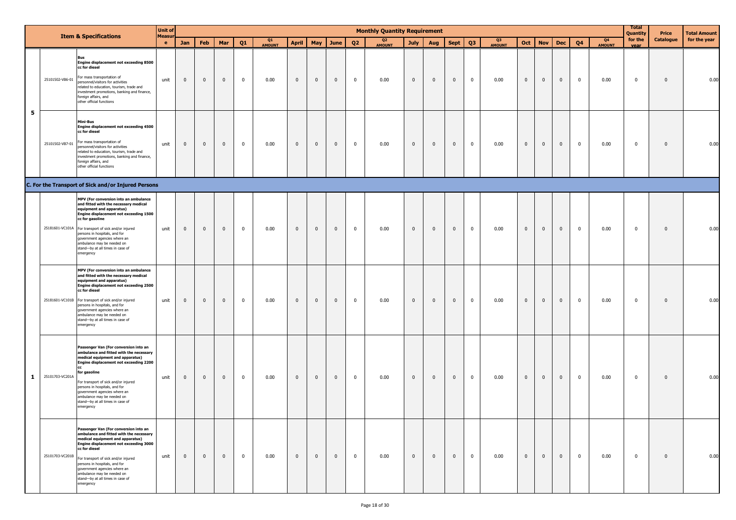| | | Item & Specifications | Unit of Measure | Monthly Quantity Requirement | | | | | | | | | | | | | | | | | | | | | Total Quantity for the year | Price Catalogue | Total Amount for the year |
|---|---|---|---|---|---|---|---|---|---|---|---|---|---|---|---|---|---|---|---|---|---|---|---|---|---|---|---|
| | | | | Jan | Feb | Mar | Q1 | Q1 AMOUNT | April | May | June | Q2 | Q2 AMOUNT | July | Aug | Sept | Q3 | Q3 AMOUNT | Oct | Nov | Dec | Q4 | Q4 AMOUNT | | | |
| 5 | 25101502-VB6-01 | **Bus** **Engine displacement not exceeding 8500 cc for diesel** For mass transportation of personnel/visitors for activities related to education, tourism, trade and investment promotions, banking and finance, foreign affairs, and other official functions | unit | 0 | 0 | 0 | 0 | 0.00 | 0 | 0 | 0 | 0 | 0.00 | 0 | 0 | 0 | 0 | 0.00 | 0 | 0 | 0 | 0 | 0.00 | 0 | 0 | 0.00 |
| | 25101502-VB7-01 | **Mini-Bus** **Engine displacement not exceeding 4500 cc for diesel** For mass transportation of personnel/visitors for activities related to education, tourism, trade and investment promotions, banking and finance, foreign affairs, and other official functions | unit | 0 | 0 | 0 | 0 | 0.00 | 0 | 0 | 0 | 0 | 0.00 | 0 | 0 | 0 | 0 | 0.00 | 0 | 0 | 0 | 0 | 0.00 | 0 | 0 | 0.00 |
| **C. For the Transport of Sick and/or Injured Persons** | | | | | | | | | | | | | | | | | | | | | | | | | | | |
| 1 | 25181601-VC101A | **MPV (For conversion into an ambulance and fitted with the necessary medical equipment and apparatus)** **Engine displacement not exceeding 1500 cc for gasoline** For transport of sick and/or injured persons in hospitals, and for government agencies where an ambulance may be needed on stand—by at all times in case of emergency | unit | 0 | 0 | 0 | 0 | 0.00 | 0 | 0 | 0 | 0 | 0.00 | 0 | 0 | 0 | 0 | 0.00 | 0 | 0 | 0 | 0 | 0.00 | 0 | 0 | 0.00 |
| | 25181601-VC101B | **MPV (For conversion into an ambulance and fitted with the necessary medical equipment and apparatus)** **Engine displacement not exceeding 2500 cc for diesel** For transport of sick and/or injured persons in hospitals, and for government agencies where an ambulance may be needed on stand—by at all times in case of emergency | unit | 0 | 0 | 0 | 0 | 0.00 | 0 | 0 | 0 | 0 | 0.00 | 0 | 0 | 0 | 0 | 0.00 | 0 | 0 | 0 | 0 | 0.00 | 0 | 0 | 0.00 |
| | 25101703-VC201A | **Passenger Van (For conversion into an ambulance and fitted with the necessary medical equipment and apparatus)** **Engine displacement not exceeding 2200 cc for gasoline** For transport of sick and/or injured persons in hospitals, and for government agencies where an ambulance may be needed on stand—by at all times in case of emergency | unit | 0 | 0 | 0 | 0 | 0.00 | 0 | 0 | 0 | 0 | 0.00 | 0 | 0 | 0 | 0 | 0.00 | 0 | 0 | 0 | 0 | 0.00 | 0 | 0 | 0.00 |
| | 25101703-VC201B | **Passenger Van (For conversion into an ambulance and fitted with the necessary medical equipment and apparatus)** **Engine displacement not exceeding 3000 cc for diesel** For transport of sick and/or injured persons in hospitals, and for government agencies where an ambulance may be needed on stand—by at all times in case of emergency | unit | 0 | 0 | 0 | 0 | 0.00 | 0 | 0 | 0 | 0 | 0.00 | 0 | 0 | 0 | 0 | 0.00 | 0 | 0 | 0 | 0 | 0.00 | 0 | 0 | 0.00 |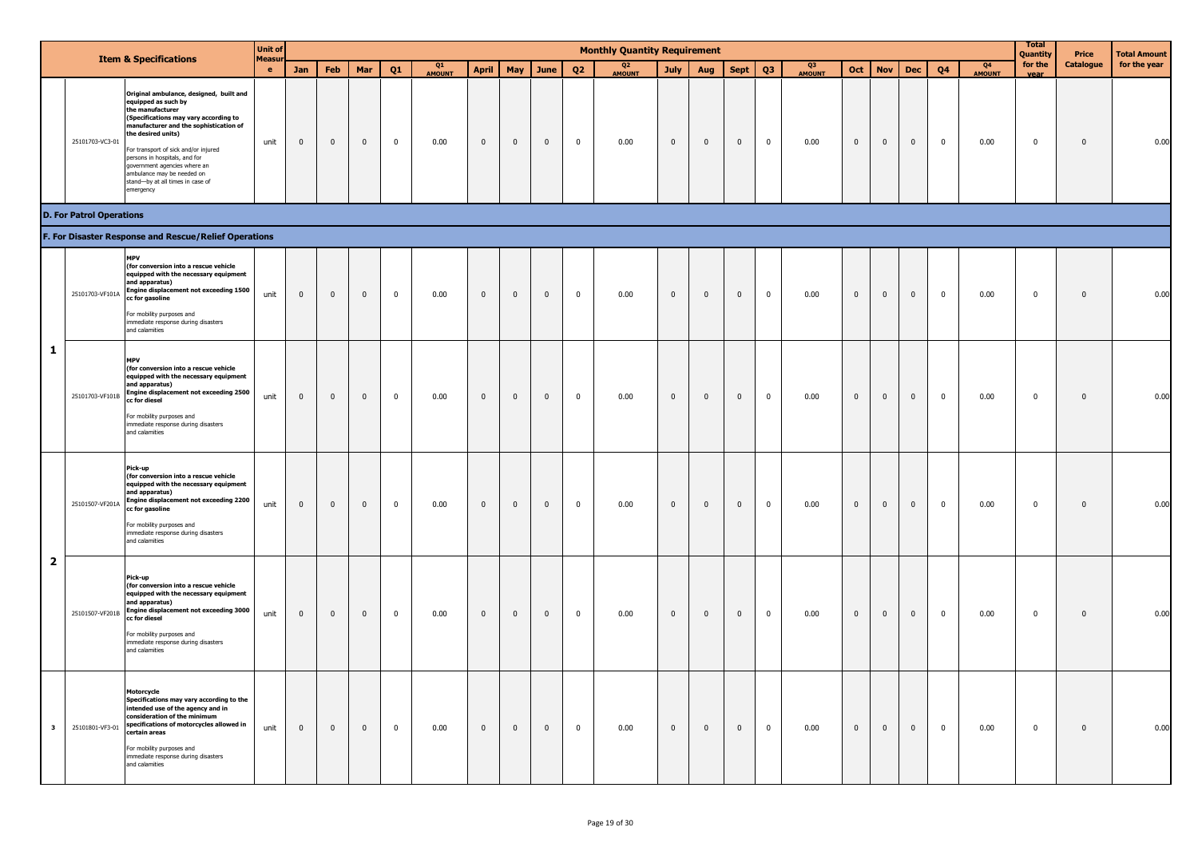| | | Item & Specifications | Unit of Measure | Monthly Quantity Requirement | | | | | | | | | | | | | | | | | | | | | Total Quantity for the year | Price Catalogue | Total Amount for the year |
|---|---|---|---|---|---|---|---|---|---|---|---|---|---|---|---|---|---|---|---|---|---|---|---|---|---|---|---|
| | | | | Jan | Feb | Mar | Q1 | Q1 AMOUNT | April | May | June | Q2 | Q2 AMOUNT | July | Aug | Sept | Q3 | Q3 AMOUNT | Oct | Nov | Dec | Q4 | Q4 AMOUNT | | | |
| | 25101703-VC3-01 | **Original ambulance, designed, built and equipped as such by the manufacturer (Specifications may vary according to manufacturer and the sophistication of the desired units)** For transport of sick and/or injured persons in hospitals, and for government agencies where an ambulance may be needed on stand—by at all times in case of emergency | unit | 0 | 0 | 0 | 0 | 0.00 | 0 | 0 | 0 | 0 | 0.00 | 0 | 0 | 0 | 0 | 0.00 | 0 | 0 | 0 | 0 | 0.00 | 0 | 0 | 0.00 |
| **D. For Patrol Operations** | | | | | | | | | | | | | | | | | | | | | | | | | | | |
| **F. For Disaster Response and Rescue/Relief Operations** | | | | | | | | | | | | | | | | | | | | | | | | | | | |
| 1 | 25101703-VF101A | **MPV (for conversion into a rescue vehicle equipped with the necessary equipment and apparatus) Engine displacement not exceeding 1500 cc for gasoline** For mobility purposes and immediate response during disasters and calamities | unit | 0 | 0 | 0 | 0 | 0.00 | 0 | 0 | 0 | 0 | 0.00 | 0 | 0 | 0 | 0 | 0.00 | 0 | 0 | 0 | 0 | 0.00 | 0 | 0 | 0.00 |
| | 25101703-VF101B | **MPV (for conversion into a rescue vehicle equipped with the necessary equipment and apparatus) Engine displacement not exceeding 2500 cc for diesel** For mobility purposes and immediate response during disasters and calamities | unit | 0 | 0 | 0 | 0 | 0.00 | 0 | 0 | 0 | 0 | 0.00 | 0 | 0 | 0 | 0 | 0.00 | 0 | 0 | 0 | 0 | 0.00 | 0 | 0 | 0.00 |
| 2 | 25101507-VF201A | **Pick-up (for conversion into a rescue vehicle equipped with the necessary equipment and apparatus) Engine displacement not exceeding 2200 cc for gasoline** For mobility purposes and immediate response during disasters and calamities | unit | 0 | 0 | 0 | 0 | 0.00 | 0 | 0 | 0 | 0 | 0.00 | 0 | 0 | 0 | 0 | 0.00 | 0 | 0 | 0 | 0 | 0.00 | 0 | 0 | 0.00 |
| | 25101507-VF201B | **Pick-up (for conversion into a rescue vehicle equipped with the necessary equipment and apparatus) Engine displacement not exceeding 3000 cc for diesel** For mobility purposes and immediate response during disasters and calamities | unit | 0 | 0 | 0 | 0 | 0.00 | 0 | 0 | 0 | 0 | 0.00 | 0 | 0 | 0 | 0 | 0.00 | 0 | 0 | 0 | 0 | 0.00 | 0 | 0 | 0.00 |
| 3 | 25101801-VF3-01 | **Motorcycle Specifications may vary according to the intended use of the agency and in consideration of the minimum specifications of motorcycles allowed in certain areas** For mobility purposes and immediate response during disasters and calamities | unit | 0 | 0 | 0 | 0 | 0.00 | 0 | 0 | 0 | 0 | 0.00 | 0 | 0 | 0 | 0 | 0.00 | 0 | 0 | 0 | 0 | 0.00 | 0 | 0 | 0.00 |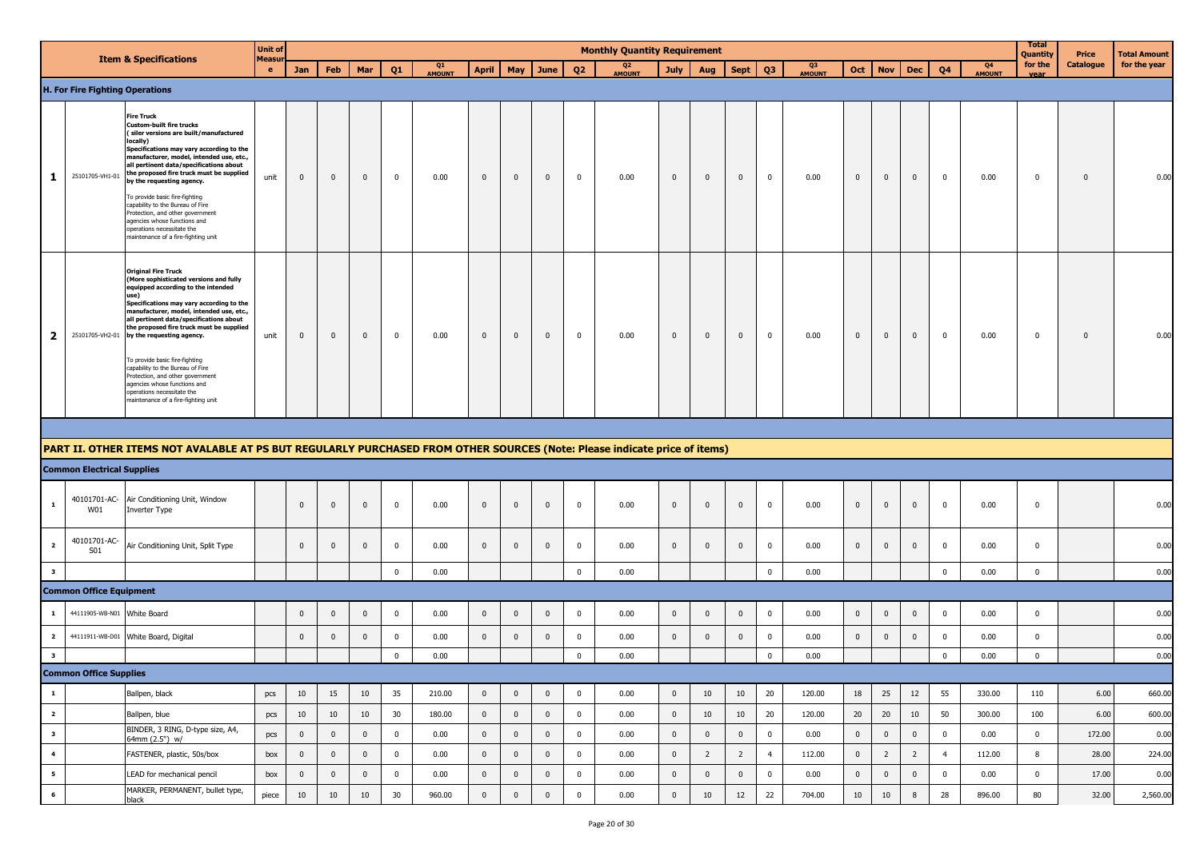| | Item & Specifications | | Unit of Measure | Monthly Quantity Requirement | | | | | | | | | | | | | | | | | | | | | Total Quantity for the year | Price Catalogue | Total Amount for the year |
|---|---|---|---|---|---|---|---|---|---|---|---|---|---|---|---|---|---|---|---|---|---|---|---|---|---|---|---|
| | | | | Jan | Feb | Mar | Q1 | Q1 AMOUNT | April | May | June | Q2 | Q2 AMOUNT | July | Aug | Sept | Q3 | Q3 AMOUNT | Oct | Nov | Dec | Q4 | Q4 AMOUNT | | | |
| **H. For Fire Fighting Operations** | | | | | | | | | | | | | | | | | | | | | | | | | | | |
| 1 | 25101705-VH1-01 | **Fire Truck Custom-built fire trucks ( siler versions are built/manufactured locally) Specifications may vary according to the manufacturer, model, intended use, etc., all pertinent data/specifications about the proposed fire truck must be supplied by the requesting agency.** To provide basic fire-fighting capability to the Bureau of Fire Protection, and other government agencies whose functions and operations necessitate the maintenance of a fire-fighting unit | unit | 0 | 0 | 0 | 0 | 0.00 | 0 | 0 | 0 | 0 | 0.00 | 0 | 0 | 0 | 0 | 0.00 | 0 | 0 | 0 | 0 | 0.00 | 0 | 0 | 0.00 |
| 2 | 25101705-VH2-01 | **Original Fire Truck (More sophisticated versions and fully equipped according to the intended use) Specifications may vary according to the manufacturer, model, intended use, etc., all pertinent data/specifications about the proposed fire truck must be supplied by the requesting agency.** To provide basic fire-fighting capability to the Bureau of Fire Protection, and other government agencies whose functions and operations necessitate the maintenance of a fire-fighting unit | unit | 0 | 0 | 0 | 0 | 0.00 | 0 | 0 | 0 | 0 | 0.00 | 0 | 0 | 0 | 0 | 0.00 | 0 | 0 | 0 | 0 | 0.00 | 0 | 0 | 0.00 |
| **PART II. OTHER ITEMS NOT AVALABLE AT PS BUT REGULARLY PURCHASED FROM OTHER SOURCES (Note: Please indicate price of items)** | | | | | | | | | | | | | | | | | | | | | | | | | | | |
| **Common Electrical Supplies** | | | | | | | | | | | | | | | | | | | | | | | | | | | |
| 1 | 40101701-AC-W01 | Air Conditioning Unit, Window Inverter Type | | 0 | 0 | 0 | 0 | 0.00 | 0 | 0 | 0 | 0 | 0.00 | 0 | 0 | 0 | 0 | 0.00 | 0 | 0 | 0 | 0 | 0.00 | 0 | | 0.00 |
| 2 | 40101701-AC-S01 | Air Conditioning Unit, Split Type | | 0 | 0 | 0 | 0 | 0.00 | 0 | 0 | 0 | 0 | 0.00 | 0 | 0 | 0 | 0 | 0.00 | 0 | 0 | 0 | 0 | 0.00 | 0 | | 0.00 |
| 3 | | | | | | | 0 | 0.00 | | | | 0 | 0.00 | | | | 0 | 0.00 | | | | 0 | 0.00 | 0 | | 0.00 |
| **Common Office Equipment** | | | | | | | | | | | | | | | | | | | | | | | | | | | |
| 1 | 44111905-WB-N01 | White Board | | 0 | 0 | 0 | 0 | 0.00 | 0 | 0 | 0 | 0 | 0.00 | 0 | 0 | 0 | 0 | 0.00 | 0 | 0 | 0 | 0 | 0.00 | 0 | | 0.00 |
| 2 | 44111911-WB-D01 | White Board, Digital | | 0 | 0 | 0 | 0 | 0.00 | 0 | 0 | 0 | 0 | 0.00 | 0 | 0 | 0 | 0 | 0.00 | 0 | 0 | 0 | 0 | 0.00 | 0 | | 0.00 |
| 3 | | | | | | | 0 | 0.00 | | | | 0 | 0.00 | | | | 0 | 0.00 | | | | 0 | 0.00 | 0 | | 0.00 |
| **Common Office Supplies** | | | | | | | | | | | | | | | | | | | | | | | | | | | |
| 1 | | Ballpen, black | pcs | 10 | 15 | 10 | 35 | 210.00 | 0 | 0 | 0 | 0 | 0.00 | 0 | 10 | 10 | 20 | 120.00 | 18 | 25 | 12 | 55 | 330.00 | 110 | 6.00 | 660.00 |
| 2 | | Ballpen, blue | pcs | 10 | 10 | 10 | 30 | 180.00 | 0 | 0 | 0 | 0 | 0.00 | 0 | 10 | 10 | 20 | 120.00 | 20 | 20 | 10 | 50 | 300.00 | 100 | 6.00 | 600.00 |
| 3 | | BINDER, 3 RING, D-type size, A4, 64mm (2.5") w/ | pcs | 0 | 0 | 0 | 0 | 0.00 | 0 | 0 | 0 | 0 | 0.00 | 0 | 0 | 0 | 0 | 0.00 | 0 | 0 | 0 | 0 | 0.00 | 0 | 172.00 | 0.00 |
| 4 | | FASTENER, plastic, 50s/box | box | 0 | 0 | 0 | 0 | 0.00 | 0 | 0 | 0 | 0 | 0.00 | 0 | 2 | 2 | 4 | 112.00 | 0 | 2 | 2 | 4 | 112.00 | 8 | 28.00 | 224.00 |
| 5 | | LEAD for mechanical pencil | box | 0 | 0 | 0 | 0 | 0.00 | 0 | 0 | 0 | 0 | 0.00 | 0 | 0 | 0 | 0 | 0.00 | 0 | 0 | 0 | 0 | 0.00 | 0 | 17.00 | 0.00 |
| 6 | | MARKER, PERMANENT, bullet type, black | piece | 10 | 10 | 10 | 30 | 960.00 | 0 | 0 | 0 | 0 | 0.00 | 0 | 10 | 12 | 22 | 704.00 | 10 | 10 | 8 | 28 | 896.00 | 80 | 32.00 | 2,560.00 |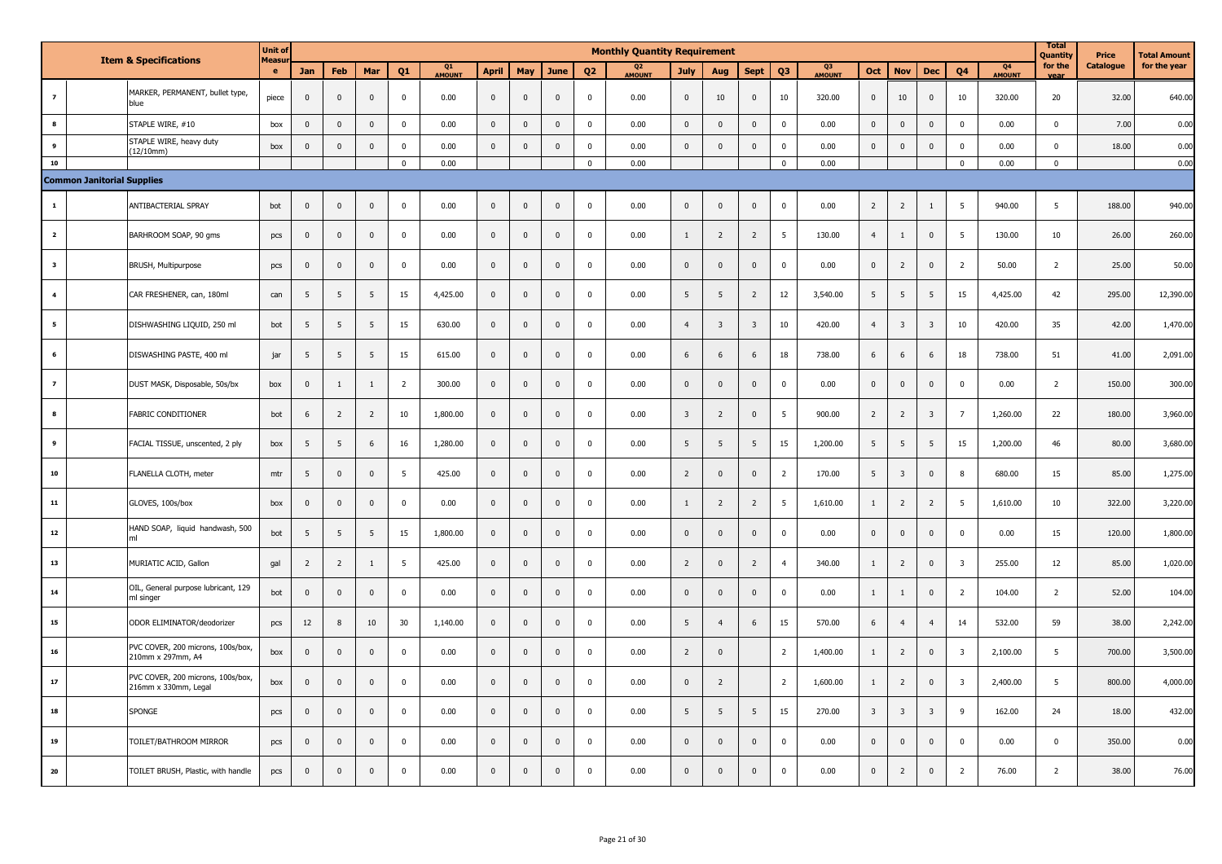| | Item & Specifications | | Unit of Measure | Monthly Quantity Requirement | | | | | | | | | | | | | | | | | | | | Total Quantity for the year | Price Catalogue | Total Amount for the year |
|---|---|---|---|---|---|---|---|---|---|---|---|---|---|---|---|---|---|---|---|---|---|---|---|---|---|---|
| | | | | Jan | Feb | Mar | Q1 | Q1 AMOUNT | April | May | June | Q2 | Q2 AMOUNT | July | Aug | Sept | Q3 | Q3 AMOUNT | Oct | Nov | Dec | Q4 | Q4 AMOUNT | | | |
| 7 | | MARKER, PERMANENT, bullet type, blue | piece | 0 | 0 | 0 | 0 | 0.00 | 0 | 0 | 0 | 0 | 0.00 | 0 | 10 | 0 | 10 | 320.00 | 0 | 10 | 0 | 10 | 320.00 | 20 | 32.00 | 640.00 |
| 8 | | STAPLE WIRE, #10 | box | 0 | 0 | 0 | 0 | 0.00 | 0 | 0 | 0 | 0 | 0.00 | 0 | 0 | 0 | 0 | 0.00 | 0 | 0 | 0 | 0 | 0.00 | 0 | 7.00 | 0.00 |
| 9 | | STAPLE WIRE, heavy duty (12/10mm) | box | 0 | 0 | 0 | 0 | 0.00 | 0 | 0 | 0 | 0 | 0.00 | 0 | 0 | 0 | 0 | 0.00 | 0 | 0 | 0 | 0 | 0.00 | 0 | 18.00 | 0.00 |
| 10 | | | | | | | 0 | 0.00 | | | | 0 | 0.00 | | | | 0 | 0.00 | | | | 0 | 0.00 | 0 | | 0.00 |
| **Common Janitorial Supplies** | | | | | | | | | | | | | | | | | | | | | | | | | | |
| 1 | | ANTIBACTERIAL SPRAY | bot | 0 | 0 | 0 | 0 | 0.00 | 0 | 0 | 0 | 0 | 0.00 | 0 | 0 | 0 | 0 | 0.00 | 2 | 2 | 1 | 5 | 940.00 | 5 | 188.00 | 940.00 |
| 2 | | BARHROOM SOAP, 90 gms | pcs | 0 | 0 | 0 | 0 | 0.00 | 0 | 0 | 0 | 0 | 0.00 | 1 | 2 | 2 | 5 | 130.00 | 4 | 1 | 0 | 5 | 130.00 | 10 | 26.00 | 260.00 |
| 3 | | BRUSH, Multipurpose | pcs | 0 | 0 | 0 | 0 | 0.00 | 0 | 0 | 0 | 0 | 0.00 | 0 | 0 | 0 | 0 | 0.00 | 0 | 2 | 0 | 2 | 50.00 | 2 | 25.00 | 50.00 |
| 4 | | CAR FRESHENER, can, 180ml | can | 5 | 5 | 5 | 15 | 4,425.00 | 0 | 0 | 0 | 0 | 0.00 | 5 | 5 | 2 | 12 | 3,540.00 | 5 | 5 | 5 | 15 | 4,425.00 | 42 | 295.00 | 12,390.00 |
| 5 | | DISHWASHING LIQUID, 250 ml | bot | 5 | 5 | 5 | 15 | 630.00 | 0 | 0 | 0 | 0 | 0.00 | 4 | 3 | 3 | 10 | 420.00 | 4 | 3 | 3 | 10 | 420.00 | 35 | 42.00 | 1,470.00 |
| 6 | | DISWASHING PASTE, 400 ml | jar | 5 | 5 | 5 | 15 | 615.00 | 0 | 0 | 0 | 0 | 0.00 | 6 | 6 | 6 | 18 | 738.00 | 6 | 6 | 6 | 18 | 738.00 | 51 | 41.00 | 2,091.00 |
| 7 | | DUST MASK, Disposable, 50s/bx | box | 0 | 1 | 1 | 2 | 300.00 | 0 | 0 | 0 | 0 | 0.00 | 0 | 0 | 0 | 0 | 0.00 | 0 | 0 | 0 | 0 | 0.00 | 2 | 150.00 | 300.00 |
| 8 | | FABRIC CONDITIONER | bot | 6 | 2 | 2 | 10 | 1,800.00 | 0 | 0 | 0 | 0 | 0.00 | 3 | 2 | 0 | 5 | 900.00 | 2 | 2 | 3 | 7 | 1,260.00 | 22 | 180.00 | 3,960.00 |
| 9 | | FACIAL TISSUE, unscented, 2 ply | box | 5 | 5 | 6 | 16 | 1,280.00 | 0 | 0 | 0 | 0 | 0.00 | 5 | 5 | 5 | 15 | 1,200.00 | 5 | 5 | 5 | 15 | 1,200.00 | 46 | 80.00 | 3,680.00 |
| 10 | | FLANELLA CLOTH, meter | mtr | 5 | 0 | 0 | 5 | 425.00 | 0 | 0 | 0 | 0 | 0.00 | 2 | 0 | 0 | 2 | 170.00 | 5 | 3 | 0 | 8 | 680.00 | 15 | 85.00 | 1,275.00 |
| 11 | | GLOVES, 100s/box | box | 0 | 0 | 0 | 0 | 0.00 | 0 | 0 | 0 | 0 | 0.00 | 1 | 2 | 2 | 5 | 1,610.00 | 1 | 2 | 2 | 5 | 1,610.00 | 10 | 322.00 | 3,220.00 |
| 12 | | HAND SOAP, liquid handwash, 500 ml | bot | 5 | 5 | 5 | 15 | 1,800.00 | 0 | 0 | 0 | 0 | 0.00 | 0 | 0 | 0 | 0 | 0.00 | 0 | 0 | 0 | 0 | 0.00 | 15 | 120.00 | 1,800.00 |
| 13 | | MURIATIC ACID, Gallon | gal | 2 | 2 | 1 | 5 | 425.00 | 0 | 0 | 0 | 0 | 0.00 | 2 | 0 | 2 | 4 | 340.00 | 1 | 2 | 0 | 3 | 255.00 | 12 | 85.00 | 1,020.00 |
| 14 | | OIL, General purpose lubricant, 129 ml singer | bot | 0 | 0 | 0 | 0 | 0.00 | 0 | 0 | 0 | 0 | 0.00 | 0 | 0 | 0 | 0 | 0.00 | 1 | 1 | 0 | 2 | 104.00 | 2 | 52.00 | 104.00 |
| 15 | | ODOR ELIMINATOR/deodorizer | pcs | 12 | 8 | 10 | 30 | 1,140.00 | 0 | 0 | 0 | 0 | 0.00 | 5 | 4 | 6 | 15 | 570.00 | 6 | 4 | 4 | 14 | 532.00 | 59 | 38.00 | 2,242.00 |
| 16 | | PVC COVER, 200 microns, 100s/box, 210mm x 297mm, A4 | box | 0 | 0 | 0 | 0 | 0.00 | 0 | 0 | 0 | 0 | 0.00 | 2 | 0 | | 2 | 1,400.00 | 1 | 2 | 0 | 3 | 2,100.00 | 5 | 700.00 | 3,500.00 |
| 17 | | PVC COVER, 200 microns, 100s/box, 216mm x 330mm, Legal | box | 0 | 0 | 0 | 0 | 0.00 | 0 | 0 | 0 | 0 | 0.00 | 0 | 2 | | 2 | 1,600.00 | 1 | 2 | 0 | 3 | 2,400.00 | 5 | 800.00 | 4,000.00 |
| 18 | | SPONGE | pcs | 0 | 0 | 0 | 0 | 0.00 | 0 | 0 | 0 | 0 | 0.00 | 5 | 5 | 5 | 15 | 270.00 | 3 | 3 | 3 | 9 | 162.00 | 24 | 18.00 | 432.00 |
| 19 | | TOILET/BATHROOM MIRROR | pcs | 0 | 0 | 0 | 0 | 0.00 | 0 | 0 | 0 | 0 | 0.00 | 0 | 0 | 0 | 0 | 0.00 | 0 | 0 | 0 | 0 | 0.00 | 0 | 350.00 | 0.00 |
| 20 | | TOILET BRUSH, Plastic, with handle | pcs | 0 | 0 | 0 | 0 | 0.00 | 0 | 0 | 0 | 0 | 0.00 | 0 | 0 | 0 | 0 | 0.00 | 0 | 2 | 0 | 2 | 76.00 | 2 | 38.00 | 76.00 |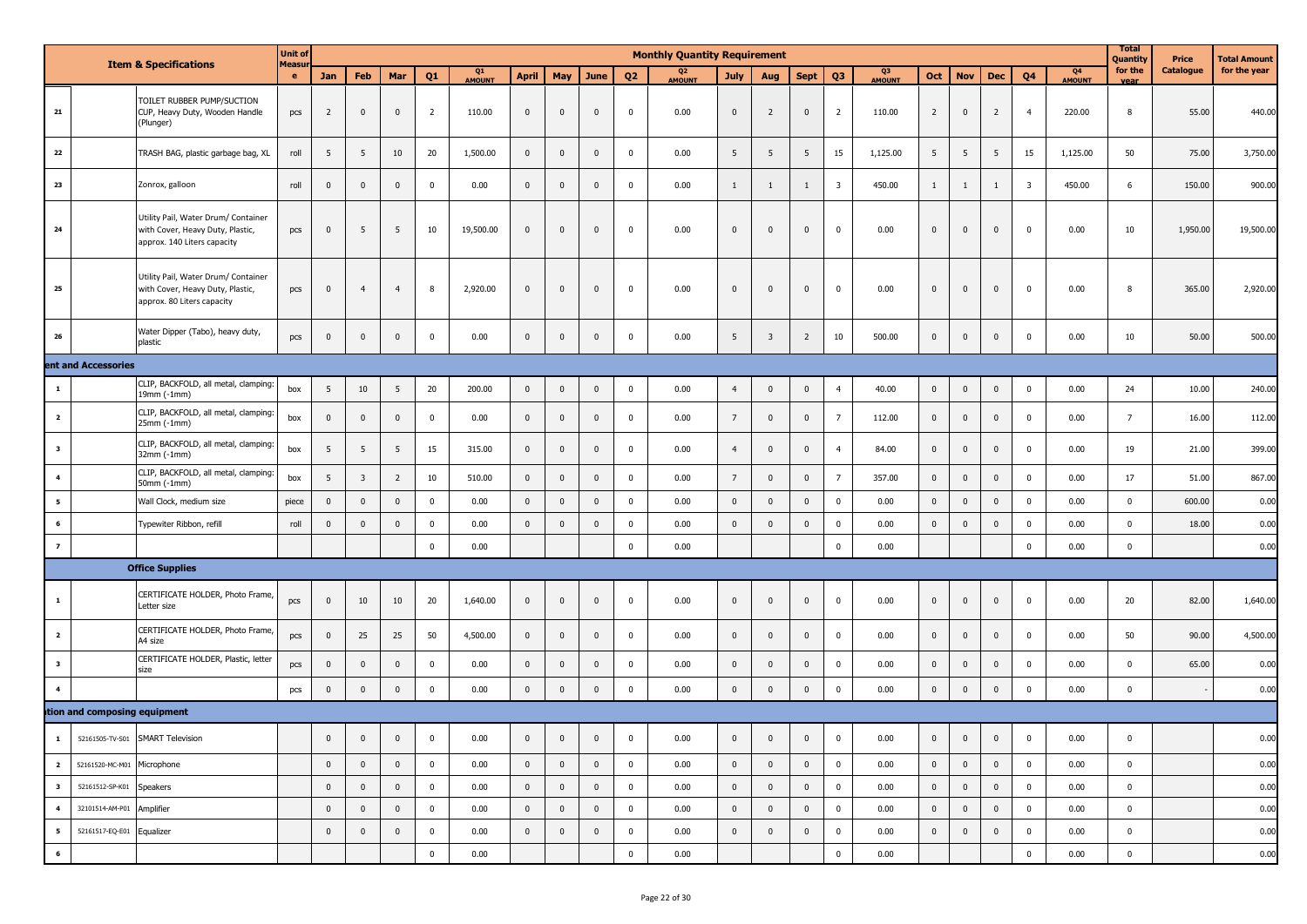| | | Item & Specifications | Unit of Measure | Monthly Quantity Requirement | | | | | | | | | | | | | | | | | | | | | | Total Quantity for the year | Price Catalogue | Total Amount for the year |
|---|---|---|---|---|---|---|---|---|---|---|---|---|---|---|---|---|---|---|---|---|---|---|---|---|---|---|---|---|
| | | | | Jan | Feb | Mar | Q1 | Q1 AMOUNT | April | May | June | Q2 | Q2 AMOUNT | July | Aug | Sept | Q3 | Q3 AMOUNT | Oct | Nov | Dec | Q4 | Q4 AMOUNT | | | |
| 21 | | TOILET RUBBER PUMP/SUCTION CUP, Heavy Duty, Wooden Handle (Plunger) | pcs | 2 | 0 | 0 | 2 | 110.00 | 0 | 0 | 0 | 0 | 0.00 | 0 | 2 | 0 | 2 | 110.00 | 2 | 0 | 2 | 4 | 220.00 | 8 | 55.00 | 440.00 |
| 22 | | TRASH BAG, plastic garbage bag, XL | roll | 5 | 5 | 10 | 20 | 1,500.00 | 0 | 0 | 0 | 0 | 0.00 | 5 | 5 | 5 | 15 | 1,125.00 | 5 | 5 | 5 | 15 | 1,125.00 | 50 | 75.00 | 3,750.00 |
| 23 | | Zonrox, galloon | roll | 0 | 0 | 0 | 0 | 0.00 | 0 | 0 | 0 | 0 | 0.00 | 1 | 1 | 1 | 3 | 450.00 | 1 | 1 | 1 | 3 | 450.00 | 6 | 150.00 | 900.00 |
| 24 | | Utility Pail, Water Drum/ Container with Cover, Heavy Duty, Plastic, approx. 140 Liters capacity | pcs | 0 | 5 | 5 | 10 | 19,500.00 | 0 | 0 | 0 | 0 | 0.00 | 0 | 0 | 0 | 0 | 0.00 | 0 | 0 | 0 | 0 | 0.00 | 10 | 1,950.00 | 19,500.00 |
| 25 | | Utility Pail, Water Drum/ Container with Cover, Heavy Duty, Plastic, approx. 80 Liters capacity | pcs | 0 | 4 | 4 | 8 | 2,920.00 | 0 | 0 | 0 | 0 | 0.00 | 0 | 0 | 0 | 0 | 0.00 | 0 | 0 | 0 | 0 | 0.00 | 8 | 365.00 | 2,920.00 |
| 26 | | Water Dipper (Tabo), heavy duty, plastic | pcs | 0 | 0 | 0 | 0 | 0.00 | 0 | 0 | 0 | 0 | 0.00 | 5 | 3 | 2 | 10 | 500.00 | 0 | 0 | 0 | 0 | 0.00 | 10 | 50.00 | 500.00 |
| **ent and Accessories** | | | | | | | | | | | | | | | | | | | | | | | | | | |
| 1 | | CLIP, BACKFOLD, all metal, clamping: 19mm (-1mm) | box | 5 | 10 | 5 | 20 | 200.00 | 0 | 0 | 0 | 0 | 0.00 | 4 | 0 | 0 | 4 | 40.00 | 0 | 0 | 0 | 0 | 0.00 | 24 | 10.00 | 240.00 |
| 2 | | CLIP, BACKFOLD, all metal, clamping: 25mm (-1mm) | box | 0 | 0 | 0 | 0 | 0.00 | 0 | 0 | 0 | 0 | 0.00 | 7 | 0 | 0 | 7 | 112.00 | 0 | 0 | 0 | 0 | 0.00 | 7 | 16.00 | 112.00 |
| 3 | | CLIP, BACKFOLD, all metal, clamping: 32mm (-1mm) | box | 5 | 5 | 5 | 15 | 315.00 | 0 | 0 | 0 | 0 | 0.00 | 4 | 0 | 0 | 4 | 84.00 | 0 | 0 | 0 | 0 | 0.00 | 19 | 21.00 | 399.00 |
| 4 | | CLIP, BACKFOLD, all metal, clamping: 50mm (-1mm) | box | 5 | 3 | 2 | 10 | 510.00 | 0 | 0 | 0 | 0 | 0.00 | 7 | 0 | 0 | 7 | 357.00 | 0 | 0 | 0 | 0 | 0.00 | 17 | 51.00 | 867.00 |
| 5 | | Wall Clock, medium size | piece | 0 | 0 | 0 | 0 | 0.00 | 0 | 0 | 0 | 0 | 0.00 | 0 | 0 | 0 | 0 | 0.00 | 0 | 0 | 0 | 0 | 0.00 | 0 | 600.00 | 0.00 |
| 6 | | Typewiter Ribbon, refill | roll | 0 | 0 | 0 | 0 | 0.00 | 0 | 0 | 0 | 0 | 0.00 | 0 | 0 | 0 | 0 | 0.00 | 0 | 0 | 0 | 0 | 0.00 | 0 | 18.00 | 0.00 |
| 7 | | | | | | | 0 | 0.00 | | | | 0 | 0.00 | | | | 0 | 0.00 | | | | 0 | 0.00 | 0 | | 0.00 |
| | | **Office Supplies** | | | | | | | | | | | | | | | | | | | | | | | | |
| 1 | | CERTIFICATE HOLDER, Photo Frame, Letter size | pcs | 0 | 10 | 10 | 20 | 1,640.00 | 0 | 0 | 0 | 0 | 0.00 | 0 | 0 | 0 | 0 | 0.00 | 0 | 0 | 0 | 0 | 0.00 | 20 | 82.00 | 1,640.00 |
| 2 | | CERTIFICATE HOLDER, Photo Frame, A4 size | pcs | 0 | 25 | 25 | 50 | 4,500.00 | 0 | 0 | 0 | 0 | 0.00 | 0 | 0 | 0 | 0 | 0.00 | 0 | 0 | 0 | 0 | 0.00 | 50 | 90.00 | 4,500.00 |
| 3 | | CERTIFICATE HOLDER, Plastic, letter size | pcs | 0 | 0 | 0 | 0 | 0.00 | 0 | 0 | 0 | 0 | 0.00 | 0 | 0 | 0 | 0 | 0.00 | 0 | 0 | 0 | 0 | 0.00 | 0 | 65.00 | 0.00 |
| 4 | | | pcs | 0 | 0 | 0 | 0 | 0.00 | 0 | 0 | 0 | 0 | 0.00 | 0 | 0 | 0 | 0 | 0.00 | 0 | 0 | 0 | 0 | 0.00 | 0 | - | 0.00 |
| **ition and composing equipment** | | | | | | | | | | | | | | | | | | | | | | | | | | |
| 1 | 52161505-TV-S01 | SMART Television | | 0 | 0 | 0 | 0 | 0.00 | 0 | 0 | 0 | 0 | 0.00 | 0 | 0 | 0 | 0 | 0.00 | 0 | 0 | 0 | 0 | 0.00 | 0 | | 0.00 |
| 2 | 52161520-MC-M01 | Microphone | | 0 | 0 | 0 | 0 | 0.00 | 0 | 0 | 0 | 0 | 0.00 | 0 | 0 | 0 | 0 | 0.00 | 0 | 0 | 0 | 0 | 0.00 | 0 | | 0.00 |
| 3 | 52161512-SP-K01 | Speakers | | 0 | 0 | 0 | 0 | 0.00 | 0 | 0 | 0 | 0 | 0.00 | 0 | 0 | 0 | 0 | 0.00 | 0 | 0 | 0 | 0 | 0.00 | 0 | | 0.00 |
| 4 | 32101514-AM-P01 | Amplifier | | 0 | 0 | 0 | 0 | 0.00 | 0 | 0 | 0 | 0 | 0.00 | 0 | 0 | 0 | 0 | 0.00 | 0 | 0 | 0 | 0 | 0.00 | 0 | | 0.00 |
| 5 | 52161517-EQ-E01 | Equalizer | | 0 | 0 | 0 | 0 | 0.00 | 0 | 0 | 0 | 0 | 0.00 | 0 | 0 | 0 | 0 | 0.00 | 0 | 0 | 0 | 0 | 0.00 | 0 | | 0.00 |
| 6 | | | | | | | 0 | 0.00 | | | | 0 | 0.00 | | | | 0 | 0.00 | | | | 0 | 0.00 | 0 | | 0.00 |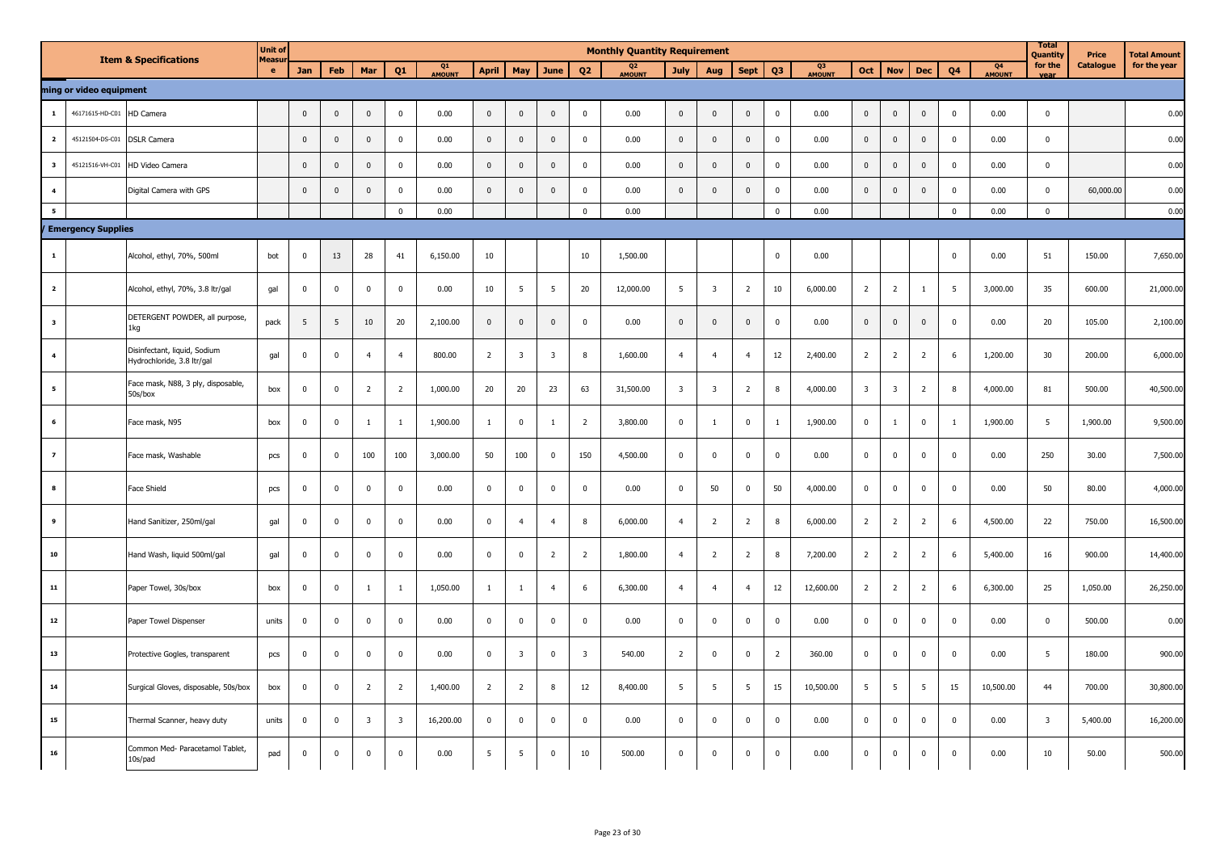| | | Item & Specifications | Unit of Measure | Monthly Quantity Requirement | | | | | | | | | | | | | | | | | | | | Total Quantity for the year | Price Catalogue | Total Amount for the year |
|---|---|---|---|---|---|---|---|---|---|---|---|---|---|---|---|---|---|---|---|---|---|---|---|---|---|---|
| | | | | Jan | Feb | Mar | Q1 | Q1 AMOUNT | April | May | June | Q2 | Q2 AMOUNT | July | Aug | Sept | Q3 | Q3 AMOUNT | Oct | Nov | Dec | Q4 | Q4 AMOUNT | | | |
| ming or video equipment | | | | | | | | | | | | | | | | | | | | | | | | | | |
| 1 | 46171615-HD-C01 | HD Camera | | 0 | 0 | 0 | 0 | 0.00 | 0 | 0 | 0 | 0 | 0.00 | 0 | 0 | 0 | 0 | 0.00 | 0 | 0 | 0 | 0 | 0.00 | 0 | | 0.00 |
| 2 | 45121504-DS-C01 | DSLR Camera | | 0 | 0 | 0 | 0 | 0.00 | 0 | 0 | 0 | 0 | 0.00 | 0 | 0 | 0 | 0 | 0.00 | 0 | 0 | 0 | 0 | 0.00 | 0 | | 0.00 |
| 3 | 45121516-VH-C01 | HD Video Camera | | 0 | 0 | 0 | 0 | 0.00 | 0 | 0 | 0 | 0 | 0.00 | 0 | 0 | 0 | 0 | 0.00 | 0 | 0 | 0 | 0 | 0.00 | 0 | | 0.00 |
| 4 | | Digital Camera with GPS | | 0 | 0 | 0 | 0 | 0.00 | 0 | 0 | 0 | 0 | 0.00 | 0 | 0 | 0 | 0 | 0.00 | 0 | 0 | 0 | 0 | 0.00 | 0 | 60,000.00 | 0.00 |
| 5 | | | | | | | 0 | 0.00 | | | | 0 | 0.00 | | | | 0 | 0.00 | | | | 0 | 0.00 | 0 | | 0.00 |
| / Emergency Supplies | | | | | | | | | | | | | | | | | | | | | | | | | | |
| 1 | | Alcohol, ethyl, 70%, 500ml | bot | 0 | 13 | 28 | 41 | 6,150.00 | 10 | | | 10 | 1,500.00 | | | | 0 | 0.00 | | | | 0 | 0.00 | 51 | 150.00 | 7,650.00 |
| 2 | | Alcohol, ethyl, 70%, 3.8 ltr/gal | gal | 0 | 0 | 0 | 0 | 0.00 | 10 | 5 | 5 | 20 | 12,000.00 | 5 | 3 | 2 | 10 | 6,000.00 | 2 | 2 | 1 | 5 | 3,000.00 | 35 | 600.00 | 21,000.00 |
| 3 | | DETERGENT POWDER, all purpose, 1kg | pack | 5 | 5 | 10 | 20 | 2,100.00 | 0 | 0 | 0 | 0 | 0.00 | 0 | 0 | 0 | 0 | 0.00 | 0 | 0 | 0 | 0 | 0.00 | 20 | 105.00 | 2,100.00 |
| 4 | | Disinfectant, liquid, Sodium Hydrochloride, 3.8 ltr/gal | gal | 0 | 0 | 4 | 4 | 800.00 | 2 | 3 | 3 | 8 | 1,600.00 | 4 | 4 | 4 | 12 | 2,400.00 | 2 | 2 | 2 | 6 | 1,200.00 | 30 | 200.00 | 6,000.00 |
| 5 | | Face mask, N88, 3 ply, disposable, 50s/box | box | 0 | 0 | 2 | 2 | 1,000.00 | 20 | 20 | 23 | 63 | 31,500.00 | 3 | 3 | 2 | 8 | 4,000.00 | 3 | 3 | 2 | 8 | 4,000.00 | 81 | 500.00 | 40,500.00 |
| 6 | | Face mask, N95 | box | 0 | 0 | 1 | 1 | 1,900.00 | 1 | 0 | 1 | 2 | 3,800.00 | 0 | 1 | 0 | 1 | 1,900.00 | 0 | 1 | 0 | 1 | 1,900.00 | 5 | 1,900.00 | 9,500.00 |
| 7 | | Face mask, Washable | pcs | 0 | 0 | 100 | 100 | 3,000.00 | 50 | 100 | 0 | 150 | 4,500.00 | 0 | 0 | 0 | 0 | 0.00 | 0 | 0 | 0 | 0 | 0.00 | 250 | 30.00 | 7,500.00 |
| 8 | | Face Shield | pcs | 0 | 0 | 0 | 0 | 0.00 | 0 | 0 | 0 | 0 | 0.00 | 0 | 50 | 0 | 50 | 4,000.00 | 0 | 0 | 0 | 0 | 0.00 | 50 | 80.00 | 4,000.00 |
| 9 | | Hand Sanitizer, 250ml/gal | gal | 0 | 0 | 0 | 0 | 0.00 | 0 | 4 | 4 | 8 | 6,000.00 | 4 | 2 | 2 | 8 | 6,000.00 | 2 | 2 | 2 | 6 | 4,500.00 | 22 | 750.00 | 16,500.00 |
| 10 | | Hand Wash, liquid 500ml/gal | gal | 0 | 0 | 0 | 0 | 0.00 | 0 | 0 | 2 | 2 | 1,800.00 | 4 | 2 | 2 | 8 | 7,200.00 | 2 | 2 | 2 | 6 | 5,400.00 | 16 | 900.00 | 14,400.00 |
| 11 | | Paper Towel, 30s/box | box | 0 | 0 | 1 | 1 | 1,050.00 | 1 | 1 | 4 | 6 | 6,300.00 | 4 | 4 | 4 | 12 | 12,600.00 | 2 | 2 | 2 | 6 | 6,300.00 | 25 | 1,050.00 | 26,250.00 |
| 12 | | Paper Towel Dispenser | units | 0 | 0 | 0 | 0 | 0.00 | 0 | 0 | 0 | 0 | 0.00 | 0 | 0 | 0 | 0 | 0.00 | 0 | 0 | 0 | 0 | 0.00 | 0 | 500.00 | 0.00 |
| 13 | | Protective Gogles, transparent | pcs | 0 | 0 | 0 | 0 | 0.00 | 0 | 3 | 0 | 3 | 540.00 | 2 | 0 | 0 | 2 | 360.00 | 0 | 0 | 0 | 0 | 0.00 | 5 | 180.00 | 900.00 |
| 14 | | Surgical Gloves, disposable, 50s/box | box | 0 | 0 | 2 | 2 | 1,400.00 | 2 | 2 | 8 | 12 | 8,400.00 | 5 | 5 | 5 | 15 | 10,500.00 | 5 | 5 | 5 | 15 | 10,500.00 | 44 | 700.00 | 30,800.00 |
| 15 | | Thermal Scanner, heavy duty | units | 0 | 0 | 3 | 3 | 16,200.00 | 0 | 0 | 0 | 0 | 0.00 | 0 | 0 | 0 | 0 | 0.00 | 0 | 0 | 0 | 0 | 0.00 | 3 | 5,400.00 | 16,200.00 |
| 16 | | Common Med- Paracetamol Tablet, 10s/pad | pad | 0 | 0 | 0 | 0 | 0.00 | 5 | 5 | 0 | 10 | 500.00 | 0 | 0 | 0 | 0 | 0.00 | 0 | 0 | 0 | 0 | 0.00 | 10 | 50.00 | 500.00 |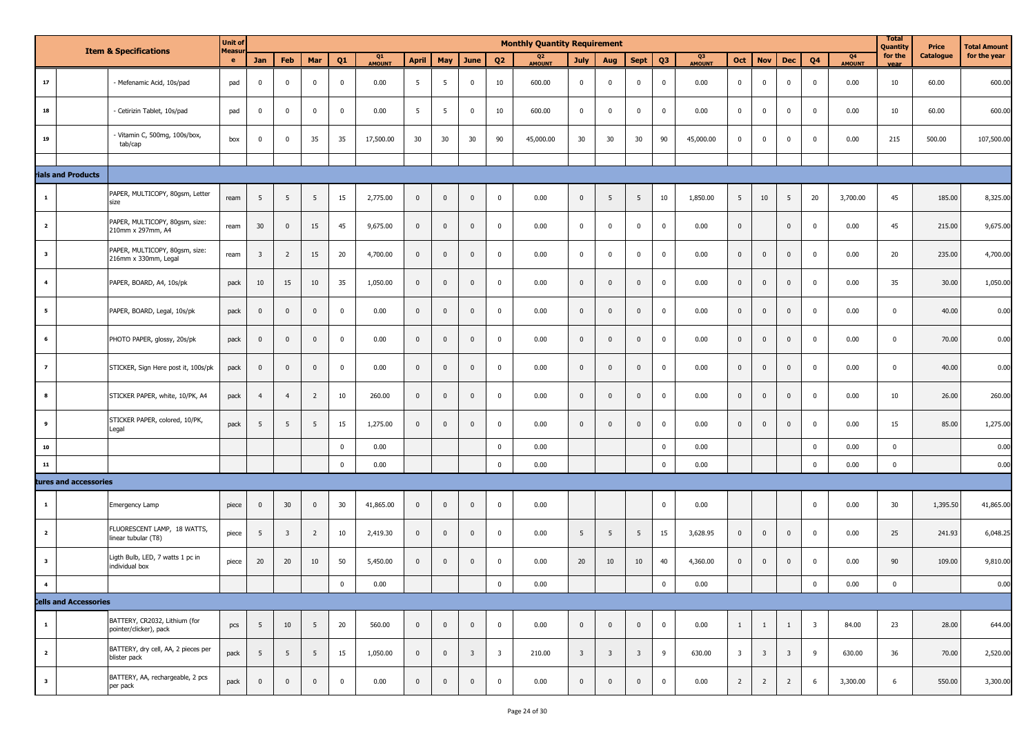| | Item & Specifications | | Unit of Measure | Monthly Quantity Requirement | | | | | | | | | | | | | | | | | | | | | | Total Quantity for the year | Price Catalogue | Total Amount for the year |
|---|---|---|---|---|---|---|---|---|---|---|---|---|---|---|---|---|---|---|---|---|---|---|---|---|---|---|---|---|
| | | | | Jan | Feb | Mar | Q1 | Q1 AMOUNT | April | May | June | Q2 | Q2 AMOUNT | July | Aug | Sept | Q3 | Q3 AMOUNT | Oct | Nov | Dec | Q4 | Q4 AMOUNT | | | | | |
| 17 | | - Mefenamic Acid, 10s/pad | pad | 0 | 0 | 0 | 0 | 0.00 | 5 | 5 | 0 | 10 | 600.00 | 0 | 0 | 0 | 0 | 0.00 | 0 | 0 | 0 | 0 | 0.00 | 10 | 60.00 | 600.00 |
| 18 | | - Cetirizin Tablet, 10s/pad | pad | 0 | 0 | 0 | 0 | 0.00 | 5 | 5 | 0 | 10 | 600.00 | 0 | 0 | 0 | 0 | 0.00 | 0 | 0 | 0 | 0 | 0.00 | 10 | 60.00 | 600.00 |
| 19 | | - Vitamin C, 500mg, 100s/box, tab/cap | box | 0 | 0 | 35 | 35 | 17,500.00 | 30 | 30 | 30 | 90 | 45,000.00 | 30 | 30 | 30 | 90 | 45,000.00 | 0 | 0 | 0 | 0 | 0.00 | 215 | 500.00 | 107,500.00 |
| | | | | | | | | | | | | | | | | | | | | | | | | | | |
| rials and Products | | | | | | | | | | | | | | | | | | | | | | | | | | |
| 1 | | PAPER, MULTICOPY, 80gsm, Letter size | ream | 5 | 5 | 5 | 15 | 2,775.00 | 0 | 0 | 0 | 0 | 0.00 | 0 | 5 | 5 | 10 | 1,850.00 | 5 | 10 | 5 | 20 | 3,700.00 | 45 | 185.00 | 8,325.00 |
| 2 | | PAPER, MULTICOPY, 80gsm, size: 210mm x 297mm, A4 | ream | 30 | 0 | 15 | 45 | 9,675.00 | 0 | 0 | 0 | 0 | 0.00 | 0 | 0 | 0 | 0 | 0.00 | 0 | | 0 | 0 | 0.00 | 45 | 215.00 | 9,675.00 |
| 3 | | PAPER, MULTICOPY, 80gsm, size: 216mm x 330mm, Legal | ream | 3 | 2 | 15 | 20 | 4,700.00 | 0 | 0 | 0 | 0 | 0.00 | 0 | 0 | 0 | 0 | 0.00 | 0 | 0 | 0 | 0 | 0.00 | 20 | 235.00 | 4,700.00 |
| 4 | | PAPER, BOARD, A4, 10s/pk | pack | 10 | 15 | 10 | 35 | 1,050.00 | 0 | 0 | 0 | 0 | 0.00 | 0 | 0 | 0 | 0 | 0.00 | 0 | 0 | 0 | 0 | 0.00 | 35 | 30.00 | 1,050.00 |
| 5 | | PAPER, BOARD, Legal, 10s/pk | pack | 0 | 0 | 0 | 0 | 0.00 | 0 | 0 | 0 | 0 | 0.00 | 0 | 0 | 0 | 0 | 0.00 | 0 | 0 | 0 | 0 | 0.00 | 0 | 40.00 | 0.00 |
| 6 | | PHOTO PAPER, glossy, 20s/pk | pack | 0 | 0 | 0 | 0 | 0.00 | 0 | 0 | 0 | 0 | 0.00 | 0 | 0 | 0 | 0 | 0.00 | 0 | 0 | 0 | 0 | 0.00 | 0 | 70.00 | 0.00 |
| 7 | | STICKER, Sign Here post it, 100s/pk | pack | 0 | 0 | 0 | 0 | 0.00 | 0 | 0 | 0 | 0 | 0.00 | 0 | 0 | 0 | 0 | 0.00 | 0 | 0 | 0 | 0 | 0.00 | 0 | 40.00 | 0.00 |
| 8 | | STICKER PAPER, white, 10/PK, A4 | pack | 4 | 4 | 2 | 10 | 260.00 | 0 | 0 | 0 | 0 | 0.00 | 0 | 0 | 0 | 0 | 0.00 | 0 | 0 | 0 | 0 | 0.00 | 10 | 26.00 | 260.00 |
| 9 | | STICKER PAPER, colored, 10/PK, Legal | pack | 5 | 5 | 5 | 15 | 1,275.00 | 0 | 0 | 0 | 0 | 0.00 | 0 | 0 | 0 | 0 | 0.00 | 0 | 0 | 0 | 0 | 0.00 | 15 | 85.00 | 1,275.00 |
| 10 | | | | | | | 0 | 0.00 | | | | 0 | 0.00 | | | | 0 | 0.00 | | | | 0 | 0.00 | 0 | | 0.00 |
| 11 | | | | | | | 0 | 0.00 | | | | 0 | 0.00 | | | | 0 | 0.00 | | | | 0 | 0.00 | 0 | | 0.00 |
| tures and accessories | | | | | | | | | | | | | | | | | | | | | | | | | | |
| 1 | | Emergency Lamp | piece | 0 | 30 | 0 | 30 | 41,865.00 | 0 | 0 | 0 | 0 | 0.00 | | | | 0 | 0.00 | | | | 0 | 0.00 | 30 | 1,395.50 | 41,865.00 |
| 2 | | FLUORESCENT LAMP, 18 WATTS, linear tubular (T8) | piece | 5 | 3 | 2 | 10 | 2,419.30 | 0 | 0 | 0 | 0 | 0.00 | 5 | 5 | 5 | 15 | 3,628.95 | 0 | 0 | 0 | 0 | 0.00 | 25 | 241.93 | 6,048.25 |
| 3 | | Ligth Bulb, LED, 7 watts 1 pc in individual box | piece | 20 | 20 | 10 | 50 | 5,450.00 | 0 | 0 | 0 | 0 | 0.00 | 20 | 10 | 10 | 40 | 4,360.00 | 0 | 0 | 0 | 0 | 0.00 | 90 | 109.00 | 9,810.00 |
| 4 | | | | | | | 0 | 0.00 | | | | 0 | 0.00 | | | | 0 | 0.00 | | | | 0 | 0.00 | 0 | | 0.00 |
| Cells and Accessories | | | | | | | | | | | | | | | | | | | | | | | | | | |
| 1 | | BATTERY, CR2032, Lithium (for pointer/clicker), pack | pcs | 5 | 10 | 5 | 20 | 560.00 | 0 | 0 | 0 | 0 | 0.00 | 0 | 0 | 0 | 0 | 0.00 | 1 | 1 | 1 | 3 | 84.00 | 23 | 28.00 | 644.00 |
| 2 | | BATTERY, dry cell, AA, 2 pieces per blister pack | pack | 5 | 5 | 5 | 15 | 1,050.00 | 0 | 0 | 3 | 3 | 210.00 | 3 | 3 | 3 | 9 | 630.00 | 3 | 3 | 3 | 9 | 630.00 | 36 | 70.00 | 2,520.00 |
| 3 | | BATTERY, AA, rechargeable, 2 pcs per pack | pack | 0 | 0 | 0 | 0 | 0.00 | 0 | 0 | 0 | 0 | 0.00 | 0 | 0 | 0 | 0 | 0.00 | 2 | 2 | 2 | 6 | 3,300.00 | 6 | 550.00 | 3,300.00 |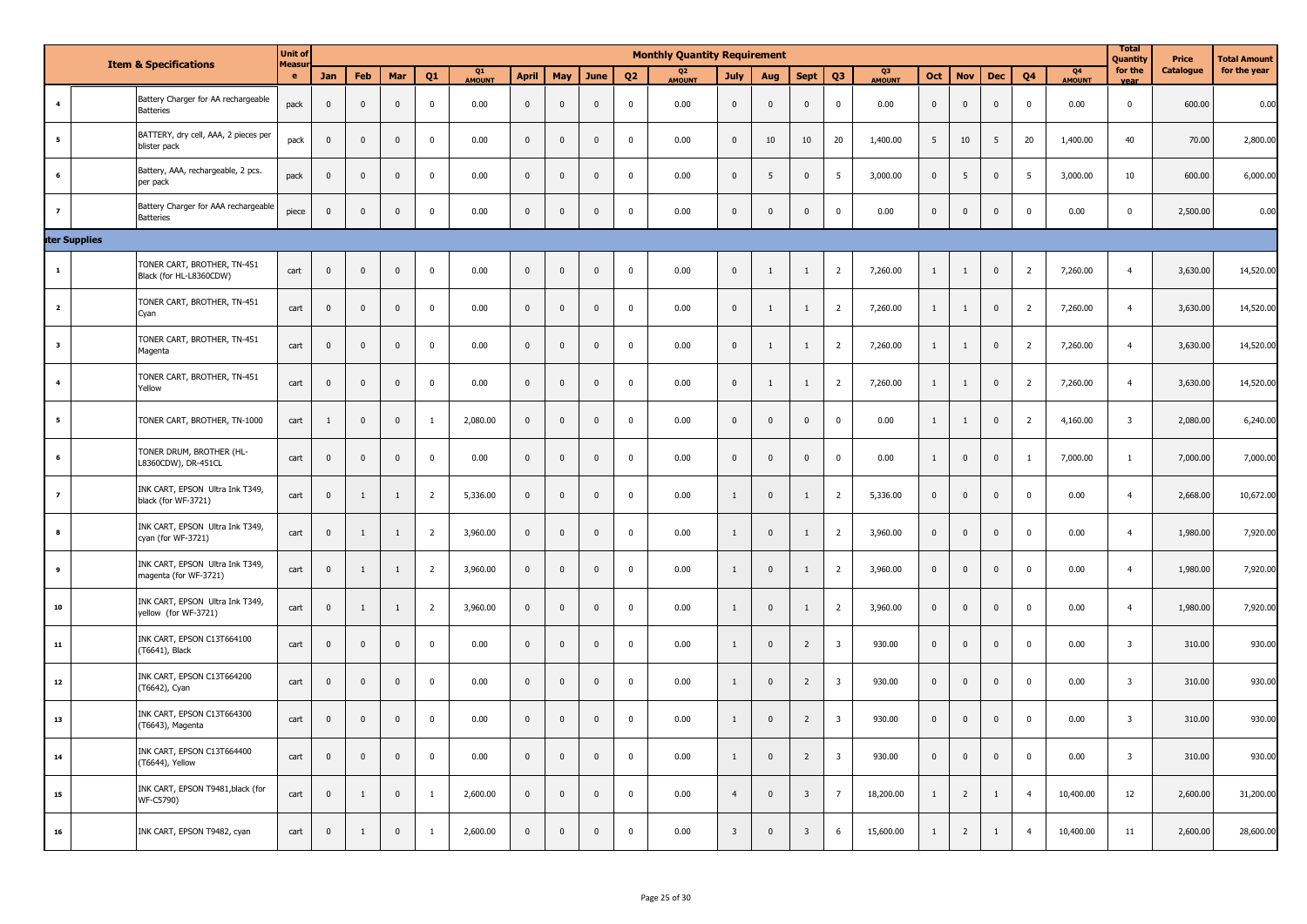| | | Item & Specifications | Unit of Measure | Monthly Quantity Requirement | | | | | | | | | | | | | | | | | | | | Total Quantity for the year | Price Catalogue | Total Amount for the year |
|---|---|---|---|---|---|---|---|---|---|---|---|---|---|---|---|---|---|---|---|---|---|---|---|---|---|---|
| | | | | Jan | Feb | Mar | Q1 | Q1 AMOUNT | April | May | June | Q2 | Q2 AMOUNT | July | Aug | Sept | Q3 | Q3 AMOUNT | Oct | Nov | Dec | Q4 | Q4 AMOUNT | | | |
| 4 | | Battery Charger for AA rechargeable Batteries | pack | 0 | 0 | 0 | 0 | 0.00 | 0 | 0 | 0 | 0 | 0.00 | 0 | 0 | 0 | 0 | 0.00 | 0 | 0 | 0 | 0 | 0.00 | 0 | 600.00 | 0.00 |
| 5 | | BATTERY, dry cell, AAA, 2 pieces per blister pack | pack | 0 | 0 | 0 | 0 | 0.00 | 0 | 0 | 0 | 0 | 0.00 | 0 | 10 | 10 | 20 | 1,400.00 | 5 | 10 | 5 | 20 | 1,400.00 | 40 | 70.00 | 2,800.00 |
| 6 | | Battery, AAA, rechargeable, 2 pcs. per pack | pack | 0 | 0 | 0 | 0 | 0.00 | 0 | 0 | 0 | 0 | 0.00 | 0 | 5 | 0 | 5 | 3,000.00 | 0 | 5 | 0 | 5 | 3,000.00 | 10 | 600.00 | 6,000.00 |
| 7 | | Battery Charger for AAA rechargeable Batteries | piece | 0 | 0 | 0 | 0 | 0.00 | 0 | 0 | 0 | 0 | 0.00 | 0 | 0 | 0 | 0 | 0.00 | 0 | 0 | 0 | 0 | 0.00 | 0 | 2,500.00 | 0.00 |
| **ıter Supplies** | | | | | | | | | | | | | | | | | | | | | | | | | | |
| 1 | | TONER CART, BROTHER, TN-451 Black (for HL-L8360CDW) | cart | 0 | 0 | 0 | 0 | 0.00 | 0 | 0 | 0 | 0 | 0.00 | 0 | 1 | 1 | 2 | 7,260.00 | 1 | 1 | 0 | 2 | 7,260.00 | 4 | 3,630.00 | 14,520.00 |
| 2 | | TONER CART, BROTHER, TN-451 Cyan | cart | 0 | 0 | 0 | 0 | 0.00 | 0 | 0 | 0 | 0 | 0.00 | 0 | 1 | 1 | 2 | 7,260.00 | 1 | 1 | 0 | 2 | 7,260.00 | 4 | 3,630.00 | 14,520.00 |
| 3 | | TONER CART, BROTHER, TN-451 Magenta | cart | 0 | 0 | 0 | 0 | 0.00 | 0 | 0 | 0 | 0 | 0.00 | 0 | 1 | 1 | 2 | 7,260.00 | 1 | 1 | 0 | 2 | 7,260.00 | 4 | 3,630.00 | 14,520.00 |
| 4 | | TONER CART, BROTHER, TN-451 Yellow | cart | 0 | 0 | 0 | 0 | 0.00 | 0 | 0 | 0 | 0 | 0.00 | 0 | 1 | 1 | 2 | 7,260.00 | 1 | 1 | 0 | 2 | 7,260.00 | 4 | 3,630.00 | 14,520.00 |
| 5 | | TONER CART, BROTHER, TN-1000 | cart | 1 | 0 | 0 | 1 | 2,080.00 | 0 | 0 | 0 | 0 | 0.00 | 0 | 0 | 0 | 0 | 0.00 | 1 | 1 | 0 | 2 | 4,160.00 | 3 | 2,080.00 | 6,240.00 |
| 6 | | TONER DRUM, BROTHER (HL-L8360CDW), DR-451CL | cart | 0 | 0 | 0 | 0 | 0.00 | 0 | 0 | 0 | 0 | 0.00 | 0 | 0 | 0 | 0 | 0.00 | 1 | 0 | 0 | 1 | 7,000.00 | 1 | 7,000.00 | 7,000.00 |
| 7 | | INK CART, EPSON Ultra Ink T349, black (for WF-3721) | cart | 0 | 1 | 1 | 2 | 5,336.00 | 0 | 0 | 0 | 0 | 0.00 | 1 | 0 | 1 | 2 | 5,336.00 | 0 | 0 | 0 | 0 | 0.00 | 4 | 2,668.00 | 10,672.00 |
| 8 | | INK CART, EPSON Ultra Ink T349, cyan (for WF-3721) | cart | 0 | 1 | 1 | 2 | 3,960.00 | 0 | 0 | 0 | 0 | 0.00 | 1 | 0 | 1 | 2 | 3,960.00 | 0 | 0 | 0 | 0 | 0.00 | 4 | 1,980.00 | 7,920.00 |
| 9 | | INK CART, EPSON Ultra Ink T349, magenta (for WF-3721) | cart | 0 | 1 | 1 | 2 | 3,960.00 | 0 | 0 | 0 | 0 | 0.00 | 1 | 0 | 1 | 2 | 3,960.00 | 0 | 0 | 0 | 0 | 0.00 | 4 | 1,980.00 | 7,920.00 |
| 10 | | INK CART, EPSON Ultra Ink T349, yellow (for WF-3721) | cart | 0 | 1 | 1 | 2 | 3,960.00 | 0 | 0 | 0 | 0 | 0.00 | 1 | 0 | 1 | 2 | 3,960.00 | 0 | 0 | 0 | 0 | 0.00 | 4 | 1,980.00 | 7,920.00 |
| 11 | | INK CART, EPSON C13T664100 (T6641), Black | cart | 0 | 0 | 0 | 0 | 0.00 | 0 | 0 | 0 | 0 | 0.00 | 1 | 0 | 2 | 3 | 930.00 | 0 | 0 | 0 | 0 | 0.00 | 3 | 310.00 | 930.00 |
| 12 | | INK CART, EPSON C13T664200 (T6642), Cyan | cart | 0 | 0 | 0 | 0 | 0.00 | 0 | 0 | 0 | 0 | 0.00 | 1 | 0 | 2 | 3 | 930.00 | 0 | 0 | 0 | 0 | 0.00 | 3 | 310.00 | 930.00 |
| 13 | | INK CART, EPSON C13T664300 (T6643), Magenta | cart | 0 | 0 | 0 | 0 | 0.00 | 0 | 0 | 0 | 0 | 0.00 | 1 | 0 | 2 | 3 | 930.00 | 0 | 0 | 0 | 0 | 0.00 | 3 | 310.00 | 930.00 |
| 14 | | INK CART, EPSON C13T664400 (T6644), Yellow | cart | 0 | 0 | 0 | 0 | 0.00 | 0 | 0 | 0 | 0 | 0.00 | 1 | 0 | 2 | 3 | 930.00 | 0 | 0 | 0 | 0 | 0.00 | 3 | 310.00 | 930.00 |
| 15 | | INK CART, EPSON T9481,black (for WF-C5790) | cart | 0 | 1 | 0 | 1 | 2,600.00 | 0 | 0 | 0 | 0 | 0.00 | 4 | 0 | 3 | 7 | 18,200.00 | 1 | 2 | 1 | 4 | 10,400.00 | 12 | 2,600.00 | 31,200.00 |
| 16 | | INK CART, EPSON T9482, cyan | cart | 0 | 1 | 0 | 1 | 2,600.00 | 0 | 0 | 0 | 0 | 0.00 | 3 | 0 | 3 | 6 | 15,600.00 | 1 | 2 | 1 | 4 | 10,400.00 | 11 | 2,600.00 | 28,600.00 |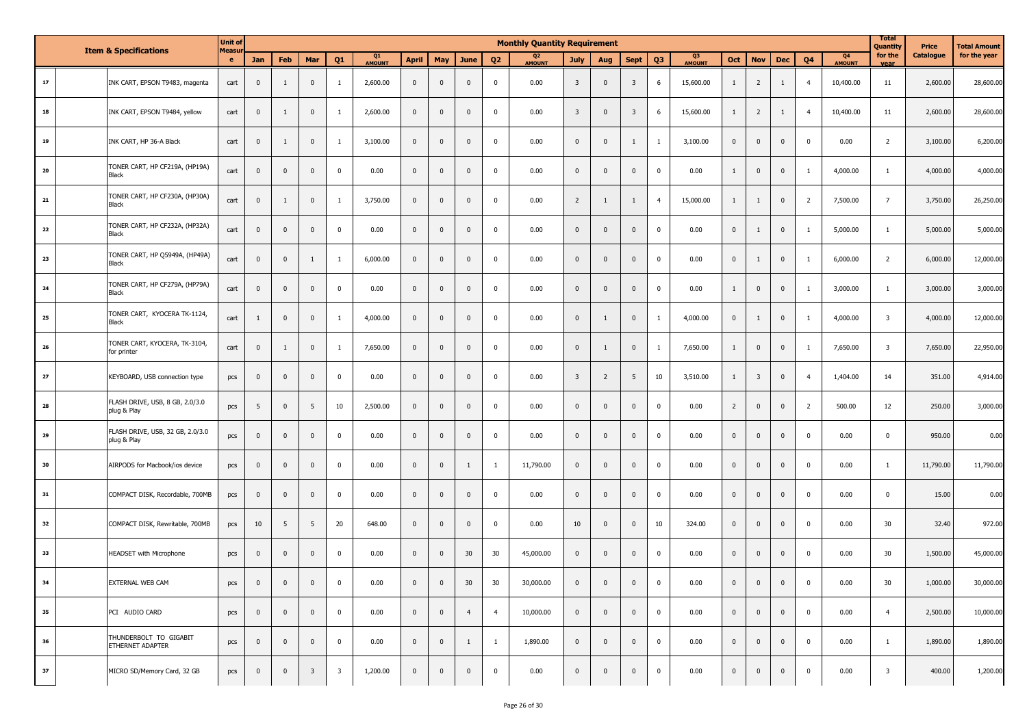| | Item & Specifications | Unit of Measure | Monthly Quantity Requirement | | | | | | | | | | | | | | | | | | | | Total Quantity for the year | Price Catalogue | Total Amount for the year |
|---|---|---|---|---|---|---|---|---|---|---|---|---|---|---|---|---|---|---|---|---|---|---|---|---|---|
| | | | Jan | Feb | Mar | Q1 | Q1 AMOUNT | April | May | June | Q2 | Q2 AMOUNT | July | Aug | Sept | Q3 | Q3 AMOUNT | Oct | Nov | Dec | Q4 | Q4 AMOUNT | | | |
| 17 | INK CART, EPSON T9483, magenta | cart | 0 | 1 | 0 | 1 | 2,600.00 | 0 | 0 | 0 | 0 | 0.00 | 3 | 0 | 3 | 6 | 15,600.00 | 1 | 2 | 1 | 4 | 10,400.00 | 11 | 2,600.00 | 28,600.00 |
| 18 | INK CART, EPSON T9484, yellow | cart | 0 | 1 | 0 | 1 | 2,600.00 | 0 | 0 | 0 | 0 | 0.00 | 3 | 0 | 3 | 6 | 15,600.00 | 1 | 2 | 1 | 4 | 10,400.00 | 11 | 2,600.00 | 28,600.00 |
| 19 | INK CART, HP 36-A Black | cart | 0 | 1 | 0 | 1 | 3,100.00 | 0 | 0 | 0 | 0 | 0.00 | 0 | 0 | 1 | 1 | 3,100.00 | 0 | 0 | 0 | 0 | 0.00 | 2 | 3,100.00 | 6,200.00 |
| 20 | TONER CART, HP CF219A, (HP19A) Black | cart | 0 | 0 | 0 | 0 | 0.00 | 0 | 0 | 0 | 0 | 0.00 | 0 | 0 | 0 | 0 | 0.00 | 1 | 0 | 0 | 1 | 4,000.00 | 1 | 4,000.00 | 4,000.00 |
| 21 | TONER CART, HP CF230A, (HP30A) Black | cart | 0 | 1 | 0 | 1 | 3,750.00 | 0 | 0 | 0 | 0 | 0.00 | 2 | 1 | 1 | 4 | 15,000.00 | 1 | 1 | 0 | 2 | 7,500.00 | 7 | 3,750.00 | 26,250.00 |
| 22 | TONER CART, HP CF232A, (HP32A) Black | cart | 0 | 0 | 0 | 0 | 0.00 | 0 | 0 | 0 | 0 | 0.00 | 0 | 0 | 0 | 0 | 0.00 | 0 | 1 | 0 | 1 | 5,000.00 | 1 | 5,000.00 | 5,000.00 |
| 23 | TONER CART, HP Q5949A, (HP49A) Black | cart | 0 | 0 | 1 | 1 | 6,000.00 | 0 | 0 | 0 | 0 | 0.00 | 0 | 0 | 0 | 0 | 0.00 | 0 | 1 | 0 | 1 | 6,000.00 | 2 | 6,000.00 | 12,000.00 |
| 24 | TONER CART, HP CF279A, (HP79A) Black | cart | 0 | 0 | 0 | 0 | 0.00 | 0 | 0 | 0 | 0 | 0.00 | 0 | 0 | 0 | 0 | 0.00 | 1 | 0 | 0 | 1 | 3,000.00 | 1 | 3,000.00 | 3,000.00 |
| 25 | TONER CART, KYOCERA TK-1124, Black | cart | 1 | 0 | 0 | 1 | 4,000.00 | 0 | 0 | 0 | 0 | 0.00 | 0 | 1 | 0 | 1 | 4,000.00 | 0 | 1 | 0 | 1 | 4,000.00 | 3 | 4,000.00 | 12,000.00 |
| 26 | TONER CART, KYOCERA, TK-3104, for printer | cart | 0 | 1 | 0 | 1 | 7,650.00 | 0 | 0 | 0 | 0 | 0.00 | 0 | 1 | 0 | 1 | 7,650.00 | 1 | 0 | 0 | 1 | 7,650.00 | 3 | 7,650.00 | 22,950.00 |
| 27 | KEYBOARD, USB connection type | pcs | 0 | 0 | 0 | 0 | 0.00 | 0 | 0 | 0 | 0 | 0.00 | 3 | 2 | 5 | 10 | 3,510.00 | 1 | 3 | 0 | 4 | 1,404.00 | 14 | 351.00 | 4,914.00 |
| 28 | FLASH DRIVE, USB, 8 GB, 2.0/3.0 plug & Play | pcs | 5 | 0 | 5 | 10 | 2,500.00 | 0 | 0 | 0 | 0 | 0.00 | 0 | 0 | 0 | 0 | 0.00 | 2 | 0 | 0 | 2 | 500.00 | 12 | 250.00 | 3,000.00 |
| 29 | FLASH DRIVE, USB, 32 GB, 2.0/3.0 plug & Play | pcs | 0 | 0 | 0 | 0 | 0.00 | 0 | 0 | 0 | 0 | 0.00 | 0 | 0 | 0 | 0 | 0.00 | 0 | 0 | 0 | 0 | 0.00 | 0 | 950.00 | 0.00 |
| 30 | AIRPODS for Macbook/ios device | pcs | 0 | 0 | 0 | 0 | 0.00 | 0 | 0 | 1 | 1 | 11,790.00 | 0 | 0 | 0 | 0 | 0.00 | 0 | 0 | 0 | 0 | 0.00 | 1 | 11,790.00 | 11,790.00 |
| 31 | COMPACT DISK, Recordable, 700MB | pcs | 0 | 0 | 0 | 0 | 0.00 | 0 | 0 | 0 | 0 | 0.00 | 0 | 0 | 0 | 0 | 0.00 | 0 | 0 | 0 | 0 | 0.00 | 0 | 15.00 | 0.00 |
| 32 | COMPACT DISK, Rewritable, 700MB | pcs | 10 | 5 | 5 | 20 | 648.00 | 0 | 0 | 0 | 0 | 0.00 | 10 | 0 | 0 | 10 | 324.00 | 0 | 0 | 0 | 0 | 0.00 | 30 | 32.40 | 972.00 |
| 33 | HEADSET with Microphone | pcs | 0 | 0 | 0 | 0 | 0.00 | 0 | 0 | 30 | 30 | 45,000.00 | 0 | 0 | 0 | 0 | 0.00 | 0 | 0 | 0 | 0 | 0.00 | 30 | 1,500.00 | 45,000.00 |
| 34 | EXTERNAL WEB CAM | pcs | 0 | 0 | 0 | 0 | 0.00 | 0 | 0 | 30 | 30 | 30,000.00 | 0 | 0 | 0 | 0 | 0.00 | 0 | 0 | 0 | 0 | 0.00 | 30 | 1,000.00 | 30,000.00 |
| 35 | PCI AUDIO CARD | pcs | 0 | 0 | 0 | 0 | 0.00 | 0 | 0 | 4 | 4 | 10,000.00 | 0 | 0 | 0 | 0 | 0.00 | 0 | 0 | 0 | 0 | 0.00 | 4 | 2,500.00 | 10,000.00 |
| 36 | THUNDERBOLT TO GIGABIT ETHERNET ADAPTER | pcs | 0 | 0 | 0 | 0 | 0.00 | 0 | 0 | 1 | 1 | 1,890.00 | 0 | 0 | 0 | 0 | 0.00 | 0 | 0 | 0 | 0 | 0.00 | 1 | 1,890.00 | 1,890.00 |
| 37 | MICRO SD/Memory Card, 32 GB | pcs | 0 | 0 | 3 | 3 | 1,200.00 | 0 | 0 | 0 | 0 | 0.00 | 0 | 0 | 0 | 0 | 0.00 | 0 | 0 | 0 | 0 | 0.00 | 3 | 400.00 | 1,200.00 |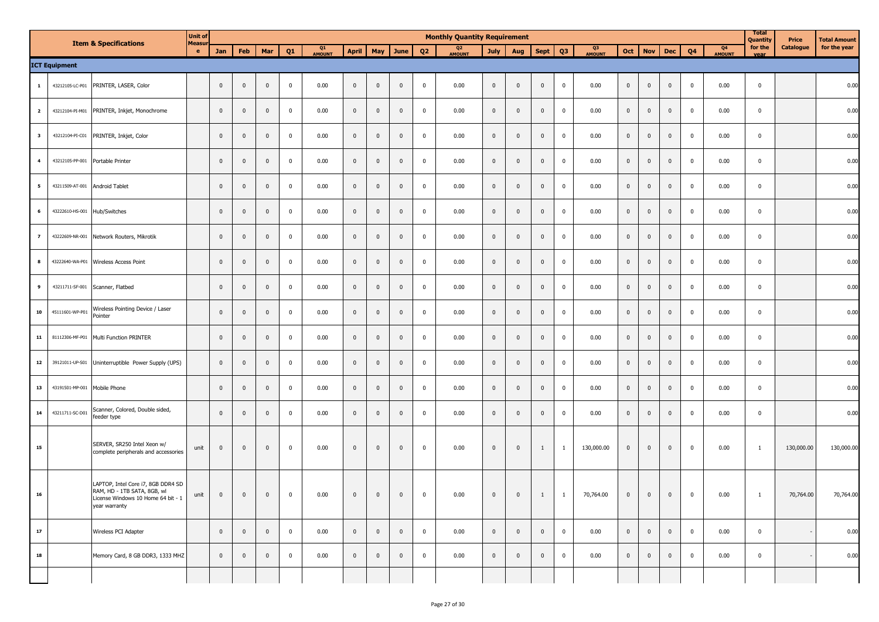| | | Item & Specifications | Unit of Measure | Monthly Quantity Requirement | | | | | | | | | | | | | | | | | | | | | Total Quantity for the year | Price Catalogue | Total Amount for the year |
|---|---|---|---|---|---|---|---|---|---|---|---|---|---|---|---|---|---|---|---|---|---|---|---|---|---|---|---|
| | | | | Jan | Feb | Mar | Q1 | Q1 AMOUNT | April | May | June | Q2 | Q2 AMOUNT | July | Aug | Sept | Q3 | Q3 AMOUNT | Oct | Nov | Dec | Q4 | Q4 AMOUNT | | | |
| **ICT Equipment** | | | | | | | | | | | | | | | | | | | | | | | | | | | |
| 1 | 43212105-LC-P01 | PRINTER, LASER, Color | | 0 | 0 | 0 | 0 | 0.00 | 0 | 0 | 0 | 0 | 0.00 | 0 | 0 | 0 | 0 | 0.00 | 0 | 0 | 0 | 0 | 0.00 | 0 | | 0.00 |
| 2 | 43212104-PI-M01 | PRINTER, Inkjet, Monochrome | | 0 | 0 | 0 | 0 | 0.00 | 0 | 0 | 0 | 0 | 0.00 | 0 | 0 | 0 | 0 | 0.00 | 0 | 0 | 0 | 0 | 0.00 | 0 | | 0.00 |
| 3 | 43212104-PI-C01 | PRINTER, Inkjet, Color | | 0 | 0 | 0 | 0 | 0.00 | 0 | 0 | 0 | 0 | 0.00 | 0 | 0 | 0 | 0 | 0.00 | 0 | 0 | 0 | 0 | 0.00 | 0 | | 0.00 |
| 4 | 43212105-PP-001 | Portable Printer | | 0 | 0 | 0 | 0 | 0.00 | 0 | 0 | 0 | 0 | 0.00 | 0 | 0 | 0 | 0 | 0.00 | 0 | 0 | 0 | 0 | 0.00 | 0 | | 0.00 |
| 5 | 43211509-AT-001 | Android Tablet | | 0 | 0 | 0 | 0 | 0.00 | 0 | 0 | 0 | 0 | 0.00 | 0 | 0 | 0 | 0 | 0.00 | 0 | 0 | 0 | 0 | 0.00 | 0 | | 0.00 |
| 6 | 43222610-HS-001 | Hub/Switches | | 0 | 0 | 0 | 0 | 0.00 | 0 | 0 | 0 | 0 | 0.00 | 0 | 0 | 0 | 0 | 0.00 | 0 | 0 | 0 | 0 | 0.00 | 0 | | 0.00 |
| 7 | 43222609-NR-001 | Network Routers, Mikrotik | | 0 | 0 | 0 | 0 | 0.00 | 0 | 0 | 0 | 0 | 0.00 | 0 | 0 | 0 | 0 | 0.00 | 0 | 0 | 0 | 0 | 0.00 | 0 | | 0.00 |
| 8 | 43222640-WA-P01 | Wireless Access Point | | 0 | 0 | 0 | 0 | 0.00 | 0 | 0 | 0 | 0 | 0.00 | 0 | 0 | 0 | 0 | 0.00 | 0 | 0 | 0 | 0 | 0.00 | 0 | | 0.00 |
| 9 | 43211711-SF-001 | Scanner, Flatbed | | 0 | 0 | 0 | 0 | 0.00 | 0 | 0 | 0 | 0 | 0.00 | 0 | 0 | 0 | 0 | 0.00 | 0 | 0 | 0 | 0 | 0.00 | 0 | | 0.00 |
| 10 | 45111601-WP-P01 | Wireless Pointing Device / Laser Pointer | | 0 | 0 | 0 | 0 | 0.00 | 0 | 0 | 0 | 0 | 0.00 | 0 | 0 | 0 | 0 | 0.00 | 0 | 0 | 0 | 0 | 0.00 | 0 | | 0.00 |
| 11 | 81112306-MF-P01 | Multi Function PRINTER | | 0 | 0 | 0 | 0 | 0.00 | 0 | 0 | 0 | 0 | 0.00 | 0 | 0 | 0 | 0 | 0.00 | 0 | 0 | 0 | 0 | 0.00 | 0 | | 0.00 |
| 12 | 39121011-UP-S01 | Uninterruptible Power Supply (UPS) | | 0 | 0 | 0 | 0 | 0.00 | 0 | 0 | 0 | 0 | 0.00 | 0 | 0 | 0 | 0 | 0.00 | 0 | 0 | 0 | 0 | 0.00 | 0 | | 0.00 |
| 13 | 43191501-MP-001 | Mobile Phone | | 0 | 0 | 0 | 0 | 0.00 | 0 | 0 | 0 | 0 | 0.00 | 0 | 0 | 0 | 0 | 0.00 | 0 | 0 | 0 | 0 | 0.00 | 0 | | 0.00 |
| 14 | 43211711-SC-D01 | Scanner, Colored, Double sided, feeder type | | 0 | 0 | 0 | 0 | 0.00 | 0 | 0 | 0 | 0 | 0.00 | 0 | 0 | 0 | 0 | 0.00 | 0 | 0 | 0 | 0 | 0.00 | 0 | | 0.00 |
| 15 | | SERVER, SR250 Intel Xeon w/ complete peripherals and accessories | unit | 0 | 0 | 0 | 0 | 0.00 | 0 | 0 | 0 | 0 | 0.00 | 0 | 0 | 1 | 1 | 130,000.00 | 0 | 0 | 0 | 0 | 0.00 | 1 | 130,000.00 | 130,000.00 |
| 16 | | LAPTOP, Intel Core i7, 8GB DDR4 SD RAM, HD - 1TB SATA, 8GB, wl License Windows 10 Home 64 bit - 1 year warranty | unit | 0 | 0 | 0 | 0 | 0.00 | 0 | 0 | 0 | 0 | 0.00 | 0 | 0 | 1 | 1 | 70,764.00 | 0 | 0 | 0 | 0 | 0.00 | 1 | 70,764.00 | 70,764.00 |
| 17 | | Wireless PCI Adapter | | 0 | 0 | 0 | 0 | 0.00 | 0 | 0 | 0 | 0 | 0.00 | 0 | 0 | 0 | 0 | 0.00 | 0 | 0 | 0 | 0 | 0.00 | 0 | - | 0.00 |
| 18 | | Memory Card, 8 GB DDR3, 1333 MHZ | | 0 | 0 | 0 | 0 | 0.00 | 0 | 0 | 0 | 0 | 0.00 | 0 | 0 | 0 | 0 | 0.00 | 0 | 0 | 0 | 0 | 0.00 | 0 | - | 0.00 |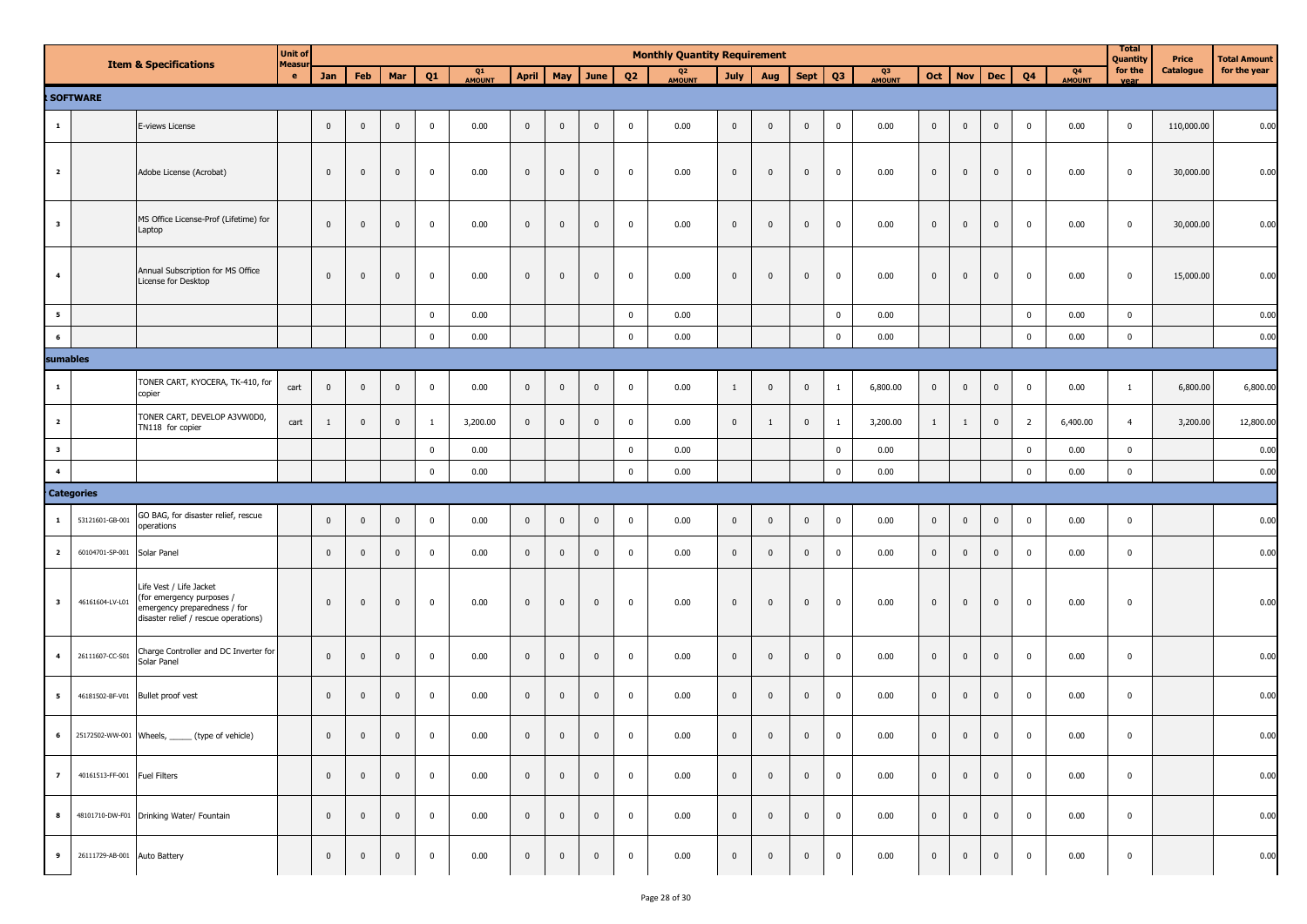| | | Item & Specifications | Unit of Measure | Monthly Quantity Requirement | | | | | | | | | | | | | | | | | | | | | Total Quantity for the year | Price Catalogue | Total Amount for the year |
|---|---|---|---|---|---|---|---|---|---|---|---|---|---|---|---|---|---|---|---|---|---|---|---|---|---|---|---|
| | | | | Jan | Feb | Mar | Q1 | Q1 AMOUNT | April | May | June | Q2 | Q2 AMOUNT | July | Aug | Sept | Q3 | Q3 AMOUNT | Oct | Nov | Dec | Q4 | Q4 AMOUNT | | | |
| **t SOFTWARE** | | | | | | | | | | | | | | | | | | | | | | | | | | | |
| 1 | | E-views License | | 0 | 0 | 0 | 0 | 0.00 | 0 | 0 | 0 | 0 | 0.00 | 0 | 0 | 0 | 0 | 0.00 | 0 | 0 | 0 | 0 | 0.00 | 0 | 110,000.00 | 0.00 |
| 2 | | Adobe License (Acrobat) | | 0 | 0 | 0 | 0 | 0.00 | 0 | 0 | 0 | 0 | 0.00 | 0 | 0 | 0 | 0 | 0.00 | 0 | 0 | 0 | 0 | 0.00 | 0 | 30,000.00 | 0.00 |
| 3 | | MS Office License-Prof (Lifetime) for Laptop | | 0 | 0 | 0 | 0 | 0.00 | 0 | 0 | 0 | 0 | 0.00 | 0 | 0 | 0 | 0 | 0.00 | 0 | 0 | 0 | 0 | 0.00 | 0 | 30,000.00 | 0.00 |
| 4 | | Annual Subscription for MS Office License for Desktop | | 0 | 0 | 0 | 0 | 0.00 | 0 | 0 | 0 | 0 | 0.00 | 0 | 0 | 0 | 0 | 0.00 | 0 | 0 | 0 | 0 | 0.00 | 0 | 15,000.00 | 0.00 |
| 5 | | | | | | | 0 | 0.00 | | | | 0 | 0.00 | | | | 0 | 0.00 | | | | 0 | 0.00 | 0 | | 0.00 |
| 6 | | | | | | | 0 | 0.00 | | | | 0 | 0.00 | | | | 0 | 0.00 | | | | 0 | 0.00 | 0 | | 0.00 |
| **sumables** | | | | | | | | | | | | | | | | | | | | | | | | | | | |
| 1 | | TONER CART, KYOCERA, TK-410, for copier | cart | 0 | 0 | 0 | 0 | 0.00 | 0 | 0 | 0 | 0 | 0.00 | 1 | 0 | 0 | 1 | 6,800.00 | 0 | 0 | 0 | 0 | 0.00 | 1 | 6,800.00 | 6,800.00 |
| 2 | | TONER CART, DEVELOP A3VW0D0, TN118 for copier | cart | 1 | 0 | 0 | 1 | 3,200.00 | 0 | 0 | 0 | 0 | 0.00 | 0 | 1 | 0 | 1 | 3,200.00 | 1 | 1 | 0 | 2 | 6,400.00 | 4 | 3,200.00 | 12,800.00 |
| 3 | | | | | | | 0 | 0.00 | | | | 0 | 0.00 | | | | 0 | 0.00 | | | | 0 | 0.00 | 0 | | 0.00 |
| 4 | | | | | | | 0 | 0.00 | | | | 0 | 0.00 | | | | 0 | 0.00 | | | | 0 | 0.00 | 0 | | 0.00 |
| **Categories** | | | | | | | | | | | | | | | | | | | | | | | | | | | |
| 1 | 53121601-GB-001 | GO BAG, for disaster relief, rescue operations | | 0 | 0 | 0 | 0 | 0.00 | 0 | 0 | 0 | 0 | 0.00 | 0 | 0 | 0 | 0 | 0.00 | 0 | 0 | 0 | 0 | 0.00 | 0 | | 0.00 |
| 2 | 60104701-SP-001 | Solar Panel | | 0 | 0 | 0 | 0 | 0.00 | 0 | 0 | 0 | 0 | 0.00 | 0 | 0 | 0 | 0 | 0.00 | 0 | 0 | 0 | 0 | 0.00 | 0 | | 0.00 |
| 3 | 46161604-LV-L01 | Life Vest / Life Jacket (for emergency purposes / emergency preparedness / for disaster relief / rescue operations) | | 0 | 0 | 0 | 0 | 0.00 | 0 | 0 | 0 | 0 | 0.00 | 0 | 0 | 0 | 0 | 0.00 | 0 | 0 | 0 | 0 | 0.00 | 0 | | 0.00 |
| 4 | 26111607-CC-S01 | Charge Controller and DC Inverter for Solar Panel | | 0 | 0 | 0 | 0 | 0.00 | 0 | 0 | 0 | 0 | 0.00 | 0 | 0 | 0 | 0 | 0.00 | 0 | 0 | 0 | 0 | 0.00 | 0 | | 0.00 |
| 5 | 46181502-BF-V01 | Bullet proof vest | | 0 | 0 | 0 | 0 | 0.00 | 0 | 0 | 0 | 0 | 0.00 | 0 | 0 | 0 | 0 | 0.00 | 0 | 0 | 0 | 0 | 0.00 | 0 | | 0.00 |
| 6 | 25172502-WW-001 | Wheels, _____ (type of vehicle) | | 0 | 0 | 0 | 0 | 0.00 | 0 | 0 | 0 | 0 | 0.00 | 0 | 0 | 0 | 0 | 0.00 | 0 | 0 | 0 | 0 | 0.00 | 0 | | 0.00 |
| 7 | 40161513-FF-001 | Fuel Filters | | 0 | 0 | 0 | 0 | 0.00 | 0 | 0 | 0 | 0 | 0.00 | 0 | 0 | 0 | 0 | 0.00 | 0 | 0 | 0 | 0 | 0.00 | 0 | | 0.00 |
| 8 | 48101710-DW-F01 | Drinking Water/ Fountain | | 0 | 0 | 0 | 0 | 0.00 | 0 | 0 | 0 | 0 | 0.00 | 0 | 0 | 0 | 0 | 0.00 | 0 | 0 | 0 | 0 | 0.00 | 0 | | 0.00 |
| 9 | 26111729-AB-001 | Auto Battery | | 0 | 0 | 0 | 0 | 0.00 | 0 | 0 | 0 | 0 | 0.00 | 0 | 0 | 0 | 0 | 0.00 | 0 | 0 | 0 | 0 | 0.00 | 0 | | 0.00 |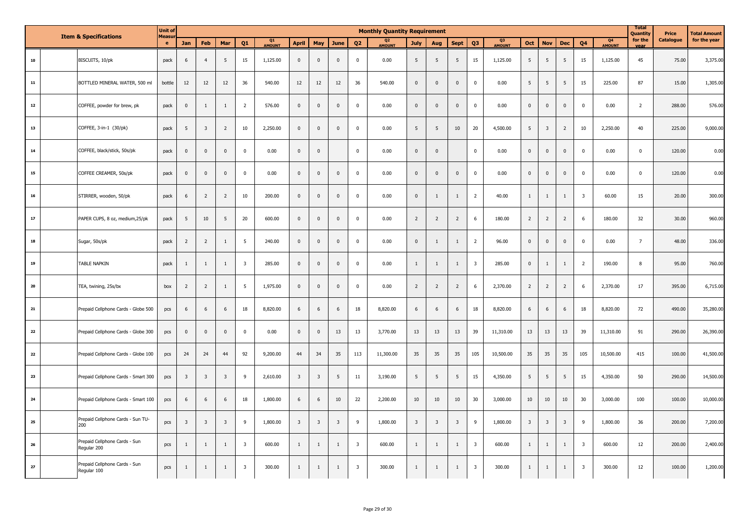| | Item & Specifications | Unit of Measure | Monthly Quantity Requirement | | | | | | | | | | | | | | | | | | | | Total Quantity for the year | Price Catalogue | Total Amount for the year |
|---|---|---|---|---|---|---|---|---|---|---|---|---|---|---|---|---|---|---|---|---|---|---|---|---|---|
| | | | Jan | Feb | Mar | Q1 | Q1 AMOUNT | April | May | June | Q2 | Q2 AMOUNT | July | Aug | Sept | Q3 | Q3 AMOUNT | Oct | Nov | Dec | Q4 | Q4 AMOUNT | | | |
| 10 | BISCUITS, 10/pk | pack | 6 | 4 | 5 | 15 | 1,125.00 | 0 | 0 | 0 | 0 | 0.00 | 5 | 5 | 5 | 15 | 1,125.00 | 5 | 5 | 5 | 15 | 1,125.00 | 45 | 75.00 | 3,375.00 |
| 11 | BOTTLED MINERAL WATER, 500 ml | bottle | 12 | 12 | 12 | 36 | 540.00 | 12 | 12 | 12 | 36 | 540.00 | 0 | 0 | 0 | 0 | 0.00 | 5 | 5 | 5 | 15 | 225.00 | 87 | 15.00 | 1,305.00 |
| 12 | COFFEE, powder for brew, pk | pack | 0 | 1 | 1 | 2 | 576.00 | 0 | 0 | 0 | 0 | 0.00 | 0 | 0 | 0 | 0 | 0.00 | 0 | 0 | 0 | 0 | 0.00 | 2 | 288.00 | 576.00 |
| 13 | COFFEE, 3-in-1 (30/pk) | pack | 5 | 3 | 2 | 10 | 2,250.00 | 0 | 0 | 0 | 0 | 0.00 | 5 | 5 | 10 | 20 | 4,500.00 | 5 | 3 | 2 | 10 | 2,250.00 | 40 | 225.00 | 9,000.00 |
| 14 | COFFEE, black/stick, 50s/pk | pack | 0 | 0 | 0 | 0 | 0.00 | 0 | 0 | | 0 | 0.00 | 0 | 0 | | 0 | 0.00 | 0 | 0 | 0 | 0 | 0.00 | 0 | 120.00 | 0.00 |
| 15 | COFFEE CREAMER, 50s/pk | pack | 0 | 0 | 0 | 0 | 0.00 | 0 | 0 | 0 | 0 | 0.00 | 0 | 0 | 0 | 0 | 0.00 | 0 | 0 | 0 | 0 | 0.00 | 0 | 120.00 | 0.00 |
| 16 | STIRRER, wooden, 50/pk | pack | 6 | 2 | 2 | 10 | 200.00 | 0 | 0 | 0 | 0 | 0.00 | 0 | 1 | 1 | 2 | 40.00 | 1 | 1 | 1 | 3 | 60.00 | 15 | 20.00 | 300.00 |
| 17 | PAPER CUPS, 8 oz, medium,25/pk | pack | 5 | 10 | 5 | 20 | 600.00 | 0 | 0 | 0 | 0 | 0.00 | 2 | 2 | 2 | 6 | 180.00 | 2 | 2 | 2 | 6 | 180.00 | 32 | 30.00 | 960.00 |
| 18 | Sugar, 50s/pk | pack | 2 | 2 | 1 | 5 | 240.00 | 0 | 0 | 0 | 0 | 0.00 | 0 | 1 | 1 | 2 | 96.00 | 0 | 0 | 0 | 0 | 0.00 | 7 | 48.00 | 336.00 |
| 19 | TABLE NAPKIN | pack | 1 | 1 | 1 | 3 | 285.00 | 0 | 0 | 0 | 0 | 0.00 | 1 | 1 | 1 | 3 | 285.00 | 0 | 1 | 1 | 2 | 190.00 | 8 | 95.00 | 760.00 |
| 20 | TEA, twining, 25s/bx | box | 2 | 2 | 1 | 5 | 1,975.00 | 0 | 0 | 0 | 0 | 0.00 | 2 | 2 | 2 | 6 | 2,370.00 | 2 | 2 | 2 | 6 | 2,370.00 | 17 | 395.00 | 6,715.00 |
| 21 | Prepaid Cellphone Cards - Globe 500 | pcs | 6 | 6 | 6 | 18 | 8,820.00 | 6 | 6 | 6 | 18 | 8,820.00 | 6 | 6 | 6 | 18 | 8,820.00 | 6 | 6 | 6 | 18 | 8,820.00 | 72 | 490.00 | 35,280.00 |
| 22 | Prepaid Cellphone Cards - Globe 300 | pcs | 0 | 0 | 0 | 0 | 0.00 | 0 | 0 | 13 | 13 | 3,770.00 | 13 | 13 | 13 | 39 | 11,310.00 | 13 | 13 | 13 | 39 | 11,310.00 | 91 | 290.00 | 26,390.00 |
| 22 | Prepaid Cellphone Cards - Globe 100 | pcs | 24 | 24 | 44 | 92 | 9,200.00 | 44 | 34 | 35 | 113 | 11,300.00 | 35 | 35 | 35 | 105 | 10,500.00 | 35 | 35 | 35 | 105 | 10,500.00 | 415 | 100.00 | 41,500.00 |
| 23 | Prepaid Cellphone Cards - Smart 300 | pcs | 3 | 3 | 3 | 9 | 2,610.00 | 3 | 3 | 5 | 11 | 3,190.00 | 5 | 5 | 5 | 15 | 4,350.00 | 5 | 5 | 5 | 15 | 4,350.00 | 50 | 290.00 | 14,500.00 |
| 24 | Prepaid Cellphone Cards - Smart 100 | pcs | 6 | 6 | 6 | 18 | 1,800.00 | 6 | 6 | 10 | 22 | 2,200.00 | 10 | 10 | 10 | 30 | 3,000.00 | 10 | 10 | 10 | 30 | 3,000.00 | 100 | 100.00 | 10,000.00 |
| 25 | Prepaid Cellphone Cards - Sun TU-200 | pcs | 3 | 3 | 3 | 9 | 1,800.00 | 3 | 3 | 3 | 9 | 1,800.00 | 3 | 3 | 3 | 9 | 1,800.00 | 3 | 3 | 3 | 9 | 1,800.00 | 36 | 200.00 | 7,200.00 |
| 26 | Prepaid Cellphone Cards - Sun Regular 200 | pcs | 1 | 1 | 1 | 3 | 600.00 | 1 | 1 | 1 | 3 | 600.00 | 1 | 1 | 1 | 3 | 600.00 | 1 | 1 | 1 | 3 | 600.00 | 12 | 200.00 | 2,400.00 |
| 27 | Prepaid Cellphone Cards - Sun Regular 100 | pcs | 1 | 1 | 1 | 3 | 300.00 | 1 | 1 | 1 | 3 | 300.00 | 1 | 1 | 1 | 3 | 300.00 | 1 | 1 | 1 | 3 | 300.00 | 12 | 100.00 | 1,200.00 |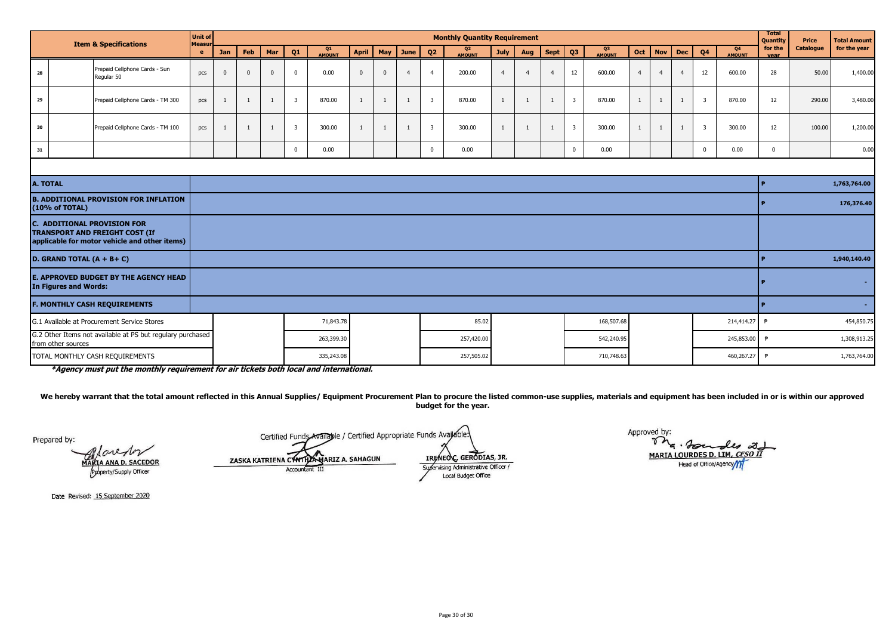| | Item & Specifications | | Unit of Measure | Monthly Quantity Requirement | | | | | | | | | | | | | | | | | | | | Total Quantity for the year | Price Catalogue | Total Amount for the year |
|---|---|---|---|---|---|---|---|---|---|---|---|---|---|---|---|---|---|---|---|---|---|---|---|---|---|---|
| | | | | Jan | Feb | Mar | Q1 | Q1 AMOUNT | April | May | June | Q2 | Q2 AMOUNT | July | Aug | Sept | Q3 | Q3 AMOUNT | Oct | Nov | Dec | Q4 | Q4 AMOUNT | | | |
| 28 | | Prepaid Cellphone Cards - Sun Regular 50 | pcs | 0 | 0 | 0 | 0 | 0.00 | 0 | 0 | 4 | 4 | 200.00 | 4 | 4 | 4 | 12 | 600.00 | 4 | 4 | 4 | 12 | 600.00 | 28 | 50.00 | 1,400.00 |
| 29 | | Prepaid Cellphone Cards - TM 300 | pcs | 1 | 1 | 1 | 3 | 870.00 | 1 | 1 | 1 | 3 | 870.00 | 1 | 1 | 1 | 3 | 870.00 | 1 | 1 | 1 | 3 | 870.00 | 12 | 290.00 | 3,480.00 |
| 30 | | Prepaid Cellphone Cards - TM 100 | pcs | 1 | 1 | 1 | 3 | 300.00 | 1 | 1 | 1 | 3 | 300.00 | 1 | 1 | 1 | 3 | 300.00 | 1 | 1 | 1 | 3 | 300.00 | 12 | 100.00 | 1,200.00 |
| 31 | | | | | | | 0 | 0.00 | | | | 0 | 0.00 | | | | 0 | 0.00 | | | | 0 | 0.00 | 0 | | 0.00 |

| | | | |
|---|---|---|---|
| **A. TOTAL** | | ₱ | **1,763,764.00** |
| **B. ADDITIONAL PROVISION FOR INFLATION (10% of TOTAL)** | | ₱ | **176,376.40** |
| **C. ADDITIONAL PROVISION FOR TRANSPORT AND FREIGHT COST (If applicable for motor vehicle and other items)** | | | |
| **D. GRAND TOTAL (A + B+ C)** | | ₱ | **1,940,140.40** |
| **E. APPROVED BUDGET BY THE AGENCY HEAD In Figures and Words:** | | ₱ | **-** |
| **F. MONTHLY CASH REQUIREMENTS** | | ₱ | **-** |

| | Q1 | Q2 | Q3 | Q4 | | Total |
|---|---|---|---|---|---|---|
| G.1 Available at Procurement Service Stores | 71,843.78 | 85.02 | 168,507.68 | 214,414.27 | ₱ | 454,850.75 |
| G.2 Other Items not available at PS but regulary purchased from other sources | 263,399.30 | 257,420.00 | 542,240.95 | 245,853.00 | ₱ | 1,308,913.25 |
| TOTAL MONTHLY CASH REQUIREMENTS | 335,243.08 | 257,505.02 | 710,748.63 | 460,267.27 | ₱ | 1,763,764.00 |

***Agency must put the monthly requirement for air tickets both local and international.**

**We hereby warrant that the total amount reflected in this Annual Supplies/ Equipment Procurement Plan to procure the listed common-use supplies, materials and equipment has been included in or is within our approved budget for the year.**

Prepared by:

**MARIA ANA D. SACEDOR**
Property/Supply Officer

Certified Funds Available / Certified Appropriate Funds Available:

**ZASKA KATRIENA CYNTHIA MARIZ A. SAHAGUN**
Accountant III

**IRENEO C. GERODIAS, JR.**
Supervising Administrative Officer / Local Budget Office

Approved by:

**MARIA LOURDES D. LIM, CESO II**
Head of Office/Agency

Date Revised: 15 September 2020